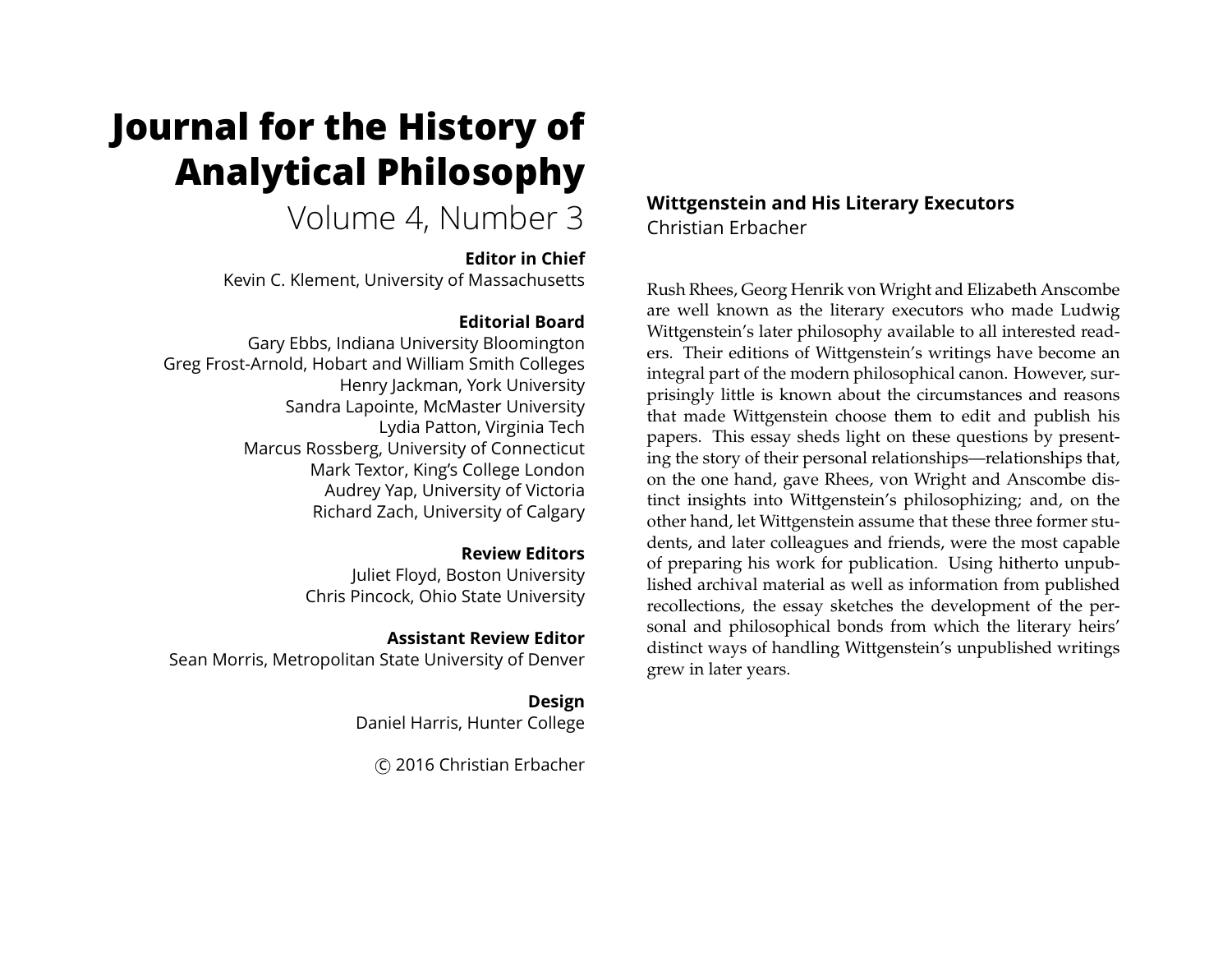# Journal for the History of Analytical Philosophy

Volume 4, Number 3

**Editor in Chief**
Kevin C. Klement, University of Massachusetts

**Editorial Board**
Gary Ebbs, Indiana University Bloomington
Greg Frost-Arnold, Hobart and William Smith Colleges
Henry Jackman, York University
Sandra Lapointe, McMaster University
Lydia Patton, Virginia Tech
Marcus Rossberg, University of Connecticut
Mark Textor, King's College London
Audrey Yap, University of Victoria
Richard Zach, University of Calgary

**Review Editors**
Juliet Floyd, Boston University
Chris Pincock, Ohio State University

**Assistant Review Editor**
Sean Morris, Metropolitan State University of Denver

**Design**
Daniel Harris, Hunter College

© 2016 Christian Erbacher

## Wittgenstein and His Literary Executors

Christian Erbacher

Rush Rhees, Georg Henrik von Wright and Elizabeth Anscombe are well known as the literary executors who made Ludwig Wittgenstein's later philosophy available to all interested readers. Their editions of Wittgenstein's writings have become an integral part of the modern philosophical canon. However, surprisingly little is known about the circumstances and reasons that made Wittgenstein choose them to edit and publish his papers. This essay sheds light on these questions by presenting the story of their personal relationships—relationships that, on the one hand, gave Rhees, von Wright and Anscombe distinct insights into Wittgenstein's philosophizing; and, on the other hand, let Wittgenstein assume that these three former students, and later colleagues and friends, were the most capable of preparing his work for publication. Using hitherto unpublished archival material as well as information from published recollections, the essay sketches the development of the personal and philosophical bonds from which the literary heirs' distinct ways of handling Wittgenstein's unpublished writings grew in later years.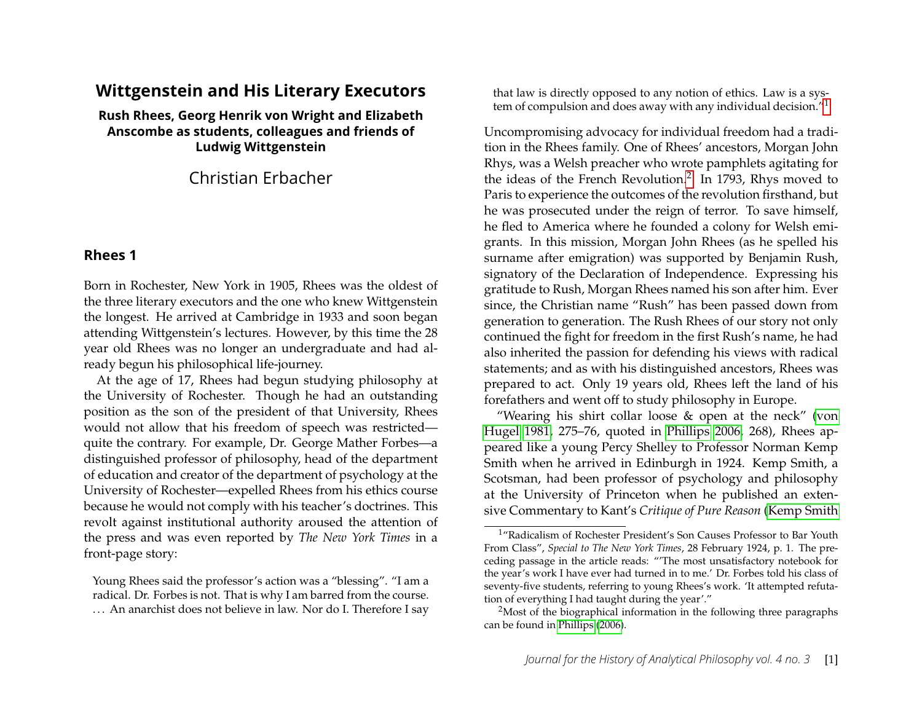# Wittgenstein and His Literary Executors

**Rush Rhees, Georg Henrik von Wright and Elizabeth Anscombe as students, colleagues and friends of Ludwig Wittgenstein**

Christian Erbacher

## Rhees 1

Born in Rochester, New York in 1905, Rhees was the oldest of the three literary executors and the one who knew Wittgenstein the longest. He arrived at Cambridge in 1933 and soon began attending Wittgenstein's lectures. However, by this time the 28 year old Rhees was no longer an undergraduate and had already begun his philosophical life-journey.

At the age of 17, Rhees had begun studying philosophy at the University of Rochester. Though he had an outstanding position as the son of the president of that University, Rhees would not allow that his freedom of speech was restricted—quite the contrary. For example, Dr. George Mather Forbes—a distinguished professor of philosophy, head of the department of education and creator of the department of psychology at the University of Rochester—expelled Rhees from his ethics course because he would not comply with his teacher's doctrines. This revolt against institutional authority aroused the attention of the press and was even reported by *The New York Times* in a front-page story:

> Young Rhees said the professor's action was a "blessing". "I am a radical. Dr. Forbes is not. That is why I am barred from the course. … An anarchist does not believe in law. Nor do I. Therefore I say that law is directly opposed to any notion of ethics. Law is a system of compulsion and does away with any individual decision."[1]

Uncompromising advocacy for individual freedom had a tradition in the Rhees family. One of Rhees' ancestors, Morgan John Rhys, was a Welsh preacher who wrote pamphlets agitating for the ideas of the French Revolution.[2] In 1793, Rhys moved to Paris to experience the outcomes of the revolution firsthand, but he was prosecuted under the reign of terror. To save himself, he fled to America where he founded a colony for Welsh emigrants. In this mission, Morgan John Rhees (as he spelled his surname after emigration) was supported by Benjamin Rush, signatory of the Declaration of Independence. Expressing his gratitude to Rush, Morgan Rhees named his son after him. Ever since, the Christian name "Rush" has been passed down from generation to generation. The Rush Rhees of our story not only continued the fight for freedom in the first Rush's name, he had also inherited the passion for defending his views with radical statements; and as with his distinguished ancestors, Rhees was prepared to act. Only 19 years old, Rhees left the land of his forefathers and went off to study philosophy in Europe.

"Wearing his shirt collar loose & open at the neck" (von Hugel 1981, 275–76, quoted in Phillips 2006, 268), Rhees appeared like a young Percy Shelley to Professor Norman Kemp Smith when he arrived in Edinburgh in 1924. Kemp Smith, a Scotsman, had been professor of psychology and philosophy at the University of Princeton when he published an extensive Commentary to Kant's *Critique of Pure Reason* (Kemp Smith

[1] "Radicalism of Rochester President's Son Causes Professor to Bar Youth From Class", *Special to The New York Times*, 28 February 1924, p. 1. The preceding passage in the article reads: "'The most unsatisfactory notebook for the year's work I have ever had turned in to me.' Dr. Forbes told his class of seventy-five students, referring to young Rhees's work. 'It attempted refutation of everything I had taught during the year'."

[2] Most of the biographical information in the following three paragraphs can be found in Phillips (2006).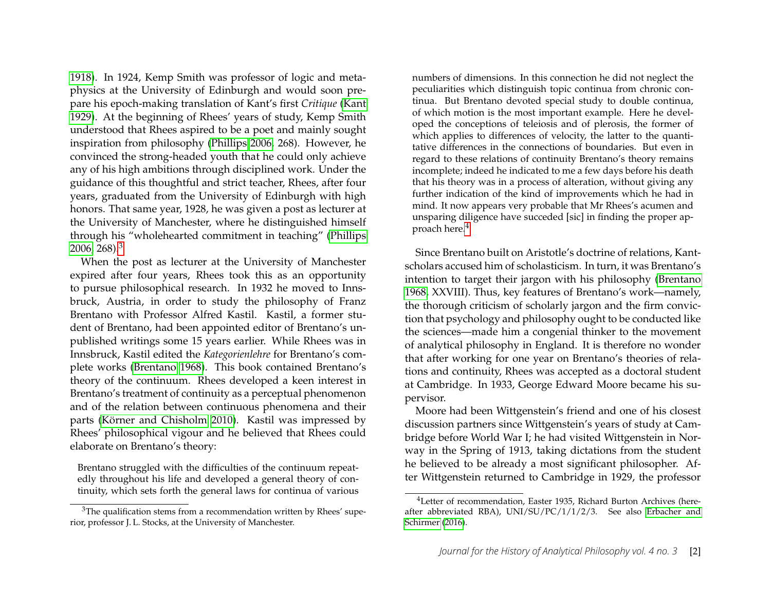1918). In 1924, Kemp Smith was professor of logic and metaphysics at the University of Edinburgh and would soon prepare his epoch-making translation of Kant's first *Critique* (Kant 1929). At the beginning of Rhees' years of study, Kemp Smith understood that Rhees aspired to be a poet and mainly sought inspiration from philosophy (Phillips 2006, 268). However, he convinced the strong-headed youth that he could only achieve any of his high ambitions through disciplined work. Under the guidance of this thoughtful and strict teacher, Rhees, after four years, graduated from the University of Edinburgh with high honors. That same year, 1928, he was given a post as lecturer at the University of Manchester, where he distinguished himself through his "wholehearted commitment in teaching" (Phillips 2006, 268).[3]

When the post as lecturer at the University of Manchester expired after four years, Rhees took this as an opportunity to pursue philosophical research. In 1932 he moved to Innsbruck, Austria, in order to study the philosophy of Franz Brentano with Professor Alfred Kastil. Kastil, a former student of Brentano, had been appointed editor of Brentano's unpublished writings some 15 years earlier. While Rhees was in Innsbruck, Kastil edited the *Kategorienlehre* for Brentano's complete works (Brentano 1968). This book contained Brentano's theory of the continuum. Rhees developed a keen interest in Brentano's treatment of continuity as a perceptual phenomenon and of the relation between continuous phenomena and their parts (Körner and Chisholm 2010). Kastil was impressed by Rhees' philosophical vigour and he believed that Rhees could elaborate on Brentano's theory:

> Brentano struggled with the difficulties of the continuum repeatedly throughout his life and developed a general theory of continuity, which sets forth the general laws for continua of various numbers of dimensions. In this connection he did not neglect the peculiarities which distinguish topic continua from chronic continua. But Brentano devoted special study to double continua, of which motion is the most important example. Here he developed the conceptions of teleiosis and of plerosis, the former of which applies to differences of velocity, the latter to the quantitative differences in the connections of boundaries. But even in regard to these relations of continuity Brentano's theory remains incomplete; indeed he indicated to me a few days before his death that his theory was in a process of alteration, without giving any further indication of the kind of improvements which he had in mind. It now appears very probable that Mr Rhees's acumen and unsparing diligence have succeded [sic] in finding the proper approach here.[4]

Since Brentano built on Aristotle's doctrine of relations, Kant-scholars accused him of scholasticism. In turn, it was Brentano's intention to target their jargon with his philosophy (Brentano 1968, XXVIII). Thus, key features of Brentano's work—namely, the thorough criticism of scholarly jargon and the firm conviction that psychology and philosophy ought to be conducted like the sciences—made him a congenial thinker to the movement of analytical philosophy in England. It is therefore no wonder that after working for one year on Brentano's theories of relations and continuity, Rhees was accepted as a doctoral student at Cambridge. In 1933, George Edward Moore became his supervisor.

Moore had been Wittgenstein's friend and one of his closest discussion partners since Wittgenstein's years of study at Cambridge before World War I; he had visited Wittgenstein in Norway in the Spring of 1913, taking dictations from the student he believed to be already a most significant philosopher. After Wittgenstein returned to Cambridge in 1929, the professor

[3] The qualification stems from a recommendation written by Rhees' superior, professor J. L. Stocks, at the University of Manchester.

[4] Letter of recommendation, Easter 1935, Richard Burton Archives (hereafter abbreviated RBA), UNI/SU/PC/1/1/2/3. See also Erbacher and Schirmer (2016).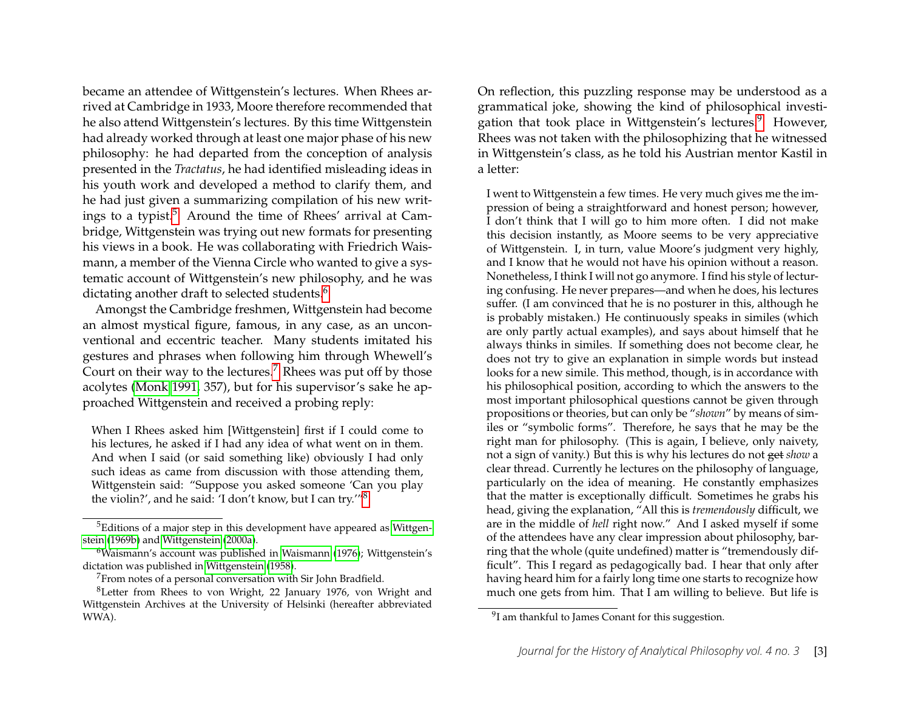became an attendee of Wittgenstein's lectures. When Rhees arrived at Cambridge in 1933, Moore therefore recommended that he also attend Wittgenstein's lectures. By this time Wittgenstein had already worked through at least one major phase of his new philosophy: he had departed from the conception of analysis presented in the *Tractatus*, he had identified misleading ideas in his youth work and developed a method to clarify them, and he had just given a summarizing compilation of his new writings to a typist.[5] Around the time of Rhees' arrival at Cambridge, Wittgenstein was trying out new formats for presenting his views in a book. He was collaborating with Friedrich Waismann, a member of the Vienna Circle who wanted to give a systematic account of Wittgenstein's new philosophy, and he was dictating another draft to selected students.[6]

Amongst the Cambridge freshmen, Wittgenstein had become an almost mystical figure, famous, in any case, as an unconventional and eccentric teacher. Many students imitated his gestures and phrases when following him through Whewell's Court on their way to the lectures.[7] Rhees was put off by those acolytes (Monk 1991, 357), but for his supervisor's sake he approached Wittgenstein and received a probing reply:

> When I Rhees asked him [Wittgenstein] first if I could come to his lectures, he asked if I had any idea of what went on in them. And when I said (or said something like) obviously I had only such ideas as came from discussion with those attending them, Wittgenstein said: "Suppose you asked someone 'Can you play the violin?', and he said: 'I don't know, but I can try.'"[8]

On reflection, this puzzling response may be understood as a grammatical joke, showing the kind of philosophical investigation that took place in Wittgenstein's lectures.[9] However, Rhees was not taken with the philosophizing that he witnessed in Wittgenstein's class, as he told his Austrian mentor Kastil in a letter:

> I went to Wittgenstein a few times. He very much gives me the impression of being a straightforward and honest person; however, I don't think that I will go to him more often. I did not make this decision instantly, as Moore seems to be very appreciative of Wittgenstein. I, in turn, value Moore's judgment very highly, and I know that he would not have his opinion without a reason. Nonetheless, I think I will not go anymore. I find his style of lecturing confusing. He never prepares—and when he does, his lectures suffer. (I am convinced that he is no posturer in this, although he is probably mistaken.) He continuously speaks in similes (which are only partly actual examples), and says about himself that he always thinks in similes. If something does not become clear, he does not try to give an explanation in simple words but instead looks for a new simile. This method, though, is in accordance with his philosophical position, according to which the answers to the most important philosophical questions cannot be given through propositions or theories, but can only be "*shown*" by means of similes or "symbolic forms". Therefore, he says that he may be the right man for philosophy. (This is again, I believe, only naivety, not a sign of vanity.) But this is why his lectures do not ~~get~~ *show* a clear thread. Currently he lectures on the philosophy of language, particularly on the idea of meaning. He constantly emphasizes that the matter is exceptionally difficult. Sometimes he grabs his head, giving the explanation, "All this is *tremendously* difficult, we are in the middle of *hell* right now." And I asked myself if some of the attendees have any clear impression about philosophy, barring that the whole (quite undefined) matter is "tremendously difficult". This I regard as pedagogically bad. I hear that only after having heard him for a fairly long time one starts to recognize how much one gets from him. That I am willing to believe. But life is

---

[5] Editions of a major step in this development have appeared as Wittgenstein (1969b) and Wittgenstein (2000a).

[6] Waismann's account was published in Waismann (1976); Wittgenstein's dictation was published in Wittgenstein (1958).

[7] From notes of a personal conversation with Sir John Bradfield.

[8] Letter from Rhees to von Wright, 22 January 1976, von Wright and Wittgenstein Archives at the University of Helsinki (hereafter abbreviated WWA).

[9] I am thankful to James Conant for this suggestion.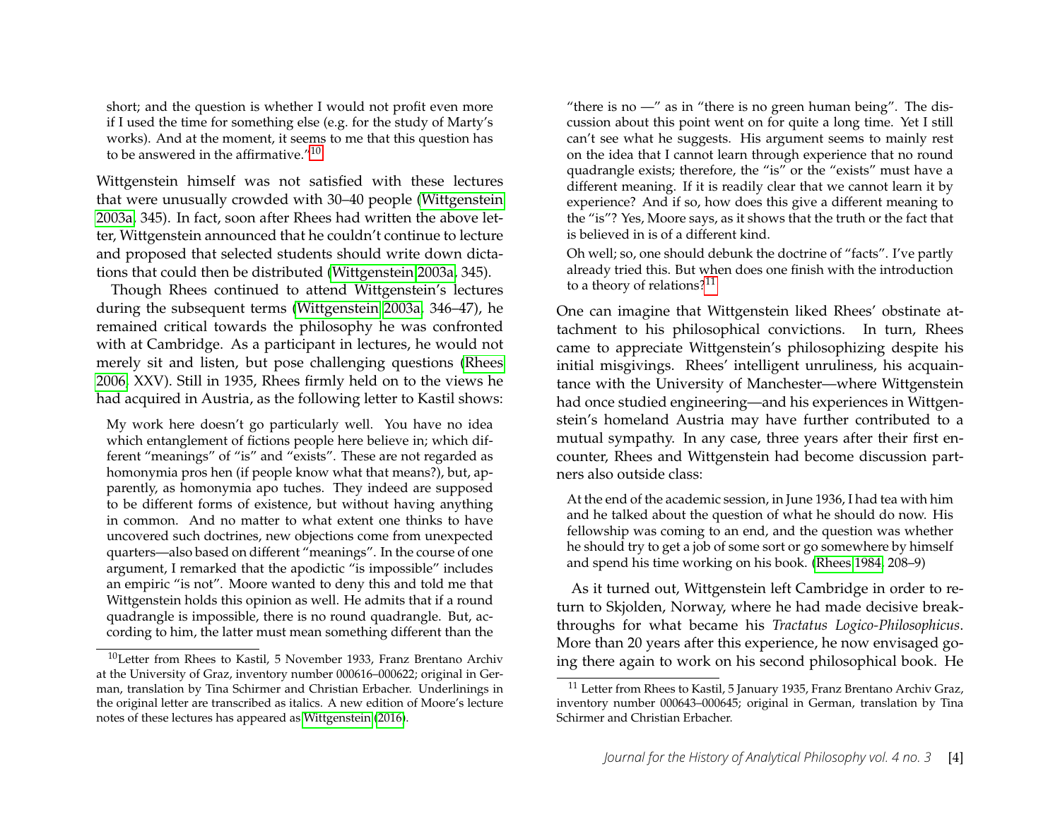> short; and the question is whether I would not profit even more if I used the time for something else (e.g. for the study of Marty's works). And at the moment, it seems to me that this question has to be answered in the affirmative."[10]

Wittgenstein himself was not satisfied with these lectures that were unusually crowded with 30–40 people (Wittgenstein 2003a, 345). In fact, soon after Rhees had written the above letter, Wittgenstein announced that he couldn't continue to lecture and proposed that selected students should write down dictations that could then be distributed (Wittgenstein 2003a, 345).

Though Rhees continued to attend Wittgenstein's lectures during the subsequent terms (Wittgenstein 2003a, 346–47), he remained critical towards the philosophy he was confronted with at Cambridge. As a participant in lectures, he would not merely sit and listen, but pose challenging questions (Rhees 2006, XXV). Still in 1935, Rhees firmly held on to the views he had acquired in Austria, as the following letter to Kastil shows:

> My work here doesn't go particularly well. You have no idea which entanglement of fictions people here believe in; which different "meanings" of "is" and "exists". These are not regarded as homonymia pros hen (if people know what that means?), but, apparently, as homonymia apo tuches. They indeed are supposed to be different forms of existence, but without having anything in common. And no matter to what extent one thinks to have uncovered such doctrines, new objections come from unexpected quarters—also based on different "meanings". In the course of one argument, I remarked that the apodictic "is impossible" includes an empiric "is not". Moore wanted to deny this and told me that Wittgenstein holds this opinion as well. He admits that if a round quadrangle is impossible, there is no round quadrangle. But, according to him, the latter must mean something different than the "there is no —" as in "there is no green human being". The discussion about this point went on for quite a long time. Yet I still can't see what he suggests. His argument seems to mainly rest on the idea that I cannot learn through experience that no round quadrangle exists; therefore, the "is" or the "exists" must have a different meaning. If it is readily clear that we cannot learn it by experience? And if so, how does this give a different meaning to the "is"? Yes, Moore says, as it shows that the truth or the fact that is believed in is of a different kind.
>
> Oh well; so, one should debunk the doctrine of "facts". I've partly already tried this. But when does one finish with the introduction to a theory of relations?[11]

One can imagine that Wittgenstein liked Rhees' obstinate attachment to his philosophical convictions. In turn, Rhees came to appreciate Wittgenstein's philosophizing despite his initial misgivings. Rhees' intelligent unruliness, his acquaintance with the University of Manchester—where Wittgenstein had once studied engineering—and his experiences in Wittgenstein's homeland Austria may have further contributed to a mutual sympathy. In any case, three years after their first encounter, Rhees and Wittgenstein had become discussion partners also outside class:

> At the end of the academic session, in June 1936, I had tea with him and he talked about the question of what he should do now. His fellowship was coming to an end, and the question was whether he should try to get a job of some sort or go somewhere by himself and spend his time working on his book. (Rhees 1984, 208–9)

As it turned out, Wittgenstein left Cambridge in order to return to Skjolden, Norway, where he had made decisive breakthroughs for what became his *Tractatus Logico-Philosophicus*. More than 20 years after this experience, he now envisaged going there again to work on his second philosophical book. He

[10] Letter from Rhees to Kastil, 5 November 1933, Franz Brentano Archiv at the University of Graz, inventory number 000616–000622; original in German, translation by Tina Schirmer and Christian Erbacher. Underlinings in the original letter are transcribed as italics. A new edition of Moore's lecture notes of these lectures has appeared as Wittgenstein (2016).

[11] Letter from Rhees to Kastil, 5 January 1935, Franz Brentano Archiv Graz, inventory number 000643–000645; original in German, translation by Tina Schirmer and Christian Erbacher.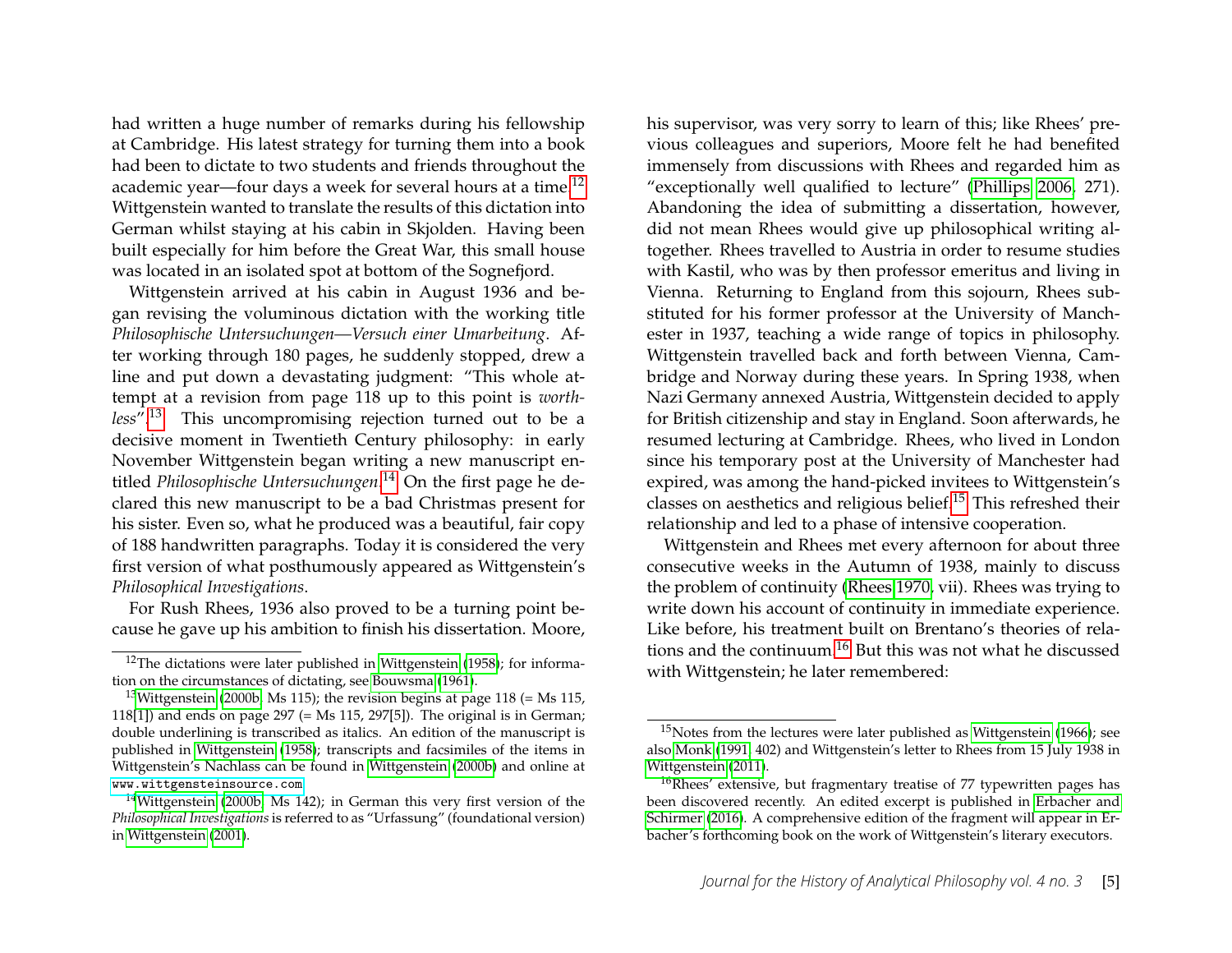had written a huge number of remarks during his fellowship at Cambridge. His latest strategy for turning them into a book had been to dictate to two students and friends throughout the academic year—four days a week for several hours at a time.[12] Wittgenstein wanted to translate the results of this dictation into German whilst staying at his cabin in Skjolden. Having been built especially for him before the Great War, this small house was located in an isolated spot at bottom of the Sognefjord.

Wittgenstein arrived at his cabin in August 1936 and began revising the voluminous dictation with the working title *Philosophische Untersuchungen—Versuch einer Umarbeitung*. After working through 180 pages, he suddenly stopped, drew a line and put down a devastating judgment: "This whole attempt at a revision from page 118 up to this point is *worthless*".[13] This uncompromising rejection turned out to be a decisive moment in Twentieth Century philosophy: in early November Wittgenstein began writing a new manuscript entitled *Philosophische Untersuchungen*.[14] On the first page he declared this new manuscript to be a bad Christmas present for his sister. Even so, what he produced was a beautiful, fair copy of 188 handwritten paragraphs. Today it is considered the very first version of what posthumously appeared as Wittgenstein's *Philosophical Investigations*.

For Rush Rhees, 1936 also proved to be a turning point because he gave up his ambition to finish his dissertation. Moore, his supervisor, was very sorry to learn of this; like Rhees' previous colleagues and superiors, Moore felt he had benefited immensely from discussions with Rhees and regarded him as "exceptionally well qualified to lecture" (Phillips 2006, 271). Abandoning the idea of submitting a dissertation, however, did not mean Rhees would give up philosophical writing altogether. Rhees travelled to Austria in order to resume studies with Kastil, who was by then professor emeritus and living in Vienna. Returning to England from this sojourn, Rhees substituted for his former professor at the University of Manchester in 1937, teaching a wide range of topics in philosophy. Wittgenstein travelled back and forth between Vienna, Cambridge and Norway during these years. In Spring 1938, when Nazi Germany annexed Austria, Wittgenstein decided to apply for British citizenship and stay in England. Soon afterwards, he resumed lecturing at Cambridge. Rhees, who lived in London since his temporary post at the University of Manchester had expired, was among the hand-picked invitees to Wittgenstein's classes on aesthetics and religious belief.[15] This refreshed their relationship and led to a phase of intensive cooperation.

Wittgenstein and Rhees met every afternoon for about three consecutive weeks in the Autumn of 1938, mainly to discuss the problem of continuity (Rhees 1970, vii). Rhees was trying to write down his account of continuity in immediate experience. Like before, his treatment built on Brentano's theories of relations and the continuum.[16] But this was not what he discussed with Wittgenstein; he later remembered:

---

[12] The dictations were later published in Wittgenstein (1958); for information on the circumstances of dictating, see Bouwsma (1961).

[13] Wittgenstein (2000b, Ms 115); the revision begins at page 118 (= Ms 115, 118[1]) and ends on page 297 (= Ms 115, 297[5]). The original is in German; double underlining is transcribed as italics. An edition of the manuscript is published in Wittgenstein (1958); transcripts and facsimiles of the items in Wittgenstein's Nachlass can be found in Wittgenstein (2000b) and online at www.wittgensteinsource.com.

[14] Wittgenstein (2000b, Ms 142); in German this very first version of the *Philosophical Investigations* is referred to as "Urfassung" (foundational version) in Wittgenstein (2001).

[15] Notes from the lectures were later published as Wittgenstein (1966); see also Monk (1991, 402) and Wittgenstein's letter to Rhees from 15 July 1938 in Wittgenstein (2011).

[16] Rhees' extensive, but fragmentary treatise of 77 typewritten pages has been discovered recently. An edited excerpt is published in Erbacher and Schirmer (2016). A comprehensive edition of the fragment will appear in Erbacher's forthcoming book on the work of Wittgenstein's literary executors.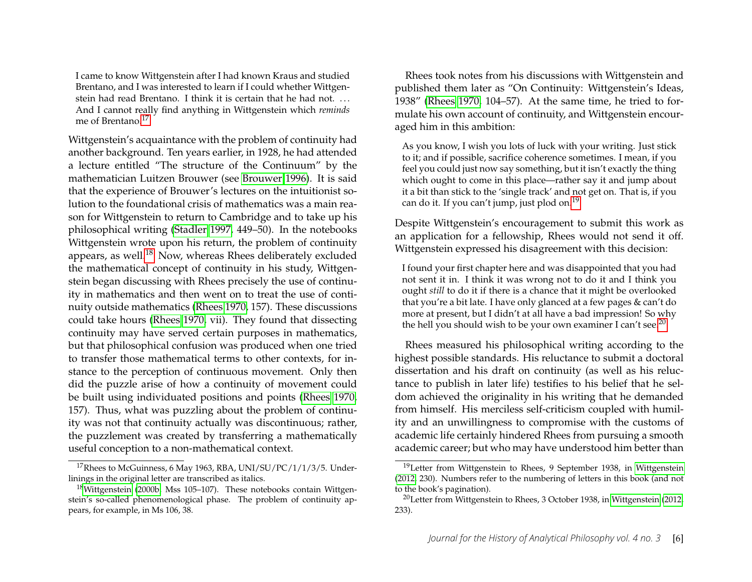> I came to know Wittgenstein after I had known Kraus and studied Brentano, and I was interested to learn if I could whether Wittgenstein had read Brentano. I think it is certain that he had not. ... And I cannot really find anything in Wittgenstein which *reminds* me of Brentano.[17]

Wittgenstein's acquaintance with the problem of continuity had another background. Ten years earlier, in 1928, he had attended a lecture entitled "The structure of the Continuum" by the mathematician Luitzen Brouwer (see Brouwer 1996). It is said that the experience of Brouwer's lectures on the intuitionist solution to the foundational crisis of mathematics was a main reason for Wittgenstein to return to Cambridge and to take up his philosophical writing (Stadler 1997, 449–50). In the notebooks Wittgenstein wrote upon his return, the problem of continuity appears, as well.[18] Now, whereas Rhees deliberately excluded the mathematical concept of continuity in his study, Wittgenstein began discussing with Rhees precisely the use of continuity in mathematics and then went on to treat the use of continuity outside mathematics (Rhees 1970, 157). These discussions could take hours (Rhees 1970, vii). They found that dissecting continuity may have served certain purposes in mathematics, but that philosophical confusion was produced when one tried to transfer those mathematical terms to other contexts, for instance to the perception of continuous movement. Only then did the puzzle arise of how a continuity of movement could be built using individuated positions and points (Rhees 1970, 157). Thus, what was puzzling about the problem of continuity was not that continuity actually was discontinuous; rather, the puzzlement was created by transferring a mathematically useful conception to a non-mathematical context.

Rhees took notes from his discussions with Wittgenstein and published them later as "On Continuity: Wittgenstein's Ideas, 1938" (Rhees 1970, 104–57). At the same time, he tried to formulate his own account of continuity, and Wittgenstein encouraged him in this ambition:

> As you know, I wish you lots of luck with your writing. Just stick to it; and if possible, sacrifice coherence sometimes. I mean, if you feel you could just now say something, but it isn't exactly the thing which ought to come in this place—rather say it and jump about it a bit than stick to the 'single track' and not get on. That is, if you can do it. If you can't jump, just plod on.[19]

Despite Wittgenstein's encouragement to submit this work as an application for a fellowship, Rhees would not send it off. Wittgenstein expressed his disagreement with this decision:

> I found your first chapter here and was disappointed that you had not sent it in. I think it was wrong not to do it and I think you ought *still* to do it if there is a chance that it might be overlooked that you're a bit late. I have only glanced at a few pages & can't do more at present, but I didn't at all have a bad impression! So why the hell you should wish to be your own examiner I can't see.[20]

Rhees measured his philosophical writing according to the highest possible standards. His reluctance to submit a doctoral dissertation and his draft on continuity (as well as his reluctance to publish in later life) testifies to his belief that he seldom achieved the originality in his writing that he demanded from himself. His merciless self-criticism coupled with humility and an unwillingness to compromise with the customs of academic life certainly hindered Rhees from pursuing a smooth academic career; but who may have understood him better than

---

[17] Rhees to McGuinness, 6 May 1963, RBA, UNI/SU/PC/1/1/3/5. Underlinings in the original letter are transcribed as italics.

[18] Wittgenstein (2000b: Mss 105–107). These notebooks contain Wittgenstein's so-called phenomenological phase. The problem of continuity appears, for example, in Ms 106, 38.

[19] Letter from Wittgenstein to Rhees, 9 September 1938, in Wittgenstein (2012, 230). Numbers refer to the numbering of letters in this book (and not to the book's pagination).

[20] Letter from Wittgenstein to Rhees, 3 October 1938, in Wittgenstein (2012, 233).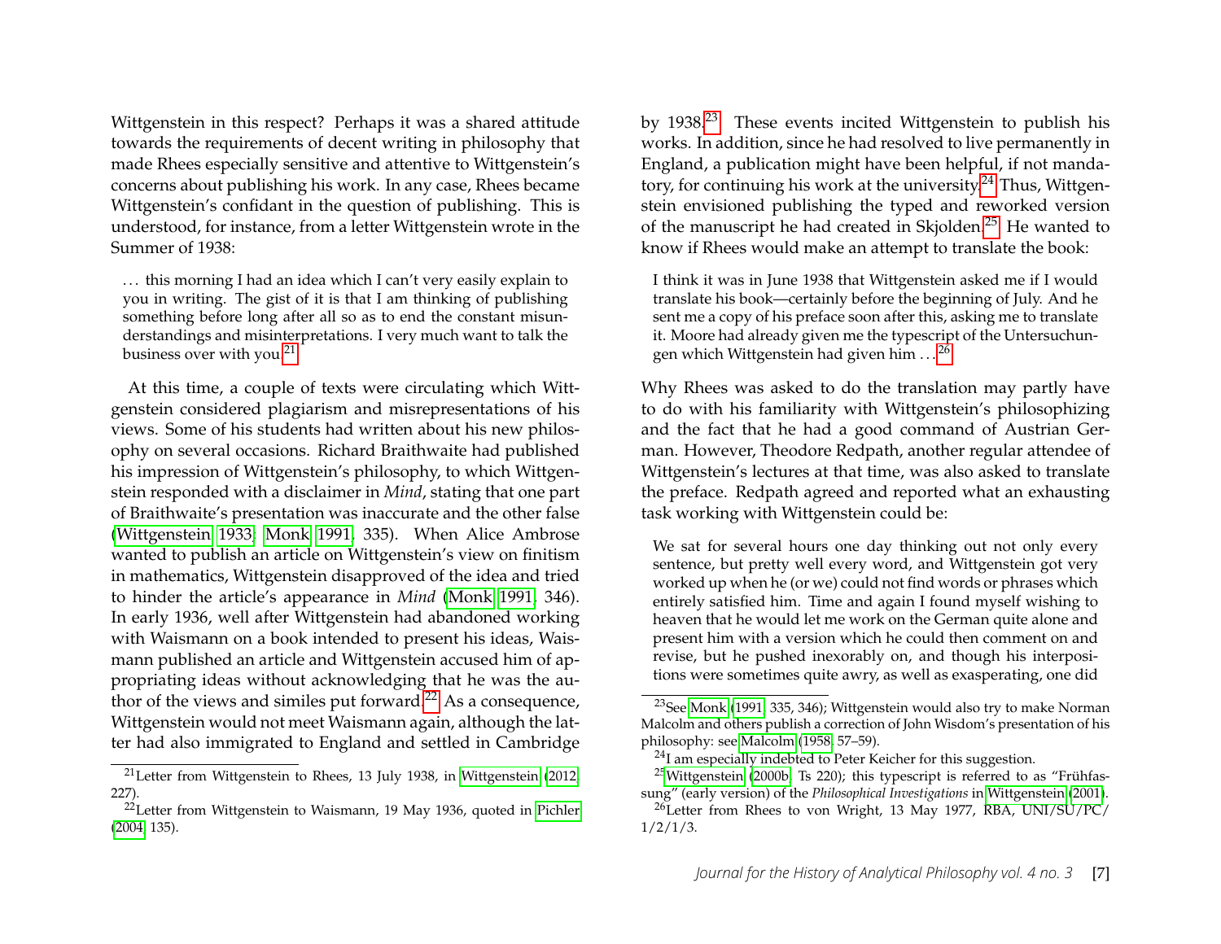Wittgenstein in this respect? Perhaps it was a shared attitude towards the requirements of decent writing in philosophy that made Rhees especially sensitive and attentive to Wittgenstein's concerns about publishing his work. In any case, Rhees became Wittgenstein's confidant in the question of publishing. This is understood, for instance, from a letter Wittgenstein wrote in the Summer of 1938:

> . . . this morning I had an idea which I can't very easily explain to you in writing. The gist of it is that I am thinking of publishing something before long after all so as to end the constant misunderstandings and misinterpretations. I very much want to talk the business over with you.[21]

At this time, a couple of texts were circulating which Wittgenstein considered plagiarism and misrepresentations of his views. Some of his students had written about his new philosophy on several occasions. Richard Braithwaite had published his impression of Wittgenstein's philosophy, to which Wittgenstein responded with a disclaimer in *Mind*, stating that one part of Braithwaite's presentation was inaccurate and the other false (Wittgenstein 1933; Monk 1991, 335). When Alice Ambrose wanted to publish an article on Wittgenstein's view on finitism in mathematics, Wittgenstein disapproved of the idea and tried to hinder the article's appearance in *Mind* (Monk 1991, 346). In early 1936, well after Wittgenstein had abandoned working with Waismann on a book intended to present his ideas, Waismann published an article and Wittgenstein accused him of appropriating ideas without acknowledging that he was the author of the views and similes put forward.[22] As a consequence, Wittgenstein would not meet Waismann again, although the latter had also immigrated to England and settled in Cambridge by 1938.[23] These events incited Wittgenstein to publish his works. In addition, since he had resolved to live permanently in England, a publication might have been helpful, if not mandatory, for continuing his work at the university.[24] Thus, Wittgenstein envisioned publishing the typed and reworked version of the manuscript he had created in Skjolden.[25] He wanted to know if Rhees would make an attempt to translate the book:

> I think it was in June 1938 that Wittgenstein asked me if I would translate his book—certainly before the beginning of July. And he sent me a copy of his preface soon after this, asking me to translate it. Moore had already given me the typescript of the Untersuchungen which Wittgenstein had given him . . .[26]

Why Rhees was asked to do the translation may partly have to do with his familiarity with Wittgenstein's philosophizing and the fact that he had a good command of Austrian German. However, Theodore Redpath, another regular attendee of Wittgenstein's lectures at that time, was also asked to translate the preface. Redpath agreed and reported what an exhausting task working with Wittgenstein could be:

> We sat for several hours one day thinking out not only every sentence, but pretty well every word, and Wittgenstein got very worked up when he (or we) could not find words or phrases which entirely satisfied him. Time and again I found myself wishing to heaven that he would let me work on the German quite alone and present him with a version which he could then comment on and revise, but he pushed inexorably on, and though his interpositions were sometimes quite awry, as well as exasperating, one did

---

[21] Letter from Wittgenstein to Rhees, 13 July 1938, in Wittgenstein (2012, 227).

[22] Letter from Wittgenstein to Waismann, 19 May 1936, quoted in Pichler (2004, 135).

[23] See Monk (1991, 335, 346); Wittgenstein would also try to make Norman Malcolm and others publish a correction of John Wisdom's presentation of his philosophy: see Malcolm (1958, 57–59).

[24] I am especially indebted to Peter Keicher for this suggestion.

[25] Wittgenstein (2000b, Ts 220); this typescript is referred to as "Frühfassung" (early version) of the *Philosophical Investigations* in Wittgenstein (2001).

[26] Letter from Rhees to von Wright, 13 May 1977, RBA, UNI/SU/PC/1/2/1/3.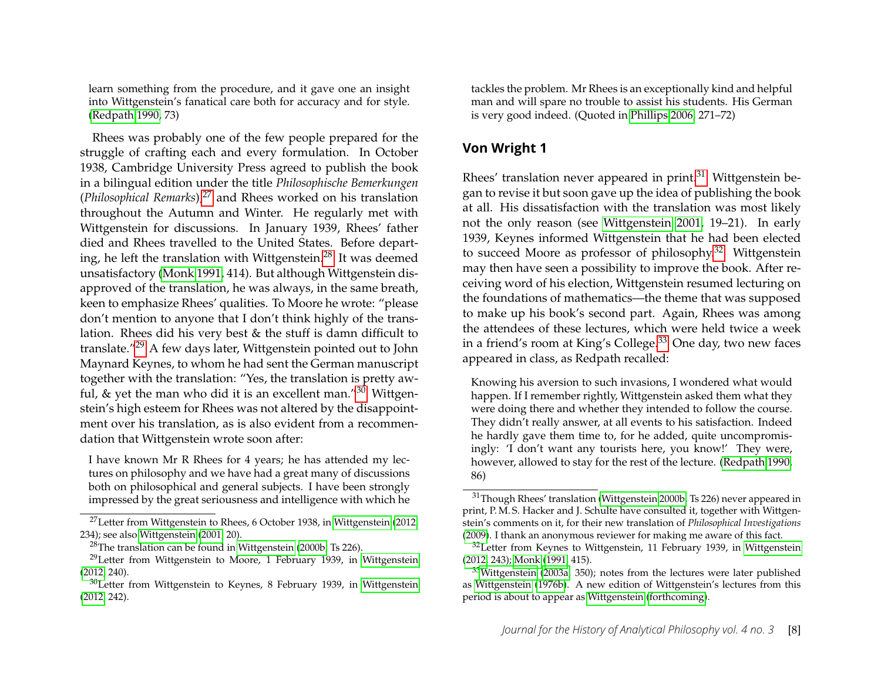learn something from the procedure, and it gave one an insight into Wittgenstein's fanatical care both for accuracy and for style. (Redpath 1990, 73)

Rhees was probably one of the few people prepared for the struggle of crafting each and every formulation. In October 1938, Cambridge University Press agreed to publish the book in a bilingual edition under the title *Philosophische Bemerkungen* (*Philosophical Remarks*),[27] and Rhees worked on his translation throughout the Autumn and Winter. He regularly met with Wittgenstein for discussions. In January 1939, Rhees' father died and Rhees travelled to the United States. Before departing, he left the translation with Wittgenstein.[28] It was deemed unsatisfactory (Monk 1991, 414). But although Wittgenstein disapproved of the translation, he was always, in the same breath, keen to emphasize Rhees' qualities. To Moore he wrote: "please don't mention to anyone that I don't think highly of the translation. Rhees did his very best & the stuff is damn difficult to translate."[29] A few days later, Wittgenstein pointed out to John Maynard Keynes, to whom he had sent the German manuscript together with the translation: "Yes, the translation is pretty awful, & yet the man who did it is an excellent man."[30] Wittgenstein's high esteem for Rhees was not altered by the disappointment over his translation, as is also evident from a recommendation that Wittgenstein wrote soon after:

> I have known Mr R Rhees for 4 years; he has attended my lectures on philosophy and we have had a great many of discussions both on philosophical and general subjects. I have been strongly impressed by the great seriousness and intelligence with which he tackles the problem. Mr Rhees is an exceptionally kind and helpful man and will spare no trouble to assist his students. His German is very good indeed. (Quoted in Phillips 2006, 271–72)

## Von Wright 1

Rhees' translation never appeared in print.[31] Wittgenstein began to revise it but soon gave up the idea of publishing the book at all. His dissatisfaction with the translation was most likely not the only reason (see Wittgenstein 2001, 19–21). In early 1939, Keynes informed Wittgenstein that he had been elected to succeed Moore as professor of philosophy.[32] Wittgenstein may then have seen a possibility to improve the book. After receiving word of his election, Wittgenstein resumed lecturing on the foundations of mathematics—the theme that was supposed to make up his book's second part. Again, Rhees was among the attendees of these lectures, which were held twice a week in a friend's room at King's College.[33] One day, two new faces appeared in class, as Redpath recalled:

> Knowing his aversion to such invasions, I wondered what would happen. If I remember rightly, Wittgenstein asked them what they were doing there and whether they intended to follow the course. They didn't really answer, at all events to his satisfaction. Indeed he hardly gave them time to, for he added, quite uncompromisingly: 'I don't want any tourists here, you know!' They were, however, allowed to stay for the rest of the lecture. (Redpath 1990, 86)

[27] Letter from Wittgenstein to Rhees, 6 October 1938, in Wittgenstein (2012, 234); see also Wittgenstein (2001, 20).

[28] The translation can be found in Wittgenstein (2000b, Ts 226).

[29] Letter from Wittgenstein to Moore, 1 February 1939, in Wittgenstein (2012, 240).

[30] Letter from Wittgenstein to Keynes, 8 February 1939, in Wittgenstein (2012, 242).

[31] Though Rhees' translation (Wittgenstein 2000b, Ts 226) never appeared in print, P. M. S. Hacker and J. Schulte have consulted it, together with Wittgenstein's comments on it, for their new translation of *Philosophical Investigations* (2009). I thank an anonymous reviewer for making me aware of this fact.

[32] Letter from Keynes to Wittgenstein, 11 February 1939, in Wittgenstein (2012, 243); Monk (1991, 415).

[33] Wittgenstein (2003a, 350); notes from the lectures were later published as Wittgenstein (1976b). A new edition of Wittgenstein's lectures from this period is about to appear as Wittgenstein (forthcoming).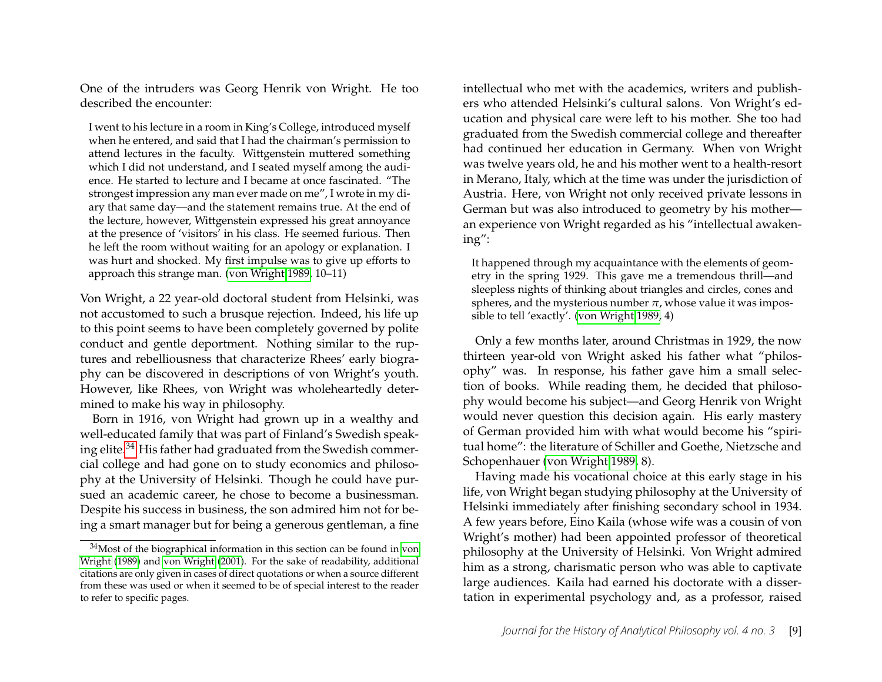One of the intruders was Georg Henrik von Wright. He too described the encounter:

> I went to his lecture in a room in King's College, introduced myself when he entered, and said that I had the chairman's permission to attend lectures in the faculty. Wittgenstein muttered something which I did not understand, and I seated myself among the audience. He started to lecture and I became at once fascinated. "The strongest impression any man ever made on me", I wrote in my diary that same day—and the statement remains true. At the end of the lecture, however, Wittgenstein expressed his great annoyance at the presence of 'visitors' in his class. He seemed furious. Then he left the room without waiting for an apology or explanation. I was hurt and shocked. My first impulse was to give up efforts to approach this strange man. (von Wright 1989, 10–11)

Von Wright, a 22 year-old doctoral student from Helsinki, was not accustomed to such a brusque rejection. Indeed, his life up to this point seems to have been completely governed by polite conduct and gentle deportment. Nothing similar to the ruptures and rebelliousness that characterize Rhees' early biography can be discovered in descriptions of von Wright's youth. However, like Rhees, von Wright was wholeheartedly determined to make his way in philosophy.

Born in 1916, von Wright had grown up in a wealthy and well-educated family that was part of Finland's Swedish speaking elite.[34] His father had graduated from the Swedish commercial college and had gone on to study economics and philosophy at the University of Helsinki. Though he could have pursued an academic career, he chose to become a businessman. Despite his success in business, the son admired him not for being a smart manager but for being a generous gentleman, a fine intellectual who met with the academics, writers and publishers who attended Helsinki's cultural salons. Von Wright's education and physical care were left to his mother. She too had graduated from the Swedish commercial college and thereafter had continued her education in Germany. When von Wright was twelve years old, he and his mother went to a health-resort in Merano, Italy, which at the time was under the jurisdiction of Austria. Here, von Wright not only received private lessons in German but was also introduced to geometry by his mother—an experience von Wright regarded as his "intellectual awakening":

> It happened through my acquaintance with the elements of geometry in the spring 1929. This gave me a tremendous thrill—and sleepless nights of thinking about triangles and circles, cones and spheres, and the mysterious number $\pi$, whose value it was impossible to tell 'exactly'. (von Wright 1989, 4)

Only a few months later, around Christmas in 1929, the now thirteen year-old von Wright asked his father what "philosophy" was. In response, his father gave him a small selection of books. While reading them, he decided that philosophy would become his subject—and Georg Henrik von Wright would never question this decision again. His early mastery of German provided him with what would become his "spiritual home": the literature of Schiller and Goethe, Nietzsche and Schopenhauer (von Wright 1989, 8).

Having made his vocational choice at this early stage in his life, von Wright began studying philosophy at the University of Helsinki immediately after finishing secondary school in 1934. A few years before, Eino Kaila (whose wife was a cousin of von Wright's mother) had been appointed professor of theoretical philosophy at the University of Helsinki. Von Wright admired him as a strong, charismatic person who was able to captivate large audiences. Kaila had earned his doctorate with a dissertation in experimental psychology and, as a professor, raised

[34] Most of the biographical information in this section can be found in von Wright (1989) and von Wright (2001). For the sake of readability, additional citations are only given in cases of direct quotations or when a source different from these was used or when it seemed to be of special interest to the reader to refer to specific pages.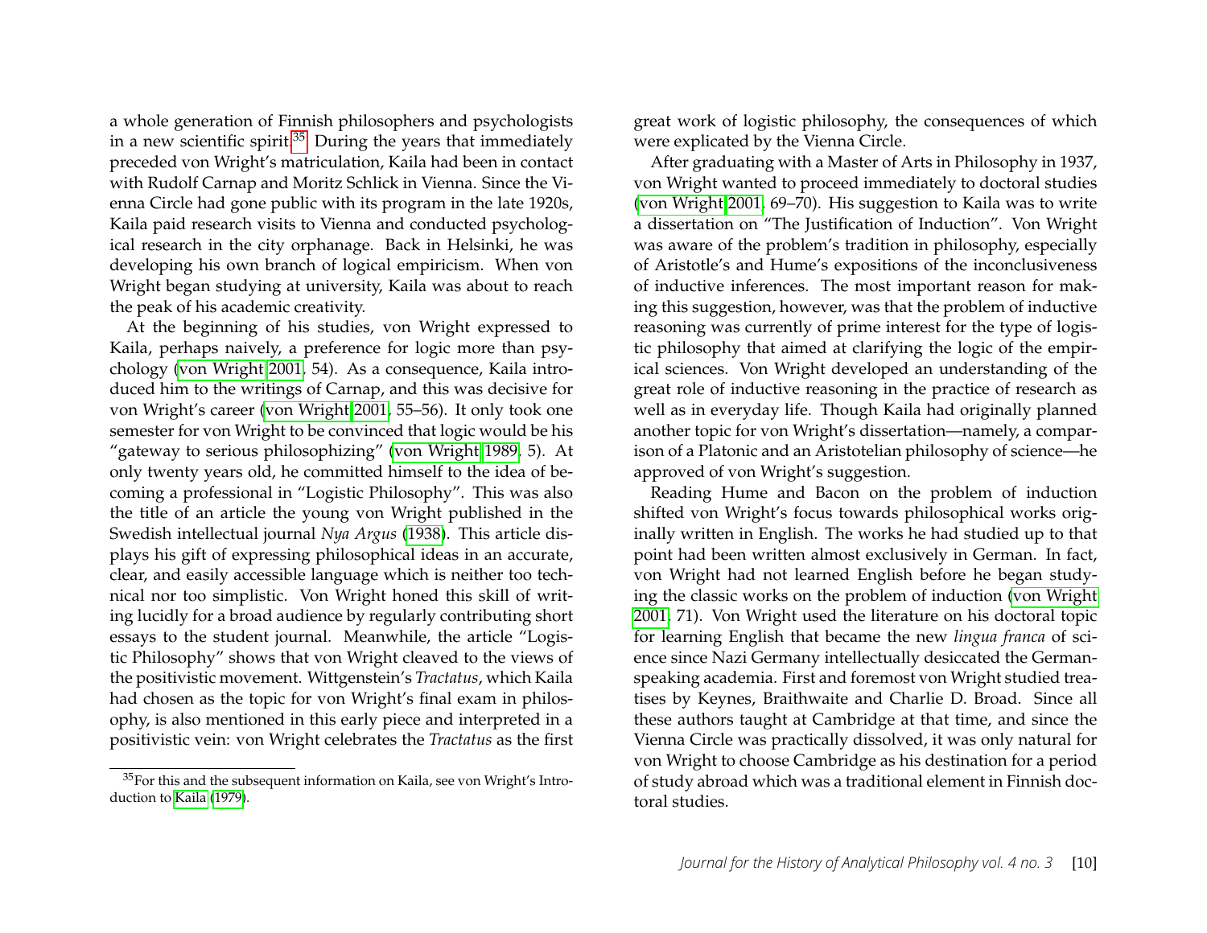a whole generation of Finnish philosophers and psychologists in a new scientific spirit.[35] During the years that immediately preceded von Wright's matriculation, Kaila had been in contact with Rudolf Carnap and Moritz Schlick in Vienna. Since the Vienna Circle had gone public with its program in the late 1920s, Kaila paid research visits to Vienna and conducted psychological research in the city orphanage. Back in Helsinki, he was developing his own branch of logical empiricism. When von Wright began studying at university, Kaila was about to reach the peak of his academic creativity.

At the beginning of his studies, von Wright expressed to Kaila, perhaps naively, a preference for logic more than psychology (von Wright 2001, 54). As a consequence, Kaila introduced him to the writings of Carnap, and this was decisive for von Wright's career (von Wright 2001, 55–56). It only took one semester for von Wright to be convinced that logic would be his "gateway to serious philosophizing" (von Wright 1989, 5). At only twenty years old, he committed himself to the idea of becoming a professional in "Logistic Philosophy". This was also the title of an article the young von Wright published in the Swedish intellectual journal *Nya Argus* (1938). This article displays his gift of expressing philosophical ideas in an accurate, clear, and easily accessible language which is neither too technical nor too simplistic. Von Wright honed this skill of writing lucidly for a broad audience by regularly contributing short essays to the student journal. Meanwhile, the article "Logistic Philosophy" shows that von Wright cleaved to the views of the positivistic movement. Wittgenstein's *Tractatus*, which Kaila had chosen as the topic for von Wright's final exam in philosophy, is also mentioned in this early piece and interpreted in a positivistic vein: von Wright celebrates the *Tractatus* as the first great work of logistic philosophy, the consequences of which were explicated by the Vienna Circle.

After graduating with a Master of Arts in Philosophy in 1937, von Wright wanted to proceed immediately to doctoral studies (von Wright 2001, 69–70). His suggestion to Kaila was to write a dissertation on "The Justification of Induction". Von Wright was aware of the problem's tradition in philosophy, especially of Aristotle's and Hume's expositions of the inconclusiveness of inductive inferences. The most important reason for making this suggestion, however, was that the problem of inductive reasoning was currently of prime interest for the type of logistic philosophy that aimed at clarifying the logic of the empirical sciences. Von Wright developed an understanding of the great role of inductive reasoning in the practice of research as well as in everyday life. Though Kaila had originally planned another topic for von Wright's dissertation—namely, a comparison of a Platonic and an Aristotelian philosophy of science—he approved of von Wright's suggestion.

Reading Hume and Bacon on the problem of induction shifted von Wright's focus towards philosophical works originally written in English. The works he had studied up to that point had been written almost exclusively in German. In fact, von Wright had not learned English before he began studying the classic works on the problem of induction (von Wright 2001, 71). Von Wright used the literature on his doctoral topic for learning English that became the new *lingua franca* of science since Nazi Germany intellectually desiccated the German-speaking academia. First and foremost von Wright studied treatises by Keynes, Braithwaite and Charlie D. Broad. Since all these authors taught at Cambridge at that time, and since the Vienna Circle was practically dissolved, it was only natural for von Wright to choose Cambridge as his destination for a period of study abroad which was a traditional element in Finnish doctoral studies.

[35] For this and the subsequent information on Kaila, see von Wright's Introduction to Kaila (1979).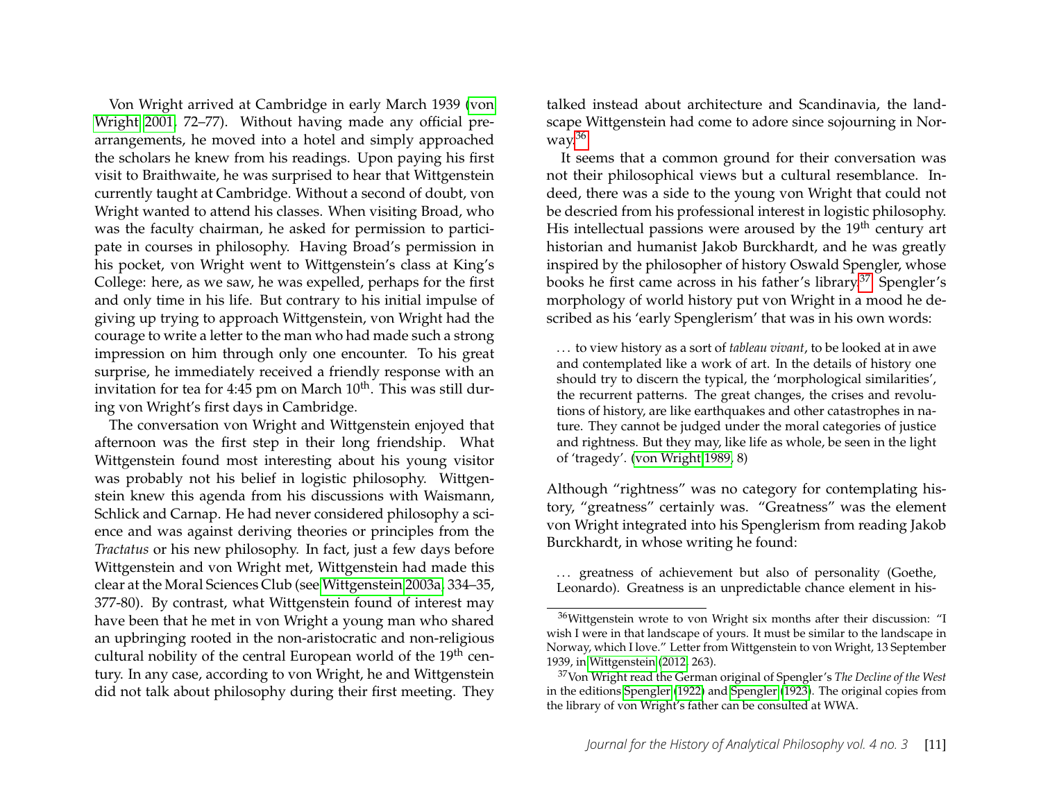Von Wright arrived at Cambridge in early March 1939 (von Wright 2001, 72–77). Without having made any official prearrangements, he moved into a hotel and simply approached the scholars he knew from his readings. Upon paying his first visit to Braithwaite, he was surprised to hear that Wittgenstein currently taught at Cambridge. Without a second of doubt, von Wright wanted to attend his classes. When visiting Broad, who was the faculty chairman, he asked for permission to participate in courses in philosophy. Having Broad's permission in his pocket, von Wright went to Wittgenstein's class at King's College: here, as we saw, he was expelled, perhaps for the first and only time in his life. But contrary to his initial impulse of giving up trying to approach Wittgenstein, von Wright had the courage to write a letter to the man who had made such a strong impression on him through only one encounter. To his great surprise, he immediately received a friendly response with an invitation for tea for 4:45 pm on March 10th. This was still during von Wright's first days in Cambridge.

The conversation von Wright and Wittgenstein enjoyed that afternoon was the first step in their long friendship. What Wittgenstein found most interesting about his young visitor was probably not his belief in logistic philosophy. Wittgenstein knew this agenda from his discussions with Waismann, Schlick and Carnap. He had never considered philosophy a science and was against deriving theories or principles from the *Tractatus* or his new philosophy. In fact, just a few days before Wittgenstein and von Wright met, Wittgenstein had made this clear at the Moral Sciences Club (see Wittgenstein 2003a, 334–35, 377-80). By contrast, what Wittgenstein found of interest may have been that he met in von Wright a young man who shared an upbringing rooted in the non-aristocratic and non-religious cultural nobility of the central European world of the 19th century. In any case, according to von Wright, he and Wittgenstein did not talk about philosophy during their first meeting. They talked instead about architecture and Scandinavia, the landscape Wittgenstein had come to adore since sojourning in Norway.[36]

It seems that a common ground for their conversation was not their philosophical views but a cultural resemblance. Indeed, there was a side to the young von Wright that could not be descried from his professional interest in logistic philosophy. His intellectual passions were aroused by the 19th century art historian and humanist Jakob Burckhardt, and he was greatly inspired by the philosopher of history Oswald Spengler, whose books he first came across in his father's library.[37] Spengler's morphology of world history put von Wright in a mood he described as his 'early Spenglerism' that was in his own words:

> … to view history as a sort of *tableau vivant*, to be looked at in awe and contemplated like a work of art. In the details of history one should try to discern the typical, the 'morphological similarities', the recurrent patterns. The great changes, the crises and revolutions of history, are like earthquakes and other catastrophes in nature. They cannot be judged under the moral categories of justice and rightness. But they may, like life as whole, be seen in the light of 'tragedy'. (von Wright 1989, 8)

Although "rightness" was no category for contemplating history, "greatness" certainly was. "Greatness" was the element von Wright integrated into his Spenglerism from reading Jakob Burckhardt, in whose writing he found:

> … greatness of achievement but also of personality (Goethe, Leonardo). Greatness is an unpredictable chance element in his-

[36] Wittgenstein wrote to von Wright six months after their discussion: "I wish I were in that landscape of yours. It must be similar to the landscape in Norway, which I love." Letter from Wittgenstein to von Wright, 13 September 1939, in Wittgenstein (2012, 263).

[37] Von Wright read the German original of Spengler's *The Decline of the West* in the editions Spengler (1922) and Spengler (1923). The original copies from the library of von Wright's father can be consulted at WWA.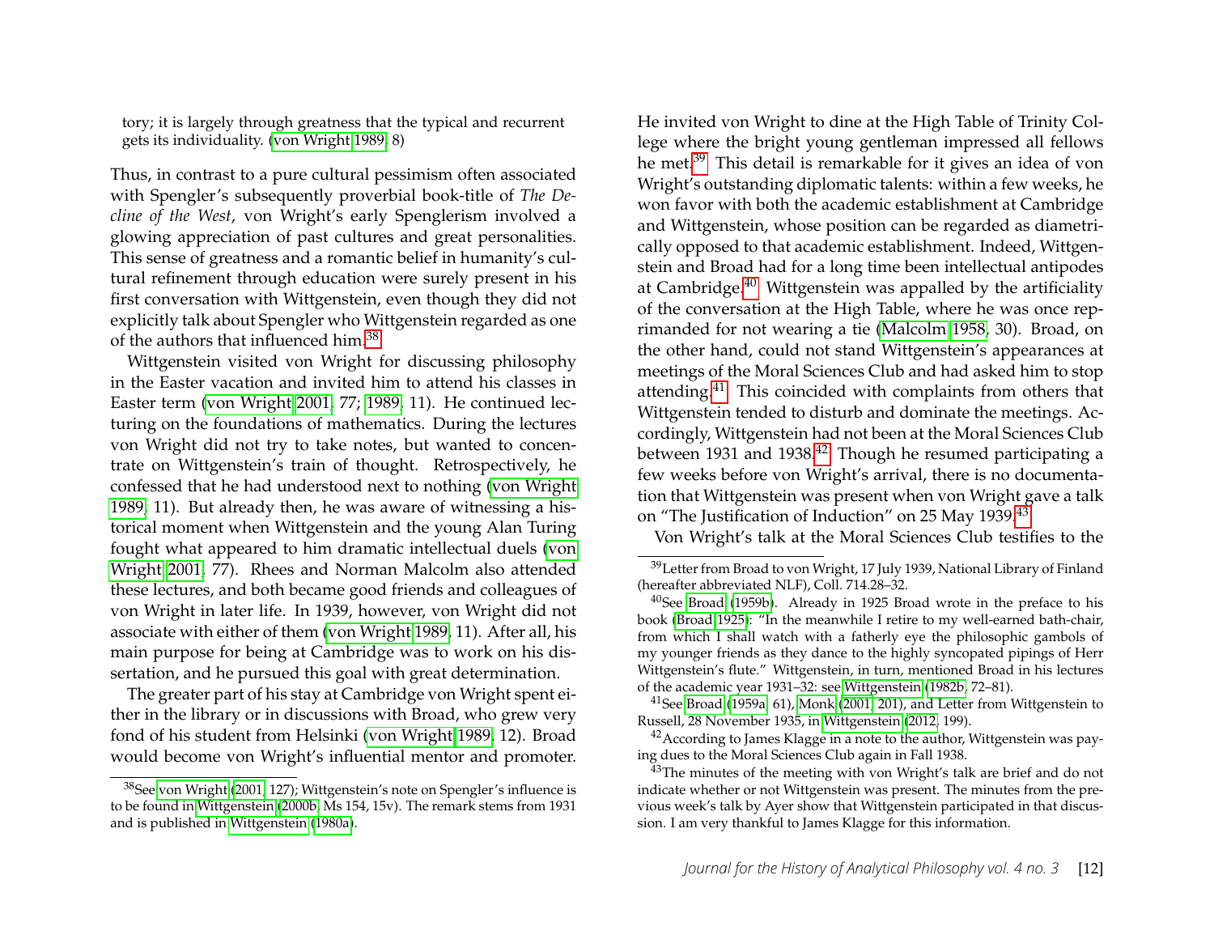tory; it is largely through greatness that the typical and recurrent gets its individuality. (von Wright 1989, 8)

Thus, in contrast to a pure cultural pessimism often associated with Spengler's subsequently proverbial book-title of *The Decline of the West*, von Wright's early Spenglerism involved a glowing appreciation of past cultures and great personalities. This sense of greatness and a romantic belief in humanity's cultural refinement through education were surely present in his first conversation with Wittgenstein, even though they did not explicitly talk about Spengler who Wittgenstein regarded as one of the authors that influenced him.[38]

Wittgenstein visited von Wright for discussing philosophy in the Easter vacation and invited him to attend his classes in Easter term (von Wright 2001, 77; 1989, 11). He continued lecturing on the foundations of mathematics. During the lectures von Wright did not try to take notes, but wanted to concentrate on Wittgenstein's train of thought. Retrospectively, he confessed that he had understood next to nothing (von Wright 1989, 11). But already then, he was aware of witnessing a historical moment when Wittgenstein and the young Alan Turing fought what appeared to him dramatic intellectual duels (von Wright 2001, 77). Rhees and Norman Malcolm also attended these lectures, and both became good friends and colleagues of von Wright in later life. In 1939, however, von Wright did not associate with either of them (von Wright 1989, 11). After all, his main purpose for being at Cambridge was to work on his dissertation, and he pursued this goal with great determination.

The greater part of his stay at Cambridge von Wright spent either in the library or in discussions with Broad, who grew very fond of his student from Helsinki (von Wright 1989, 12). Broad would become von Wright's influential mentor and promoter. He invited von Wright to dine at the High Table of Trinity College where the bright young gentleman impressed all fellows he met.[39] This detail is remarkable for it gives an idea of von Wright's outstanding diplomatic talents: within a few weeks, he won favor with both the academic establishment at Cambridge and Wittgenstein, whose position can be regarded as diametrically opposed to that academic establishment. Indeed, Wittgenstein and Broad had for a long time been intellectual antipodes at Cambridge.[40] Wittgenstein was appalled by the artificiality of the conversation at the High Table, where he was once reprimanded for not wearing a tie (Malcolm 1958, 30). Broad, on the other hand, could not stand Wittgenstein's appearances at meetings of the Moral Sciences Club and had asked him to stop attending.[41] This coincided with complaints from others that Wittgenstein tended to disturb and dominate the meetings. Accordingly, Wittgenstein had not been at the Moral Sciences Club between 1931 and 1938.[42] Though he resumed participating a few weeks before von Wright's arrival, there is no documentation that Wittgenstein was present when von Wright gave a talk on "The Justification of Induction" on 25 May 1939.[43]

Von Wright's talk at the Moral Sciences Club testifies to the

---

[38] See von Wright (2001, 127); Wittgenstein's note on Spengler's influence is to be found in Wittgenstein (2000b, Ms 154, 15v). The remark stems from 1931 and is published in Wittgenstein (1980a).

[39] Letter from Broad to von Wright, 17 July 1939, National Library of Finland (hereafter abbreviated NLF), Coll. 714.28–32.

[40] See Broad (1959b). Already in 1925 Broad wrote in the preface to his book (Broad 1925): "In the meanwhile I retire to my well-earned bath-chair, from which I shall watch with a fatherly eye the philosophic gambols of my younger friends as they dance to the highly syncopated pipings of Herr Wittgenstein's flute." Wittgenstein, in turn, mentioned Broad in his lectures of the academic year 1931–32: see Wittgenstein (1982b, 72–81).

[41] See Broad (1959a, 61), Monk (2001, 201), and Letter from Wittgenstein to Russell, 28 November 1935, in Wittgenstein (2012, 199).

[42] According to James Klagge in a note to the author, Wittgenstein was paying dues to the Moral Sciences Club again in Fall 1938.

[43] The minutes of the meeting with von Wright's talk are brief and do not indicate whether or not Wittgenstein was present. The minutes from the previous week's talk by Ayer show that Wittgenstein participated in that discussion. I am very thankful to James Klagge for this information.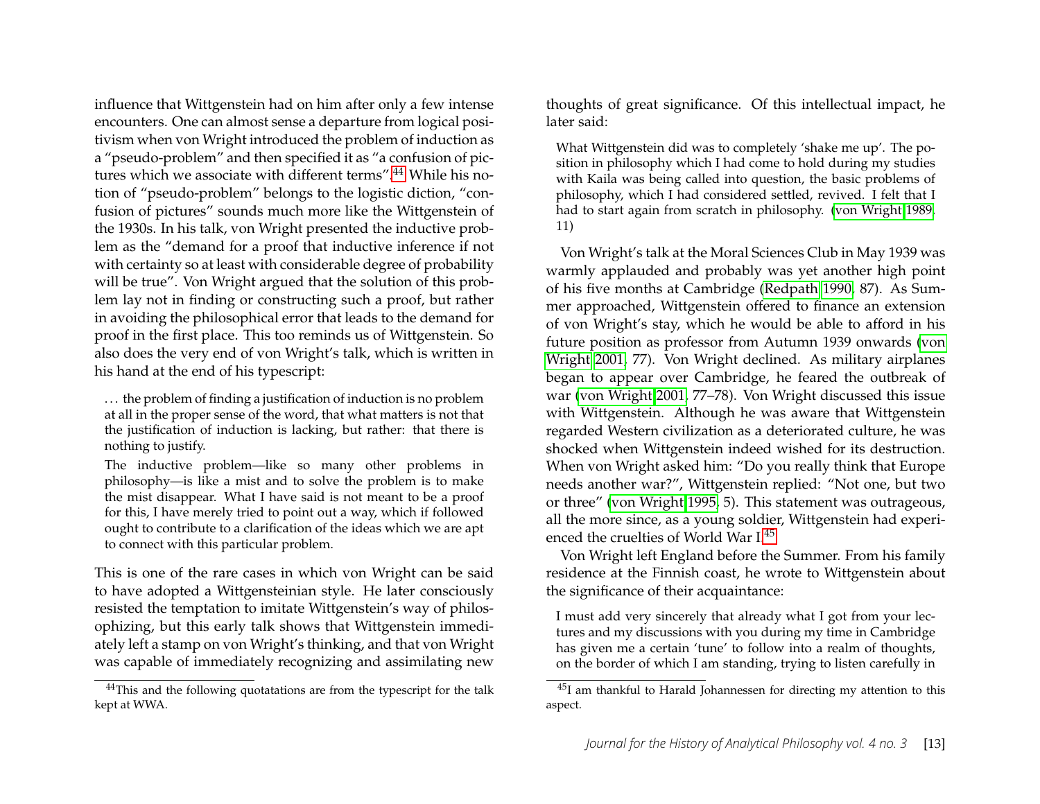influence that Wittgenstein had on him after only a few intense encounters. One can almost sense a departure from logical positivism when von Wright introduced the problem of induction as a "pseudo-problem" and then specified it as "a confusion of pictures which we associate with different terms".[44] While his notion of "pseudo-problem" belongs to the logistic diction, "confusion of pictures" sounds much more like the Wittgenstein of the 1930s. In his talk, von Wright presented the inductive problem as the "demand for a proof that inductive inference if not with certainty so at least with considerable degree of probability will be true". Von Wright argued that the solution of this problem lay not in finding or constructing such a proof, but rather in avoiding the philosophical error that leads to the demand for proof in the first place. This too reminds us of Wittgenstein. So also does the very end of von Wright's talk, which is written in his hand at the end of his typescript:

> . . . the problem of finding a justification of induction is no problem at all in the proper sense of the word, that what matters is not that the justification of induction is lacking, but rather: that there is nothing to justify.
>
> The inductive problem—like so many other problems in philosophy—is like a mist and to solve the problem is to make the mist disappear. What I have said is not meant to be a proof for this, I have merely tried to point out a way, which if followed ought to contribute to a clarification of the ideas which we are apt to connect with this particular problem.

This is one of the rare cases in which von Wright can be said to have adopted a Wittgensteinian style. He later consciously resisted the temptation to imitate Wittgenstein's way of philosophizing, but this early talk shows that Wittgenstein immediately left a stamp on von Wright's thinking, and that von Wright was capable of immediately recognizing and assimilating new thoughts of great significance. Of this intellectual impact, he later said:

> What Wittgenstein did was to completely 'shake me up'. The position in philosophy which I had come to hold during my studies with Kaila was being called into question, the basic problems of philosophy, which I had considered settled, revived. I felt that I had to start again from scratch in philosophy. (von Wright 1989, 11)

Von Wright's talk at the Moral Sciences Club in May 1939 was warmly applauded and probably was yet another high point of his five months at Cambridge (Redpath 1990, 87). As Summer approached, Wittgenstein offered to finance an extension of von Wright's stay, which he would be able to afford in his future position as professor from Autumn 1939 onwards (von Wright 2001, 77). Von Wright declined. As military airplanes began to appear over Cambridge, he feared the outbreak of war (von Wright 2001, 77–78). Von Wright discussed this issue with Wittgenstein. Although he was aware that Wittgenstein regarded Western civilization as a deteriorated culture, he was shocked when Wittgenstein indeed wished for its destruction. When von Wright asked him: "Do you really think that Europe needs another war?", Wittgenstein replied: "Not one, but two or three" (von Wright 1995, 5). This statement was outrageous, all the more since, as a young soldier, Wittgenstein had experienced the cruelties of World War I.[45]

Von Wright left England before the Summer. From his family residence at the Finnish coast, he wrote to Wittgenstein about the significance of their acquaintance:

> I must add very sincerely that already what I got from your lectures and my discussions with you during my time in Cambridge has given me a certain 'tune' to follow into a realm of thoughts, on the border of which I am standing, trying to listen carefully in

[44] This and the following quotatations are from the typescript for the talk kept at WWA.

[45] I am thankful to Harald Johannessen for directing my attention to this aspect.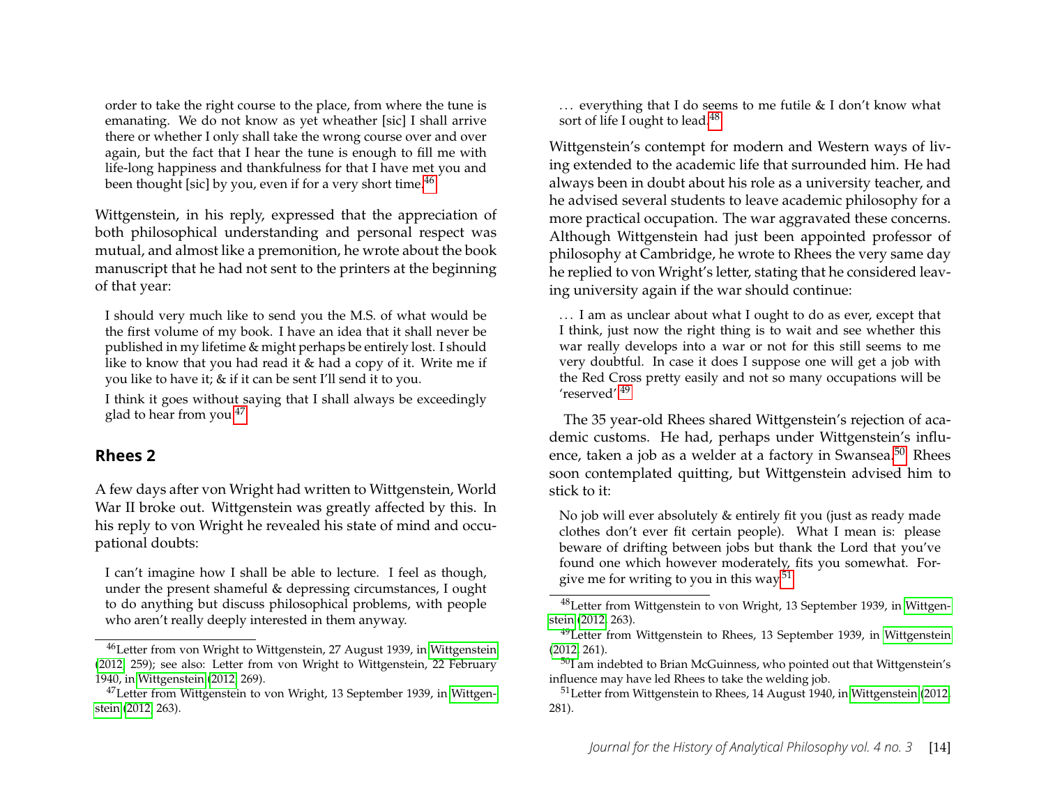order to take the right course to the place, from where the tune is emanating. We do not know as yet wheather [sic] I shall arrive there or whether I only shall take the wrong course over and over again, but the fact that I hear the tune is enough to fill me with life-long happiness and thankfulness for that I have met you and been thought [sic] by you, even if for a very short time.[46]

Wittgenstein, in his reply, expressed that the appreciation of both philosophical understanding and personal respect was mutual, and almost like a premonition, he wrote about the book manuscript that he had not sent to the printers at the beginning of that year:

> I should very much like to send you the M.S. of what would be the first volume of my book. I have an idea that it shall never be published in my lifetime & might perhaps be entirely lost. I should like to know that you had read it & had a copy of it. Write me if you like to have it; & if it can be sent I'll send it to you.
>
> I think it goes without saying that I shall always be exceedingly glad to hear from you.[47]

## Rhees 2

A few days after von Wright had written to Wittgenstein, World War II broke out. Wittgenstein was greatly affected by this. In his reply to von Wright he revealed his state of mind and occupational doubts:

> I can't imagine how I shall be able to lecture. I feel as though, under the present shameful & depressing circumstances, I ought to do anything but discuss philosophical problems, with people who aren't really deeply interested in them anyway.
>
> … everything that I do seems to me futile & I don't know what sort of life I ought to lead.[48]

Wittgenstein's contempt for modern and Western ways of living extended to the academic life that surrounded him. He had always been in doubt about his role as a university teacher, and he advised several students to leave academic philosophy for a more practical occupation. The war aggravated these concerns. Although Wittgenstein had just been appointed professor of philosophy at Cambridge, he wrote to Rhees the very same day he replied to von Wright's letter, stating that he considered leaving university again if the war should continue:

> … I am as unclear about what I ought to do as ever, except that I think, just now the right thing is to wait and see whether this war really develops into a war or not for this still seems to me very doubtful. In case it does I suppose one will get a job with the Red Cross pretty easily and not so many occupations will be 'reserved'.[49]

The 35 year-old Rhees shared Wittgenstein's rejection of academic customs. He had, perhaps under Wittgenstein's influence, taken a job as a welder at a factory in Swansea.[50] Rhees soon contemplated quitting, but Wittgenstein advised him to stick to it:

> No job will ever absolutely & entirely fit you (just as ready made clothes don't ever fit certain people). What I mean is: please beware of drifting between jobs but thank the Lord that you've found one which however moderately, fits you somewhat. Forgive me for writing to you in this way.[51]

---

[46] Letter from von Wright to Wittgenstein, 27 August 1939, in Wittgenstein (2012, 259); see also: Letter from von Wright to Wittgenstein, 22 February 1940, in Wittgenstein (2012, 269).

[47] Letter from Wittgenstein to von Wright, 13 September 1939, in Wittgenstein (2012, 263).

[48] Letter from Wittgenstein to von Wright, 13 September 1939, in Wittgenstein (2012, 263).

[49] Letter from Wittgenstein to Rhees, 13 September 1939, in Wittgenstein (2012, 261).

[50] I am indebted to Brian McGuinness, who pointed out that Wittgenstein's influence may have led Rhees to take the welding job.

[51] Letter from Wittgenstein to Rhees, 14 August 1940, in Wittgenstein (2012, 281).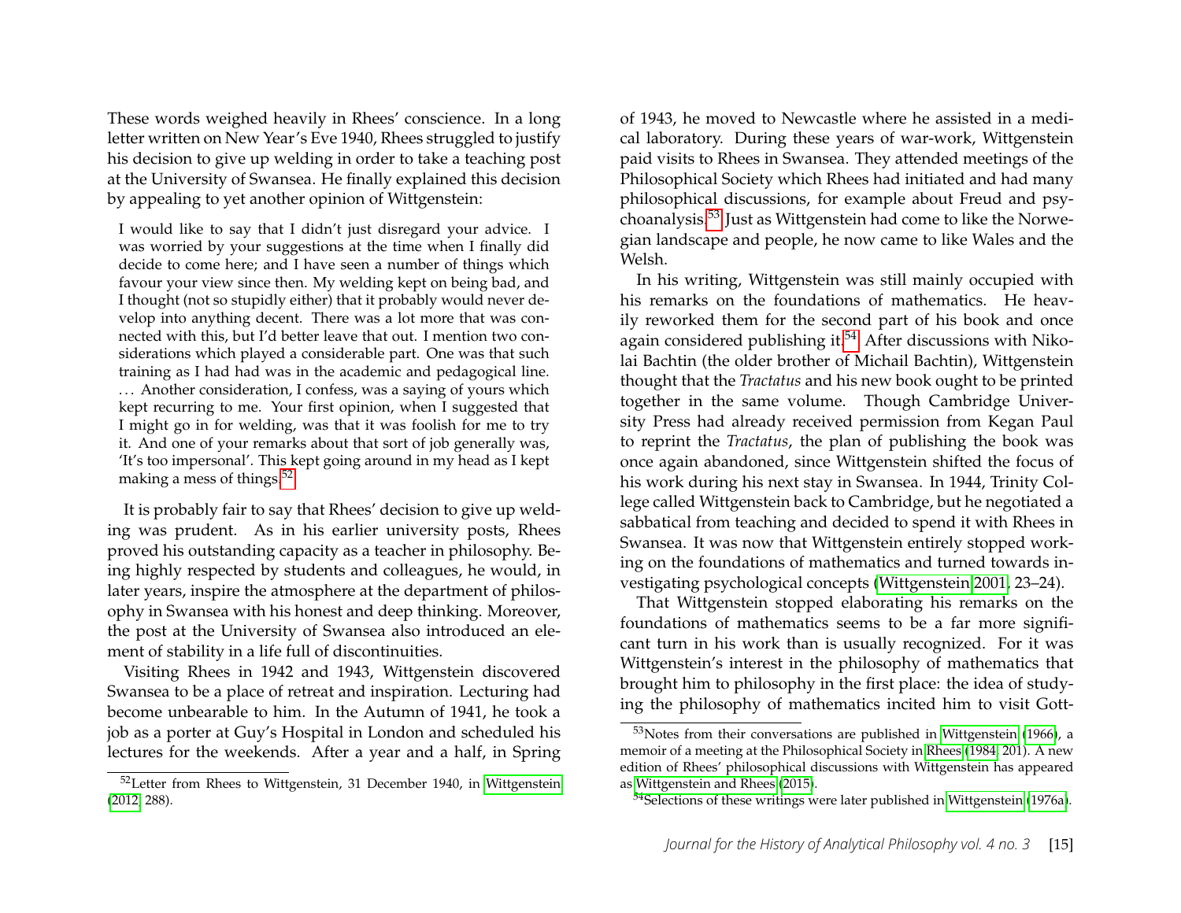These words weighed heavily in Rhees' conscience. In a long letter written on New Year's Eve 1940, Rhees struggled to justify his decision to give up welding in order to take a teaching post at the University of Swansea. He finally explained this decision by appealing to yet another opinion of Wittgenstein:

> I would like to say that I didn't just disregard your advice. I was worried by your suggestions at the time when I finally did decide to come here; and I have seen a number of things which favour your view since then. My welding kept on being bad, and I thought (not so stupidly either) that it probably would never develop into anything decent. There was a lot more that was connected with this, but I'd better leave that out. I mention two considerations which played a considerable part. One was that such training as I had had was in the academic and pedagogical line. ... Another consideration, I confess, was a saying of yours which kept recurring to me. Your first opinion, when I suggested that I might go in for welding, was that it was foolish for me to try it. And one of your remarks about that sort of job generally was, 'It's too impersonal'. This kept going around in my head as I kept making a mess of things.[52]

It is probably fair to say that Rhees' decision to give up welding was prudent. As in his earlier university posts, Rhees proved his outstanding capacity as a teacher in philosophy. Being highly respected by students and colleagues, he would, in later years, inspire the atmosphere at the department of philosophy in Swansea with his honest and deep thinking. Moreover, the post at the University of Swansea also introduced an element of stability in a life full of discontinuities.

Visiting Rhees in 1942 and 1943, Wittgenstein discovered Swansea to be a place of retreat and inspiration. Lecturing had become unbearable to him. In the Autumn of 1941, he took a job as a porter at Guy's Hospital in London and scheduled his lectures for the weekends. After a year and a half, in Spring of 1943, he moved to Newcastle where he assisted in a medical laboratory. During these years of war-work, Wittgenstein paid visits to Rhees in Swansea. They attended meetings of the Philosophical Society which Rhees had initiated and had many philosophical discussions, for example about Freud and psychoanalysis.[53] Just as Wittgenstein had come to like the Norwegian landscape and people, he now came to like Wales and the Welsh.

In his writing, Wittgenstein was still mainly occupied with his remarks on the foundations of mathematics. He heavily reworked them for the second part of his book and once again considered publishing it.[54] After discussions with Nikolai Bachtin (the older brother of Michail Bachtin), Wittgenstein thought that the *Tractatus* and his new book ought to be printed together in the same volume. Though Cambridge University Press had already received permission from Kegan Paul to reprint the *Tractatus*, the plan of publishing the book was once again abandoned, since Wittgenstein shifted the focus of his work during his next stay in Swansea. In 1944, Trinity College called Wittgenstein back to Cambridge, but he negotiated a sabbatical from teaching and decided to spend it with Rhees in Swansea. It was now that Wittgenstein entirely stopped working on the foundations of mathematics and turned towards investigating psychological concepts (Wittgenstein 2001, 23–24).

That Wittgenstein stopped elaborating his remarks on the foundations of mathematics seems to be a far more significant turn in his work than is usually recognized. For it was Wittgenstein's interest in the philosophy of mathematics that brought him to philosophy in the first place: the idea of studying the philosophy of mathematics incited him to visit Gott-

---

[52] Letter from Rhees to Wittgenstein, 31 December 1940, in Wittgenstein (2012, 288).

[53] Notes from their conversations are published in Wittgenstein (1966), a memoir of a meeting at the Philosophical Society in Rhees (1984, 201). A new edition of Rhees' philosophical discussions with Wittgenstein has appeared as Wittgenstein and Rhees (2015).

[54] Selections of these writings were later published in Wittgenstein (1976a).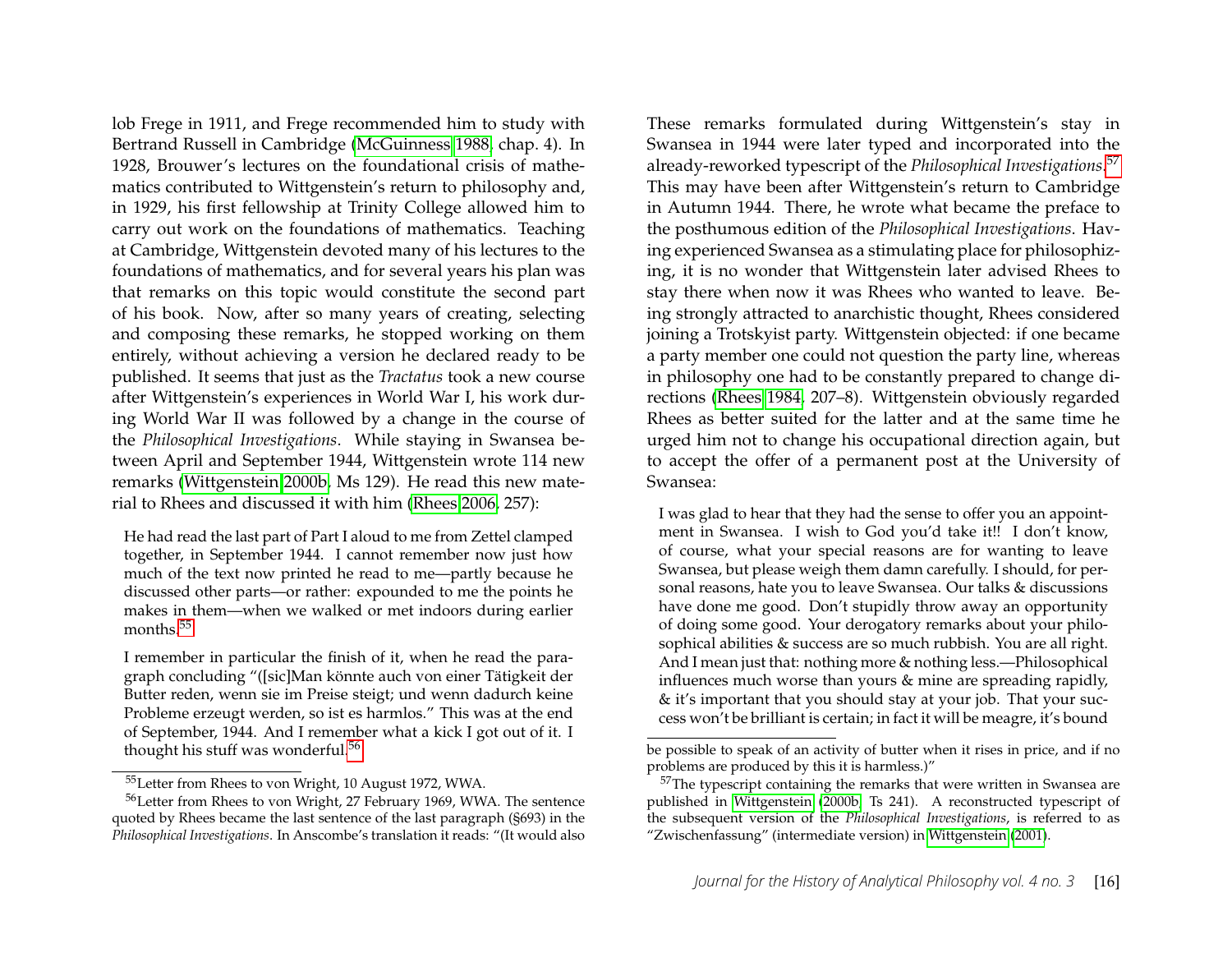lob Frege in 1911, and Frege recommended him to study with Bertrand Russell in Cambridge (McGuinness 1988, chap. 4). In 1928, Brouwer's lectures on the foundational crisis of mathematics contributed to Wittgenstein's return to philosophy and, in 1929, his first fellowship at Trinity College allowed him to carry out work on the foundations of mathematics. Teaching at Cambridge, Wittgenstein devoted many of his lectures to the foundations of mathematics, and for several years his plan was that remarks on this topic would constitute the second part of his book. Now, after so many years of creating, selecting and composing these remarks, he stopped working on them entirely, without achieving a version he declared ready to be published. It seems that just as the *Tractatus* took a new course after Wittgenstein's experiences in World War I, his work during World War II was followed by a change in the course of the *Philosophical Investigations*. While staying in Swansea between April and September 1944, Wittgenstein wrote 114 new remarks (Wittgenstein 2000b, Ms 129). He read this new material to Rhees and discussed it with him (Rhees 2006, 257):

> He had read the last part of Part I aloud to me from Zettel clamped together, in September 1944. I cannot remember now just how much of the text now printed he read to me—partly because he discussed other parts—or rather: expounded to me the points he makes in them—when we walked or met indoors during earlier months.[55]
>
> I remember in particular the finish of it, when he read the paragraph concluding "([sic]Man könnte auch von einer Tätigkeit der Butter reden, wenn sie im Preise steigt; und wenn dadurch keine Probleme erzeugt werden, so ist es harmlos." This was at the end of September, 1944. And I remember what a kick I got out of it. I thought his stuff was wonderful.[56]

These remarks formulated during Wittgenstein's stay in Swansea in 1944 were later typed and incorporated into the already-reworked typescript of the *Philosophical Investigations*.[57] This may have been after Wittgenstein's return to Cambridge in Autumn 1944. There, he wrote what became the preface to the posthumous edition of the *Philosophical Investigations*. Having experienced Swansea as a stimulating place for philosophizing, it is no wonder that Wittgenstein later advised Rhees to stay there when now it was Rhees who wanted to leave. Being strongly attracted to anarchistic thought, Rhees considered joining a Trotskyist party. Wittgenstein objected: if one became a party member one could not question the party line, whereas in philosophy one had to be constantly prepared to change directions (Rhees 1984, 207–8). Wittgenstein obviously regarded Rhees as better suited for the latter and at the same time he urged him not to change his occupational direction again, but to accept the offer of a permanent post at the University of Swansea:

> I was glad to hear that they had the sense to offer you an appointment in Swansea. I wish to God you'd take it!! I don't know, of course, what your special reasons are for wanting to leave Swansea, but please weigh them damn carefully. I should, for personal reasons, hate you to leave Swansea. Our talks & discussions have done me good. Don't stupidly throw away an opportunity of doing some good. Your derogatory remarks about your philosophical abilities & success are so much rubbish. You are all right. And I mean just that: nothing more & nothing less.—Philosophical influences much worse than yours & mine are spreading rapidly, & it's important that you should stay at your job. That your success won't be brilliant is certain; in fact it will be meagre, it's bound

---

[55] Letter from Rhees to von Wright, 10 August 1972, WWA.

[56] Letter from Rhees to von Wright, 27 February 1969, WWA. The sentence quoted by Rhees became the last sentence of the last paragraph (§693) in the *Philosophical Investigations*. In Anscombe's translation it reads: "(It would also be possible to speak of an activity of butter when it rises in price, and if no problems are produced by this it is harmless.)"

[57] The typescript containing the remarks that were written in Swansea are published in Wittgenstein (2000b, Ts 241). A reconstructed typescript of the subsequent version of the *Philosophical Investigations*, is referred to as "Zwischenfassung" (intermediate version) in Wittgenstein (2001).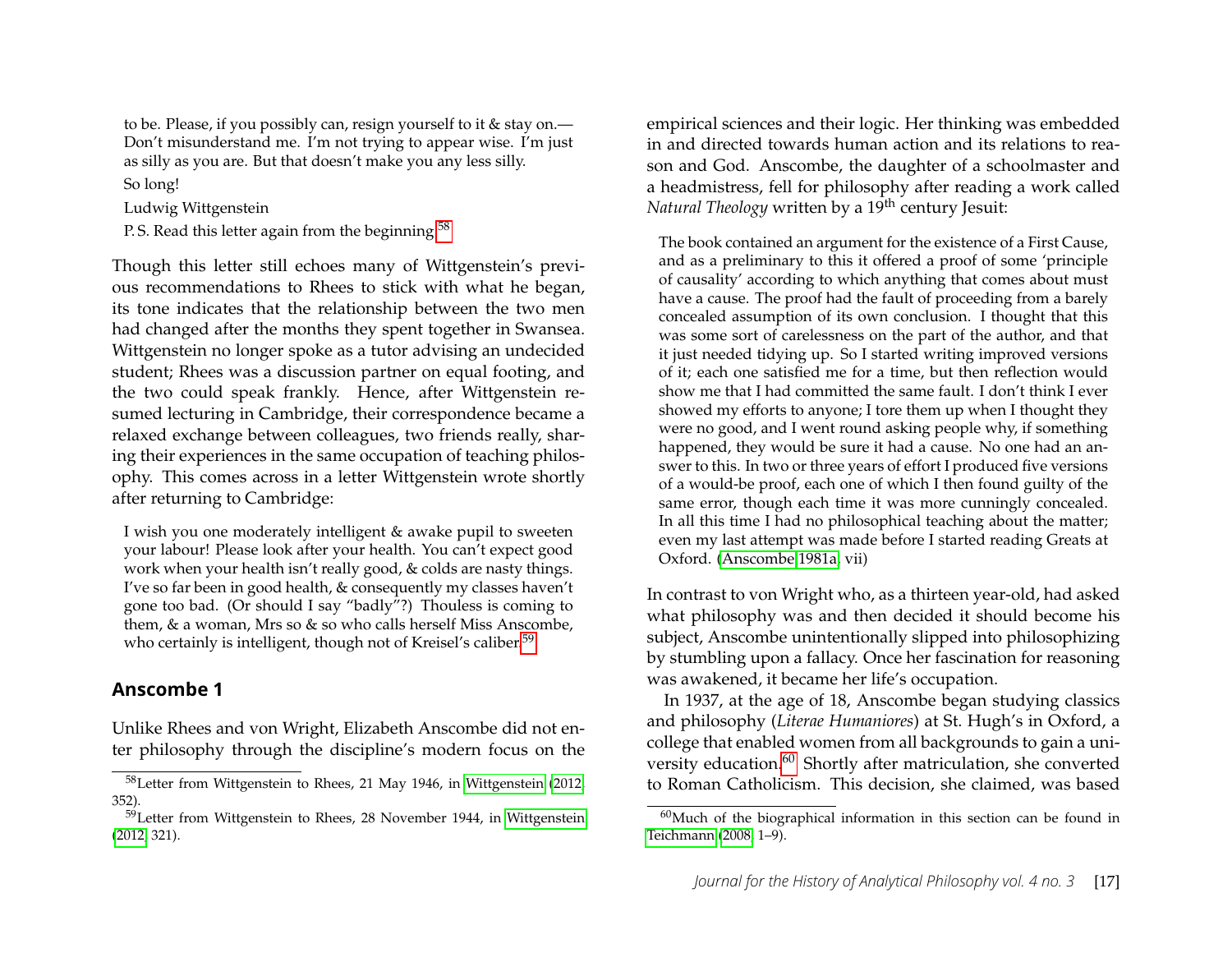to be. Please, if you possibly can, resign yourself to it & stay on.—Don't misunderstand me. I'm not trying to appear wise. I'm just as silly as you are. But that doesn't make you any less silly.

So long!

Ludwig Wittgenstein

P. S. Read this letter again from the beginning.[58]

Though this letter still echoes many of Wittgenstein's previous recommendations to Rhees to stick with what he began, its tone indicates that the relationship between the two men had changed after the months they spent together in Swansea. Wittgenstein no longer spoke as a tutor advising an undecided student; Rhees was a discussion partner on equal footing, and the two could speak frankly. Hence, after Wittgenstein resumed lecturing in Cambridge, their correspondence became a relaxed exchange between colleagues, two friends really, sharing their experiences in the same occupation of teaching philosophy. This comes across in a letter Wittgenstein wrote shortly after returning to Cambridge:

> I wish you one moderately intelligent & awake pupil to sweeten your labour! Please look after your health. You can't expect good work when your health isn't really good, & colds are nasty things. I've so far been in good health, & consequently my classes haven't gone too bad. (Or should I say "badly"?) Thouless is coming to them, & a woman, Mrs so & so who calls herself Miss Anscombe, who certainly is intelligent, though not of Kreisel's caliber.[59]

## Anscombe 1

Unlike Rhees and von Wright, Elizabeth Anscombe did not enter philosophy through the discipline's modern focus on the empirical sciences and their logic. Her thinking was embedded in and directed towards human action and its relations to reason and God. Anscombe, the daughter of a schoolmaster and a headmistress, fell for philosophy after reading a work called *Natural Theology* written by a 19th century Jesuit:

> The book contained an argument for the existence of a First Cause, and as a preliminary to this it offered a proof of some 'principle of causality' according to which anything that comes about must have a cause. The proof had the fault of proceeding from a barely concealed assumption of its own conclusion. I thought that this was some sort of carelessness on the part of the author, and that it just needed tidying up. So I started writing improved versions of it; each one satisfied me for a time, but then reflection would show me that I had committed the same fault. I don't think I ever showed my efforts to anyone; I tore them up when I thought they were no good, and I went round asking people why, if something happened, they would be sure it had a cause. No one had an answer to this. In two or three years of effort I produced five versions of a would-be proof, each one of which I then found guilty of the same error, though each time it was more cunningly concealed. In all this time I had no philosophical teaching about the matter; even my last attempt was made before I started reading Greats at Oxford. (Anscombe 1981a, vii)

In contrast to von Wright who, as a thirteen year-old, had asked what philosophy was and then decided it should become his subject, Anscombe unintentionally slipped into philosophizing by stumbling upon a fallacy. Once her fascination for reasoning was awakened, it became her life's occupation.

In 1937, at the age of 18, Anscombe began studying classics and philosophy (*Literae Humaniores*) at St. Hugh's in Oxford, a college that enabled women from all backgrounds to gain a university education.[60] Shortly after matriculation, she converted to Roman Catholicism. This decision, she claimed, was based

---

[58] Letter from Wittgenstein to Rhees, 21 May 1946, in Wittgenstein (2012, 352).

[59] Letter from Wittgenstein to Rhees, 28 November 1944, in Wittgenstein (2012, 321).

[60] Much of the biographical information in this section can be found in Teichmann (2008, 1–9).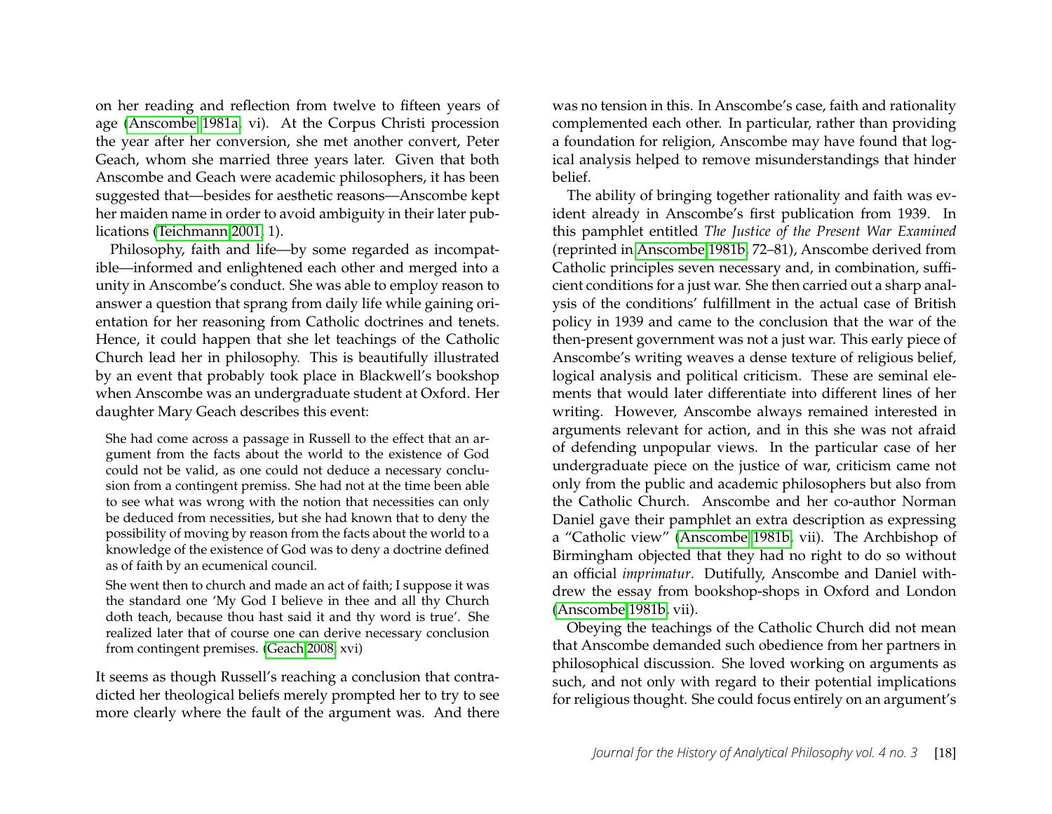on her reading and reflection from twelve to fifteen years of age (Anscombe 1981a, vi). At the Corpus Christi procession the year after her conversion, she met another convert, Peter Geach, whom she married three years later. Given that both Anscombe and Geach were academic philosophers, it has been suggested that—besides for aesthetic reasons—Anscombe kept her maiden name in order to avoid ambiguity in their later publications (Teichmann 2001, 1).

Philosophy, faith and life—by some regarded as incompatible—informed and enlightened each other and merged into a unity in Anscombe's conduct. She was able to employ reason to answer a question that sprang from daily life while gaining orientation for her reasoning from Catholic doctrines and tenets. Hence, it could happen that she let teachings of the Catholic Church lead her in philosophy. This is beautifully illustrated by an event that probably took place in Blackwell's bookshop when Anscombe was an undergraduate student at Oxford. Her daughter Mary Geach describes this event:

> She had come across a passage in Russell to the effect that an argument from the facts about the world to the existence of God could not be valid, as one could not deduce a necessary conclusion from a contingent premiss. She had not at the time been able to see what was wrong with the notion that necessities can only be deduced from necessities, but she had known that to deny the possibility of moving by reason from the facts about the world to a knowledge of the existence of God was to deny a doctrine defined as of faith by an ecumenical council.
>
> She went then to church and made an act of faith; I suppose it was the standard one 'My God I believe in thee and all thy Church doth teach, because thou hast said it and thy word is true'. She realized later that of course one can derive necessary conclusion from contingent premises. (Geach 2008, xvi)

It seems as though Russell's reaching a conclusion that contradicted her theological beliefs merely prompted her to try to see more clearly where the fault of the argument was. And there was no tension in this. In Anscombe's case, faith and rationality complemented each other. In particular, rather than providing a foundation for religion, Anscombe may have found that logical analysis helped to remove misunderstandings that hinder belief.

The ability of bringing together rationality and faith was evident already in Anscombe's first publication from 1939. In this pamphlet entitled *The Justice of the Present War Examined* (reprinted in Anscombe 1981b, 72–81), Anscombe derived from Catholic principles seven necessary and, in combination, sufficient conditions for a just war. She then carried out a sharp analysis of the conditions' fulfillment in the actual case of British policy in 1939 and came to the conclusion that the war of the then-present government was not a just war. This early piece of Anscombe's writing weaves a dense texture of religious belief, logical analysis and political criticism. These are seminal elements that would later differentiate into different lines of her writing. However, Anscombe always remained interested in arguments relevant for action, and in this she was not afraid of defending unpopular views. In the particular case of her undergraduate piece on the justice of war, criticism came not only from the public and academic philosophers but also from the Catholic Church. Anscombe and her co-author Norman Daniel gave their pamphlet an extra description as expressing a "Catholic view" (Anscombe 1981b, vii). The Archbishop of Birmingham objected that they had no right to do so without an official *imprimatur*. Dutifully, Anscombe and Daniel withdrew the essay from bookshop-shops in Oxford and London (Anscombe 1981b, vii).

Obeying the teachings of the Catholic Church did not mean that Anscombe demanded such obedience from her partners in philosophical discussion. She loved working on arguments as such, and not only with regard to their potential implications for religious thought. She could focus entirely on an argument's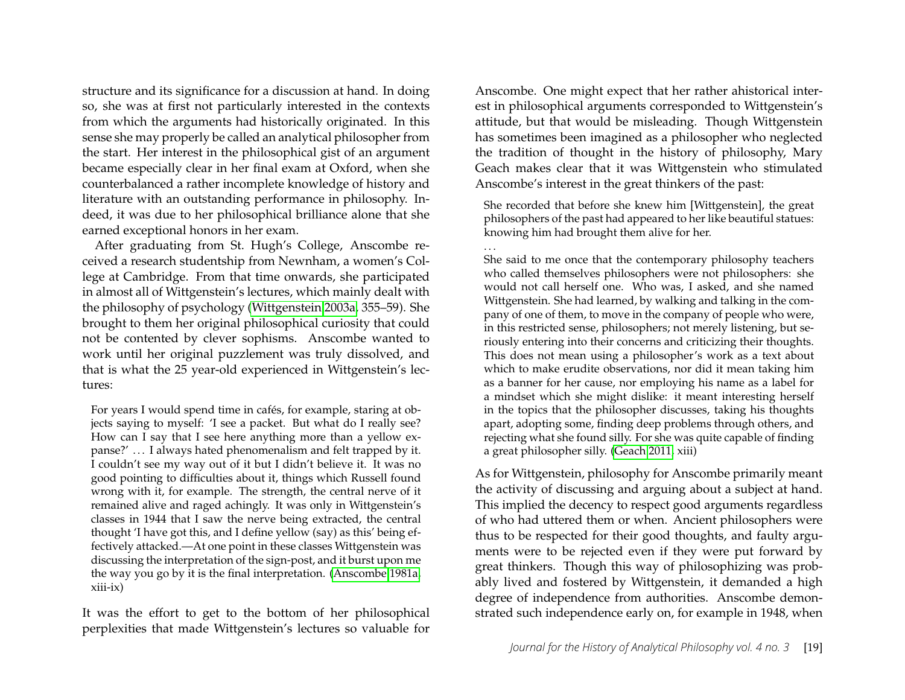structure and its significance for a discussion at hand. In doing so, she was at first not particularly interested in the contexts from which the arguments had historically originated. In this sense she may properly be called an analytical philosopher from the start. Her interest in the philosophical gist of an argument became especially clear in her final exam at Oxford, when she counterbalanced a rather incomplete knowledge of history and literature with an outstanding performance in philosophy. Indeed, it was due to her philosophical brilliance alone that she earned exceptional honors in her exam.

After graduating from St. Hugh's College, Anscombe received a research studentship from Newnham, a women's College at Cambridge. From that time onwards, she participated in almost all of Wittgenstein's lectures, which mainly dealt with the philosophy of psychology (Wittgenstein 2003a, 355–59). She brought to them her original philosophical curiosity that could not be contented by clever sophisms. Anscombe wanted to work until her original puzzlement was truly dissolved, and that is what the 25 year-old experienced in Wittgenstein's lectures:

> For years I would spend time in cafés, for example, staring at objects saying to myself: 'I see a packet. But what do I really see? How can I say that I see here anything more than a yellow expanse?' ... I always hated phenomenalism and felt trapped by it. I couldn't see my way out of it but I didn't believe it. It was no good pointing to difficulties about it, things which Russell found wrong with it, for example. The strength, the central nerve of it remained alive and raged achingly. It was only in Wittgenstein's classes in 1944 that I saw the nerve being extracted, the central thought 'I have got this, and I define yellow (say) as this' being effectively attacked.—At one point in these classes Wittgenstein was discussing the interpretation of the sign-post, and it burst upon me the way you go by it is the final interpretation. (Anscombe 1981a, xiii-ix)

It was the effort to get to the bottom of her philosophical perplexities that made Wittgenstein's lectures so valuable for Anscombe. One might expect that her rather ahistorical interest in philosophical arguments corresponded to Wittgenstein's attitude, but that would be misleading. Though Wittgenstein has sometimes been imagined as a philosopher who neglected the tradition of thought in the history of philosophy, Mary Geach makes clear that it was Wittgenstein who stimulated Anscombe's interest in the great thinkers of the past:

> She recorded that before she knew him [Wittgenstein], the great philosophers of the past had appeared to her like beautiful statues: knowing him had brought them alive for her.
>
> ...
>
> She said to me once that the contemporary philosophy teachers who called themselves philosophers were not philosophers: she would not call herself one. Who was, I asked, and she named Wittgenstein. She had learned, by walking and talking in the company of one of them, to move in the company of people who were, in this restricted sense, philosophers; not merely listening, but seriously entering into their concerns and criticizing their thoughts. This does not mean using a philosopher's work as a text about which to make erudite observations, nor did it mean taking him as a banner for her cause, nor employing his name as a label for a mindset which she might dislike: it meant interesting herself in the topics that the philosopher discusses, taking his thoughts apart, adopting some, finding deep problems through others, and rejecting what she found silly. For she was quite capable of finding a great philosopher silly. (Geach 2011, xiii)

As for Wittgenstein, philosophy for Anscombe primarily meant the activity of discussing and arguing about a subject at hand. This implied the decency to respect good arguments regardless of who had uttered them or when. Ancient philosophers were thus to be respected for their good thoughts, and faulty arguments were to be rejected even if they were put forward by great thinkers. Though this way of philosophizing was probably lived and fostered by Wittgenstein, it demanded a high degree of independence from authorities. Anscombe demonstrated such independence early on, for example in 1948, when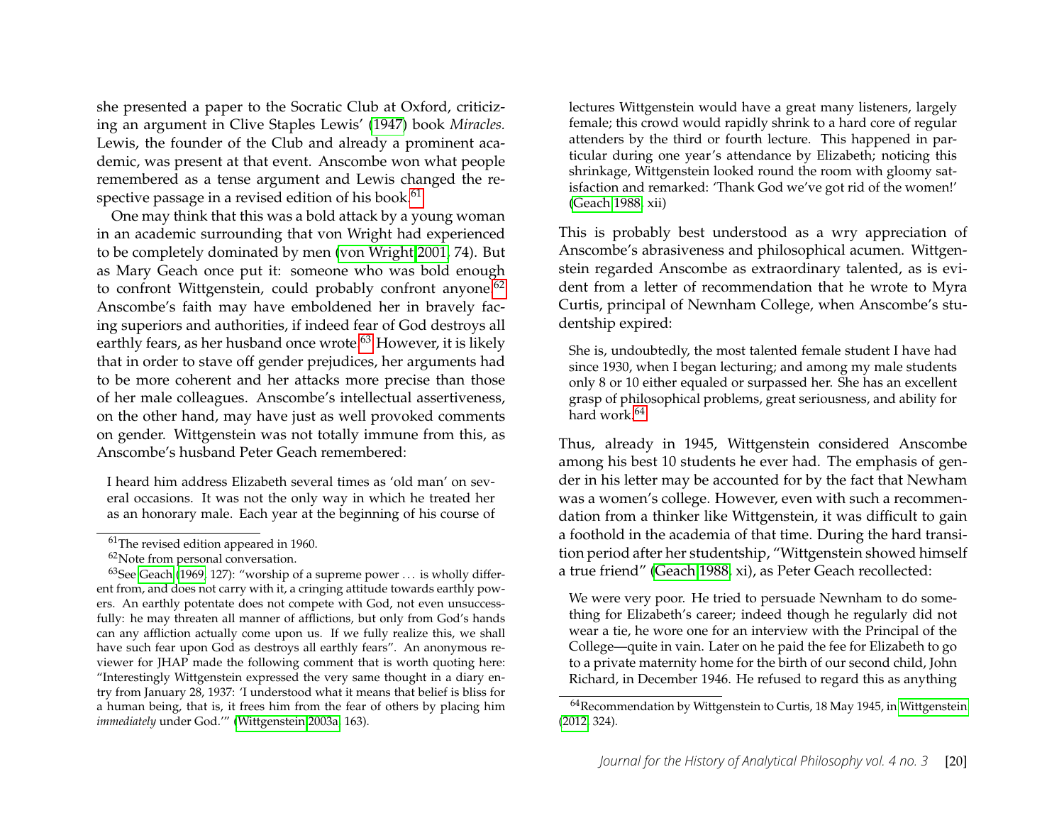she presented a paper to the Socratic Club at Oxford, criticizing an argument in Clive Staples Lewis' (1947) book *Miracles.* Lewis, the founder of the Club and already a prominent academic, was present at that event. Anscombe won what people remembered as a tense argument and Lewis changed the respective passage in a revised edition of his book.[61]

One may think that this was a bold attack by a young woman in an academic surrounding that von Wright had experienced to be completely dominated by men (von Wright 2001, 74). But as Mary Geach once put it: someone who was bold enough to confront Wittgenstein, could probably confront anyone.[62] Anscombe's faith may have emboldened her in bravely facing superiors and authorities, if indeed fear of God destroys all earthly fears, as her husband once wrote.[63] However, it is likely that in order to stave off gender prejudices, her arguments had to be more coherent and her attacks more precise than those of her male colleagues. Anscombe's intellectual assertiveness, on the other hand, may have just as well provoked comments on gender. Wittgenstein was not totally immune from this, as Anscombe's husband Peter Geach remembered:

> I heard him address Elizabeth several times as 'old man' on several occasions. It was not the only way in which he treated her as an honorary male. Each year at the beginning of his course of lectures Wittgenstein would have a great many listeners, largely female; this crowd would rapidly shrink to a hard core of regular attenders by the third or fourth lecture. This happened in particular during one year's attendance by Elizabeth; noticing this shrinkage, Wittgenstein looked round the room with gloomy satisfaction and remarked: 'Thank God we've got rid of the women!' (Geach 1988, xii)

This is probably best understood as a wry appreciation of Anscombe's abrasiveness and philosophical acumen. Wittgenstein regarded Anscombe as extraordinary talented, as is evident from a letter of recommendation that he wrote to Myra Curtis, principal of Newnham College, when Anscombe's studentship expired:

> She is, undoubtedly, the most talented female student I have had since 1930, when I began lecturing; and among my male students only 8 or 10 either equaled or surpassed her. She has an excellent grasp of philosophical problems, great seriousness, and ability for hard work.[64]

Thus, already in 1945, Wittgenstein considered Anscombe among his best 10 students he ever had. The emphasis of gender in his letter may be accounted for by the fact that Newham was a women's college. However, even with such a recommendation from a thinker like Wittgenstein, it was difficult to gain a foothold in the academia of that time. During the hard transition period after her studentship, "Wittgenstein showed himself a true friend" (Geach 1988, xi), as Peter Geach recollected:

> We were very poor. He tried to persuade Newnham to do something for Elizabeth's career; indeed though he regularly did not wear a tie, he wore one for an interview with the Principal of the College—quite in vain. Later on he paid the fee for Elizabeth to go to a private maternity home for the birth of our second child, John Richard, in December 1946. He refused to regard this as anything

---

[61] The revised edition appeared in 1960.

[62] Note from personal conversation.

[63] See Geach (1969, 127): "worship of a supreme power ... is wholly different from, and does not carry with it, a cringing attitude towards earthly powers. An earthly potentate does not compete with God, not even unsuccessfully: he may threaten all manner of afflictions, but only from God's hands can any affliction actually come upon us. If we fully realize this, we shall have such fear upon God as destroys all earthly fears". An anonymous reviewer for JHAP made the following comment that is worth quoting here: "Interestingly Wittgenstein expressed the very same thought in a diary entry from January 28, 1937: 'I understood what it means that belief is bliss for a human being, that is, it frees him from the fear of others by placing him *immediately* under God.'" (Wittgenstein 2003a, 163).

[64] Recommendation by Wittgenstein to Curtis, 18 May 1945, in Wittgenstein (2012, 324).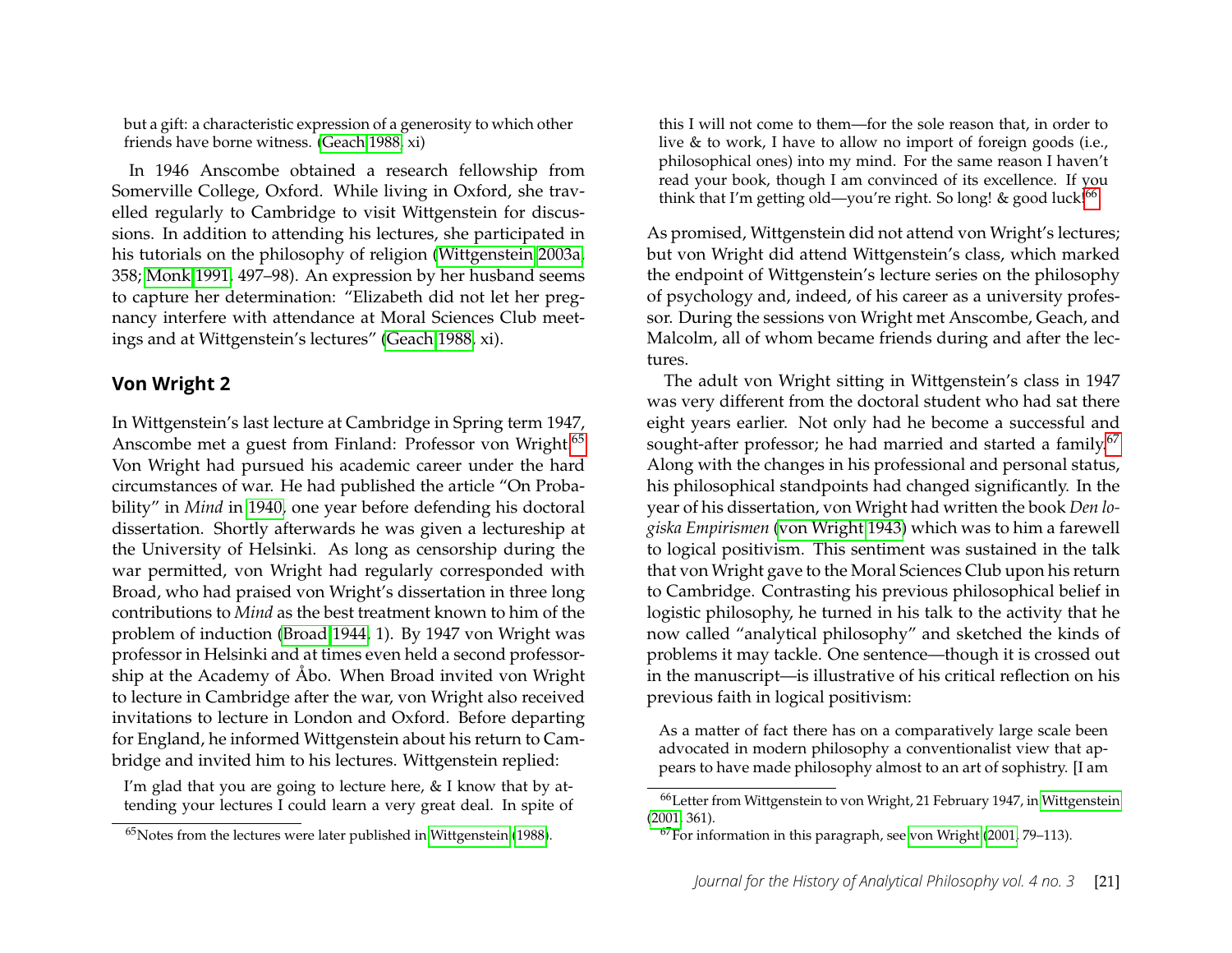> but a gift: a characteristic expression of a generosity to which other friends have borne witness. (Geach 1988, xi)

In 1946 Anscombe obtained a research fellowship from Somerville College, Oxford. While living in Oxford, she travelled regularly to Cambridge to visit Wittgenstein for discussions. In addition to attending his lectures, she participated in his tutorials on the philosophy of religion (Wittgenstein 2003a, 358; Monk 1991, 497–98). An expression by her husband seems to capture her determination: "Elizabeth did not let her pregnancy interfere with attendance at Moral Sciences Club meetings and at Wittgenstein's lectures" (Geach 1988, xi).

## Von Wright 2

In Wittgenstein's last lecture at Cambridge in Spring term 1947, Anscombe met a guest from Finland: Professor von Wright.[65] Von Wright had pursued his academic career under the hard circumstances of war. He had published the article "On Probability" in *Mind* in 1940, one year before defending his doctoral dissertation. Shortly afterwards he was given a lectureship at the University of Helsinki. As long as censorship during the war permitted, von Wright had regularly corresponded with Broad, who had praised von Wright's dissertation in three long contributions to *Mind* as the best treatment known to him of the problem of induction (Broad 1944, 1). By 1947 von Wright was professor in Helsinki and at times even held a second professorship at the Academy of Åbo. When Broad invited von Wright to lecture in Cambridge after the war, von Wright also received invitations to lecture in London and Oxford. Before departing for England, he informed Wittgenstein about his return to Cambridge and invited him to his lectures. Wittgenstein replied:

> I'm glad that you are going to lecture here, & I know that by attending your lectures I could learn a very great deal. In spite of this I will not come to them—for the sole reason that, in order to live & to work, I have to allow no import of foreign goods (i.e., philosophical ones) into my mind. For the same reason I haven't read your book, though I am convinced of its excellence. If you think that I'm getting old—you're right. So long! & good luck![66]

As promised, Wittgenstein did not attend von Wright's lectures; but von Wright did attend Wittgenstein's class, which marked the endpoint of Wittgenstein's lecture series on the philosophy of psychology and, indeed, of his career as a university professor. During the sessions von Wright met Anscombe, Geach, and Malcolm, all of whom became friends during and after the lectures.

The adult von Wright sitting in Wittgenstein's class in 1947 was very different from the doctoral student who had sat there eight years earlier. Not only had he become a successful and sought-after professor; he had married and started a family.[67] Along with the changes in his professional and personal status, his philosophical standpoints had changed significantly. In the year of his dissertation, von Wright had written the book *Den logiska Empirismen* (von Wright 1943) which was to him a farewell to logical positivism. This sentiment was sustained in the talk that von Wright gave to the Moral Sciences Club upon his return to Cambridge. Contrasting his previous philosophical belief in logistic philosophy, he turned in his talk to the activity that he now called "analytical philosophy" and sketched the kinds of problems it may tackle. One sentence—though it is crossed out in the manuscript—is illustrative of his critical reflection on his previous faith in logical positivism:

> As a matter of fact there has on a comparatively large scale been advocated in modern philosophy a conventionalist view that appears to have made philosophy almost to an art of sophistry. [I am

---

[65] Notes from the lectures were later published in Wittgenstein (1988).

[66] Letter from Wittgenstein to von Wright, 21 February 1947, in Wittgenstein (2001, 361).

[67] For information in this paragraph, see von Wright (2001, 79–113).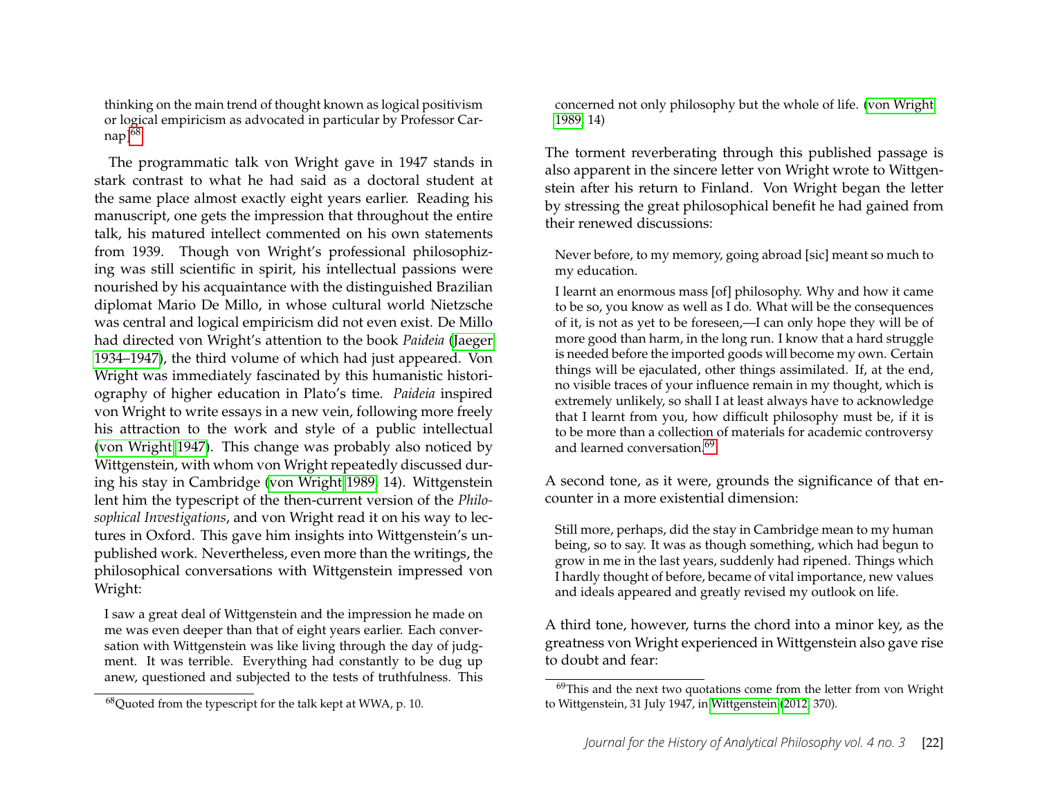thinking on the main trend of thought known as logical positivism or logical empiricism as advocated in particular by Professor Carnap.[68]

The programmatic talk von Wright gave in 1947 stands in stark contrast to what he had said as a doctoral student at the same place almost exactly eight years earlier. Reading his manuscript, one gets the impression that throughout the entire talk, his matured intellect commented on his own statements from 1939. Though von Wright's professional philosophizing was still scientific in spirit, his intellectual passions were nourished by his acquaintance with the distinguished Brazilian diplomat Mario De Millo, in whose cultural world Nietzsche was central and logical empiricism did not even exist. De Millo had directed von Wright's attention to the book *Paideia* (Jaeger 1934–1947), the third volume of which had just appeared. Von Wright was immediately fascinated by this humanistic historiography of higher education in Plato's time. *Paideia* inspired von Wright to write essays in a new vein, following more freely his attraction to the work and style of a public intellectual (von Wright 1947). This change was probably also noticed by Wittgenstein, with whom von Wright repeatedly discussed during his stay in Cambridge (von Wright 1989, 14). Wittgenstein lent him the typescript of the then-current version of the *Philosophical Investigations*, and von Wright read it on his way to lectures in Oxford. This gave him insights into Wittgenstein's unpublished work. Nevertheless, even more than the writings, the philosophical conversations with Wittgenstein impressed von Wright:

> I saw a great deal of Wittgenstein and the impression he made on me was even deeper than that of eight years earlier. Each conversation with Wittgenstein was like living through the day of judgment. It was terrible. Everything had constantly to be dug up anew, questioned and subjected to the tests of truthfulness. This concerned not only philosophy but the whole of life. (von Wright 1989, 14)

The torment reverberating through this published passage is also apparent in the sincere letter von Wright wrote to Wittgenstein after his return to Finland. Von Wright began the letter by stressing the great philosophical benefit he had gained from their renewed discussions:

> Never before, to my memory, going abroad [sic] meant so much to my education.
>
> I learnt an enormous mass [of] philosophy. Why and how it came to be so, you know as well as I do. What will be the consequences of it, is not as yet to be foreseen,—I can only hope they will be of more good than harm, in the long run. I know that a hard struggle is needed before the imported goods will become my own. Certain things will be ejaculated, other things assimilated. If, at the end, no visible traces of your influence remain in my thought, which is extremely unlikely, so shall I at least always have to acknowledge that I learnt from you, how difficult philosophy must be, if it is to be more than a collection of materials for academic controversy and learned conversation.[69]

A second tone, as it were, grounds the significance of that encounter in a more existential dimension:

> Still more, perhaps, did the stay in Cambridge mean to my human being, so to say. It was as though something, which had begun to grow in me in the last years, suddenly had ripened. Things which I hardly thought of before, became of vital importance, new values and ideals appeared and greatly revised my outlook on life.

A third tone, however, turns the chord into a minor key, as the greatness von Wright experienced in Wittgenstein also gave rise to doubt and fear:

[68] Quoted from the typescript for the talk kept at WWA, p. 10.

[69] This and the next two quotations come from the letter from von Wright to Wittgenstein, 31 July 1947, in Wittgenstein (2012, 370).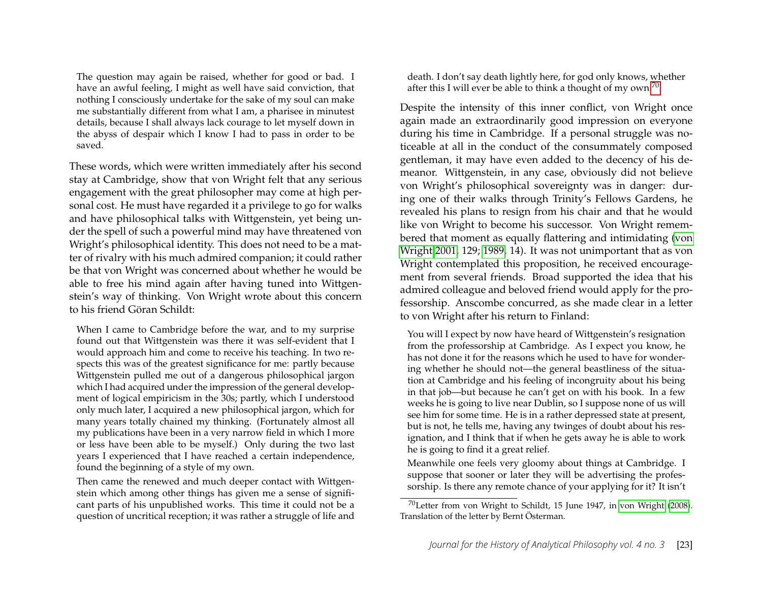> The question may again be raised, whether for good or bad. I have an awful feeling, I might as well have said conviction, that nothing I consciously undertake for the sake of my soul can make me substantially different from what I am, a pharisee in minutest details, because I shall always lack courage to let myself down in the abyss of despair which I know I had to pass in order to be saved.

These words, which were written immediately after his second stay at Cambridge, show that von Wright felt that any serious engagement with the great philosopher may come at high personal cost. He must have regarded it a privilege to go for walks and have philosophical talks with Wittgenstein, yet being under the spell of such a powerful mind may have threatened von Wright's philosophical identity. This does not need to be a matter of rivalry with his much admired companion; it could rather be that von Wright was concerned about whether he would be able to free his mind again after having tuned into Wittgenstein's way of thinking. Von Wright wrote about this concern to his friend Göran Schildt:

> When I came to Cambridge before the war, and to my surprise found out that Wittgenstein was there it was self-evident that I would approach him and come to receive his teaching. In two respects this was of the greatest significance for me: partly because Wittgenstein pulled me out of a dangerous philosophical jargon which I had acquired under the impression of the general development of logical empiricism in the 30s; partly, which I understood only much later, I acquired a new philosophical jargon, which for many years totally chained my thinking. (Fortunately almost all my publications have been in a very narrow field in which I more or less have been able to be myself.) Only during the two last years I experienced that I have reached a certain independence, found the beginning of a style of my own.
>
> Then came the renewed and much deeper contact with Wittgenstein which among other things has given me a sense of significant parts of his unpublished works. This time it could not be a question of uncritical reception; it was rather a struggle of life and death. I don't say death lightly here, for god only knows, whether after this I will ever be able to think a thought of my own.[70]

Despite the intensity of this inner conflict, von Wright once again made an extraordinarily good impression on everyone during his time in Cambridge. If a personal struggle was noticeable at all in the conduct of the consummately composed gentleman, it may have even added to the decency of his demeanor. Wittgenstein, in any case, obviously did not believe von Wright's philosophical sovereignty was in danger: during one of their walks through Trinity's Fellows Gardens, he revealed his plans to resign from his chair and that he would like von Wright to become his successor. Von Wright remembered that moment as equally flattering and intimidating (von Wright 2001, 129; 1989, 14). It was not unimportant that as von Wright contemplated this proposition, he received encouragement from several friends. Broad supported the idea that his admired colleague and beloved friend would apply for the professorship. Anscombe concurred, as she made clear in a letter to von Wright after his return to Finland:

> You will I expect by now have heard of Wittgenstein's resignation from the professorship at Cambridge. As I expect you know, he has not done it for the reasons which he used to have for wondering whether he should not—the general beastliness of the situation at Cambridge and his feeling of incongruity about his being in that job—but because he can't get on with his book. In a few weeks he is going to live near Dublin, so I suppose none of us will see him for some time. He is in a rather depressed state at present, but is not, he tells me, having any twinges of doubt about his resignation, and I think that if when he gets away he is able to work he is going to find it a great relief.
>
> Meanwhile one feels very gloomy about things at Cambridge. I suppose that sooner or later they will be advertising the professorship. Is there any remote chance of your applying for it? It isn't

[70] Letter from von Wright to Schildt, 15 June 1947, in von Wright (2008). Translation of the letter by Bernt Österman.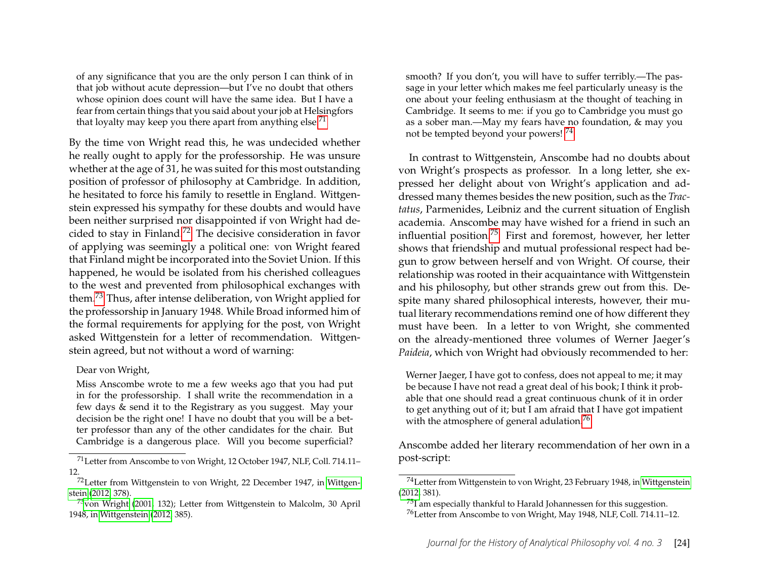> of any significance that you are the only person I can think of in that job without acute depression—but I've no doubt that others whose opinion does count will have the same idea. But I have a fear from certain things that you said about your job at Helsingfors that loyalty may keep you there apart from anything else.[71]

By the time von Wright read this, he was undecided whether he really ought to apply for the professorship. He was unsure whether at the age of 31, he was suited for this most outstanding position of professor of philosophy at Cambridge. In addition, he hesitated to force his family to resettle in England. Wittgenstein expressed his sympathy for these doubts and would have been neither surprised nor disappointed if von Wright had decided to stay in Finland.[72] The decisive consideration in favor of applying was seemingly a political one: von Wright feared that Finland might be incorporated into the Soviet Union. If this happened, he would be isolated from his cherished colleagues to the west and prevented from philosophical exchanges with them.[73] Thus, after intense deliberation, von Wright applied for the professorship in January 1948. While Broad informed him of the formal requirements for applying for the post, von Wright asked Wittgenstein for a letter of recommendation. Wittgenstein agreed, but not without a word of warning:

> Dear von Wright,
>
> Miss Anscombe wrote to me a few weeks ago that you had put in for the professorship. I shall write the recommendation in a few days & send it to the Registrary as you suggest. May your decision be the right one! I have no doubt that you will be a better professor than any of the other candidates for the chair. But Cambridge is a dangerous place. Will you become superficial? smooth? If you don't, you will have to suffer terribly.—The passage in your letter which makes me feel particularly uneasy is the one about your feeling enthusiasm at the thought of teaching in Cambridge. It seems to me: if you go to Cambridge you must go as a sober man.—May my fears have no foundation, & may you not be tempted beyond your powers![74]

In contrast to Wittgenstein, Anscombe had no doubts about von Wright's prospects as professor. In a long letter, she expressed her delight about von Wright's application and addressed many themes besides the new position, such as the *Tractatus*, Parmenides, Leibniz and the current situation of English academia. Anscombe may have wished for a friend in such an influential position.[75] First and foremost, however, her letter shows that friendship and mutual professional respect had begun to grow between herself and von Wright. Of course, their relationship was rooted in their acquaintance with Wittgenstein and his philosophy, but other strands grew out from this. Despite many shared philosophical interests, however, their mutual literary recommendations remind one of how different they must have been. In a letter to von Wright, she commented on the already-mentioned three volumes of Werner Jaeger's *Paideia*, which von Wright had obviously recommended to her:

> Werner Jaeger, I have got to confess, does not appeal to me; it may be because I have not read a great deal of his book; I think it probable that one should read a great continuous chunk of it in order to get anything out of it; but I am afraid that I have got impatient with the atmosphere of general adulation.[76]

Anscombe added her literary recommendation of her own in a post-script:

---

[71] Letter from Anscombe to von Wright, 12 October 1947, NLF, Coll. 714.11–12.

[72] Letter from Wittgenstein to von Wright, 22 December 1947, in Wittgenstein (2012, 378).

[73] von Wright (2001, 132); Letter from Wittgenstein to Malcolm, 30 April 1948, in Wittgenstein (2012, 385).

[74] Letter from Wittgenstein to von Wright, 23 February 1948, in Wittgenstein (2012, 381).

[75] I am especially thankful to Harald Johannessen for this suggestion.

[76] Letter from Anscombe to von Wright, May 1948, NLF, Coll. 714.11–12.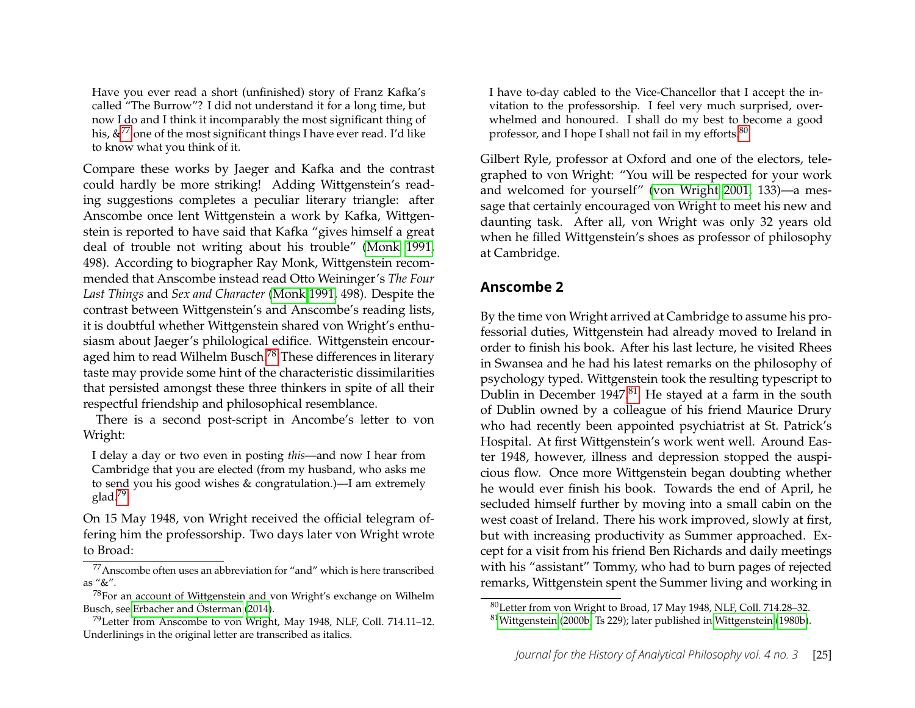> Have you ever read a short (unfinished) story of Franz Kafka's called "The Burrow"? I did not understand it for a long time, but now I do and I think it incomparably the most significant thing of his, &[77] one of the most significant things I have ever read. I'd like to know what you think of it.

Compare these works by Jaeger and Kafka and the contrast could hardly be more striking! Adding Wittgenstein's reading suggestions completes a peculiar literary triangle: after Anscombe once lent Wittgenstein a work by Kafka, Wittgenstein is reported to have said that Kafka "gives himself a great deal of trouble not writing about his trouble" (Monk 1991, 498). According to biographer Ray Monk, Wittgenstein recommended that Anscombe instead read Otto Weininger's *The Four Last Things* and *Sex and Character* (Monk 1991, 498). Despite the contrast between Wittgenstein's and Anscombe's reading lists, it is doubtful whether Wittgenstein shared von Wright's enthusiasm about Jaeger's philological edifice. Wittgenstein encouraged him to read Wilhelm Busch.[78] These differences in literary taste may provide some hint of the characteristic dissimilarities that persisted amongst these three thinkers in spite of all their respectful friendship and philosophical resemblance.

There is a second post-script in Ancombe's letter to von Wright:

> I delay a day or two even in posting *this*—and now I hear from Cambridge that you are elected (from my husband, who asks me to send you his good wishes & congratulation.)—I am extremely glad.[79]

On 15 May 1948, von Wright received the official telegram offering him the professorship. Two days later von Wright wrote to Broad:

> I have to-day cabled to the Vice-Chancellor that I accept the invitation to the professorship. I feel very much surprised, overwhelmed and honoured. I shall do my best to become a good professor, and I hope I shall not fail in my efforts.[80]

Gilbert Ryle, professor at Oxford and one of the electors, telegraphed to von Wright: "You will be respected for your work and welcomed for yourself" (von Wright 2001, 133)—a message that certainly encouraged von Wright to meet his new and daunting task. After all, von Wright was only 32 years old when he filled Wittgenstein's shoes as professor of philosophy at Cambridge.

## Anscombe 2

By the time von Wright arrived at Cambridge to assume his professorial duties, Wittgenstein had already moved to Ireland in order to finish his book. After his last lecture, he visited Rhees in Swansea and he had his latest remarks on the philosophy of psychology typed. Wittgenstein took the resulting typescript to Dublin in December 1947.[81] He stayed at a farm in the south of Dublin owned by a colleague of his friend Maurice Drury who had recently been appointed psychiatrist at St. Patrick's Hospital. At first Wittgenstein's work went well. Around Easter 1948, however, illness and depression stopped the auspicious flow. Once more Wittgenstein began doubting whether he would ever finish his book. Towards the end of April, he secluded himself further by moving into a small cabin on the west coast of Ireland. There his work improved, slowly at first, but with increasing productivity as Summer approached. Except for a visit from his friend Ben Richards and daily meetings with his "assistant" Tommy, who had to burn pages of rejected remarks, Wittgenstein spent the Summer living and working in

---

[77] Anscombe often uses an abbreviation for "and" which is here transcribed as "&".

[78] For an account of Wittgenstein and von Wright's exchange on Wilhelm Busch, see Erbacher and Österman (2014).

[79] Letter from Anscombe to von Wright, May 1948, NLF, Coll. 714.11–12. Underlinings in the original letter are transcribed as italics.

[80] Letter from von Wright to Broad, 17 May 1948, NLF, Coll. 714.28–32.

[81] Wittgenstein (2000b, Ts 229); later published in Wittgenstein (1980b).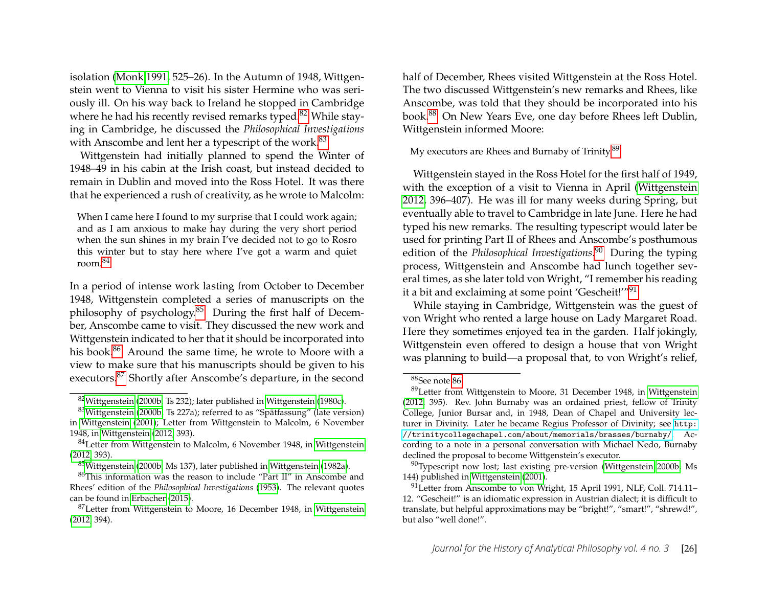isolation (Monk 1991, 525–26). In the Autumn of 1948, Wittgenstein went to Vienna to visit his sister Hermine who was seriously ill. On his way back to Ireland he stopped in Cambridge where he had his recently revised remarks typed.[82] While staying in Cambridge, he discussed the *Philosophical Investigations* with Anscombe and lent her a typescript of the work.[83]

Wittgenstein had initially planned to spend the Winter of 1948–49 in his cabin at the Irish coast, but instead decided to remain in Dublin and moved into the Ross Hotel. It was there that he experienced a rush of creativity, as he wrote to Malcolm:

> When I came here I found to my surprise that I could work again; and as I am anxious to make hay during the very short period when the sun shines in my brain I've decided not to go to Rosro this winter but to stay here where I've got a warm and quiet room.[84]

In a period of intense work lasting from October to December 1948, Wittgenstein completed a series of manuscripts on the philosophy of psychology.[85] During the first half of December, Anscombe came to visit. They discussed the new work and Wittgenstein indicated to her that it should be incorporated into his book.[86] Around the same time, he wrote to Moore with a view to make sure that his manuscripts should be given to his executors.[87] Shortly after Anscombe's departure, in the second half of December, Rhees visited Wittgenstein at the Ross Hotel. The two discussed Wittgenstein's new remarks and Rhees, like Anscombe, was told that they should be incorporated into his book.[88] On New Years Eve, one day before Rhees left Dublin, Wittgenstein informed Moore:

> My executors are Rhees and Burnaby of Trinity.[89]

Wittgenstein stayed in the Ross Hotel for the first half of 1949, with the exception of a visit to Vienna in April (Wittgenstein 2012, 396–407). He was ill for many weeks during Spring, but eventually able to travel to Cambridge in late June. Here he had typed his new remarks. The resulting typescript would later be used for printing Part II of Rhees and Anscombe's posthumous edition of the *Philosophical Investigations*.[90] During the typing process, Wittgenstein and Anscombe had lunch together several times, as she later told von Wright, "I remember his reading it a bit and exclaiming at some point 'Gescheit!'"[91]

While staying in Cambridge, Wittgenstein was the guest of von Wright who rented a large house on Lady Margaret Road. Here they sometimes enjoyed tea in the garden. Half jokingly, Wittgenstein even offered to design a house that von Wright was planning to build—a proposal that, to von Wright's relief,

---

[82] Wittgenstein (2000b, Ts 232); later published in Wittgenstein (1980c).

[83] Wittgenstein (2000b, Ts 227a); referred to as "Spätfassung" (late version) in Wittgenstein (2001); Letter from Wittgenstein to Malcolm, 6 November 1948, in Wittgenstein (2012, 393).

[84] Letter from Wittgenstein to Malcolm, 6 November 1948, in Wittgenstein (2012, 393).

[85] Wittgenstein (2000b, Ms 137), later published in Wittgenstein (1982a).

[86] This information was the reason to include "Part II" in Anscombe and Rhees' edition of the *Philosophical Investigations* (1953). The relevant quotes can be found in Erbacher (2015).

[87] Letter from Wittgenstein to Moore, 16 December 1948, in Wittgenstein (2012, 394).

[88] See note 86.

[89] Letter from Wittgenstein to Moore, 31 December 1948, in Wittgenstein (2012, 395). Rev. John Burnaby was an ordained priest, fellow of Trinity College, Junior Bursar and, in 1948, Dean of Chapel and University lecturer in Divinity. Later he became Regius Professor of Divinity; see http://trinitycollegechapel.com/about/memorials/brasses/burnaby/. According to a note in a personal conversation with Michael Nedo, Burnaby declined the proposal to become Wittgenstein's executor.

[90] Typescript now lost; last existing pre-version (Wittgenstein 2000b, Ms 144) published in Wittgenstein (2001).

[91] Letter from Anscombe to von Wright, 15 April 1991, NLF, Coll. 714.11–12. "Gescheit!" is an idiomatic expression in Austrian dialect; it is difficult to translate, but helpful approximations may be "bright!", "smart!", "shrewd!", but also "well done!".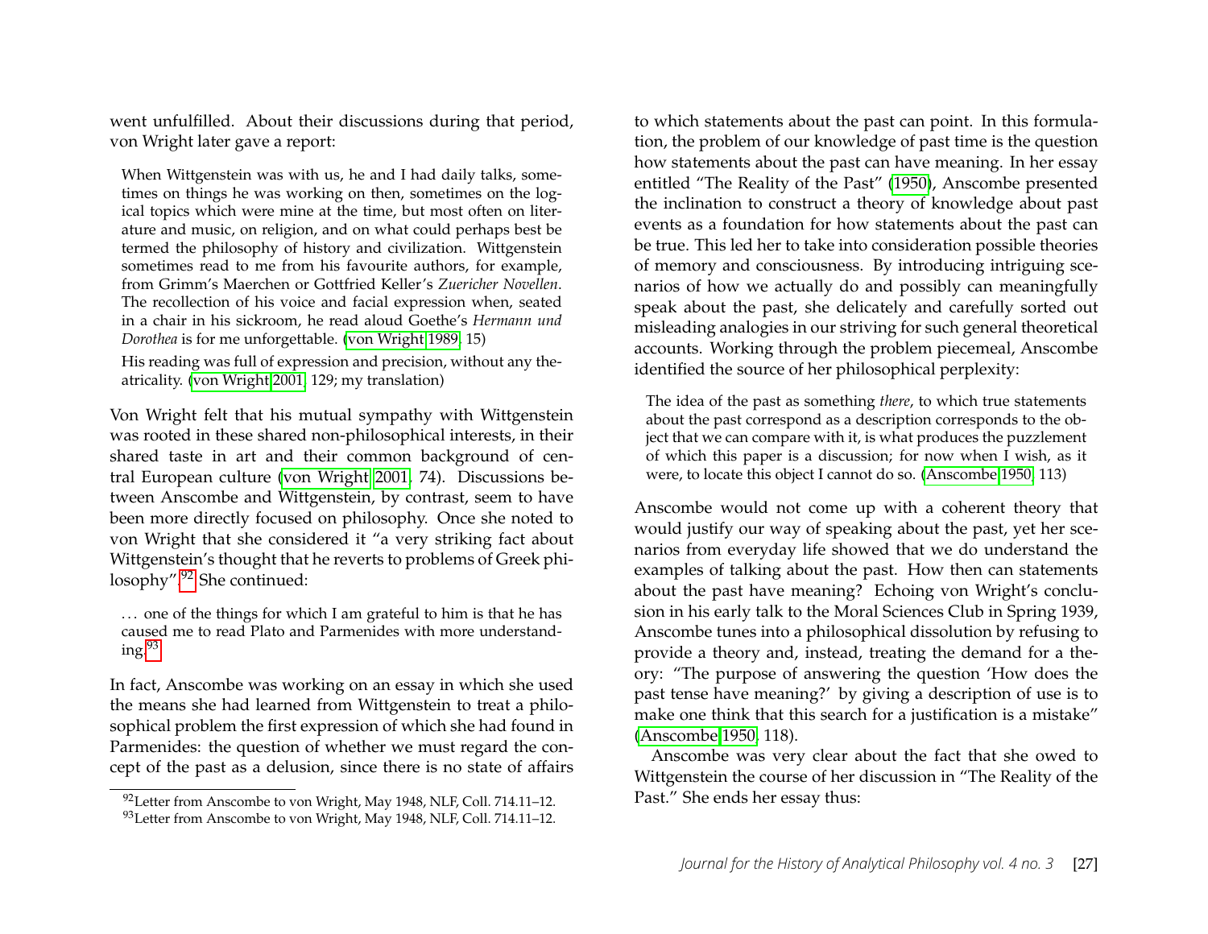went unfulfilled. About their discussions during that period, von Wright later gave a report:

> When Wittgenstein was with us, he and I had daily talks, sometimes on things he was working on then, sometimes on the logical topics which were mine at the time, but most often on literature and music, on religion, and on what could perhaps best be termed the philosophy of history and civilization. Wittgenstein sometimes read to me from his favourite authors, for example, from Grimm's Maerchen or Gottfried Keller's *Zuericher Novellen*. The recollection of his voice and facial expression when, seated in a chair in his sickroom, he read aloud Goethe's *Hermann und Dorothea* is for me unforgettable. (von Wright 1989, 15)
>
> His reading was full of expression and precision, without any theatricality. (von Wright 2001, 129; my translation)

Von Wright felt that his mutual sympathy with Wittgenstein was rooted in these shared non-philosophical interests, in their shared taste in art and their common background of central European culture (von Wright 2001, 74). Discussions between Anscombe and Wittgenstein, by contrast, seem to have been more directly focused on philosophy. Once she noted to von Wright that she considered it "a very striking fact about Wittgenstein's thought that he reverts to problems of Greek philosophy".[92] She continued:

> … one of the things for which I am grateful to him is that he has caused me to read Plato and Parmenides with more understanding.[93]

In fact, Anscombe was working on an essay in which she used the means she had learned from Wittgenstein to treat a philosophical problem the first expression of which she had found in Parmenides: the question of whether we must regard the concept of the past as a delusion, since there is no state of affairs to which statements about the past can point. In this formulation, the problem of our knowledge of past time is the question how statements about the past can have meaning. In her essay entitled "The Reality of the Past" (1950), Anscombe presented the inclination to construct a theory of knowledge about past events as a foundation for how statements about the past can be true. This led her to take into consideration possible theories of memory and consciousness. By introducing intriguing scenarios of how we actually do and possibly can meaningfully speak about the past, she delicately and carefully sorted out misleading analogies in our striving for such general theoretical accounts. Working through the problem piecemeal, Anscombe identified the source of her philosophical perplexity:

> The idea of the past as something *there*, to which true statements about the past correspond as a description corresponds to the object that we can compare with it, is what produces the puzzlement of which this paper is a discussion; for now when I wish, as it were, to locate this object I cannot do so. (Anscombe 1950, 113)

Anscombe would not come up with a coherent theory that would justify our way of speaking about the past, yet her scenarios from everyday life showed that we do understand the examples of talking about the past. How then can statements about the past have meaning? Echoing von Wright's conclusion in his early talk to the Moral Sciences Club in Spring 1939, Anscombe tunes into a philosophical dissolution by refusing to provide a theory and, instead, treating the demand for a theory: "The purpose of answering the question 'How does the past tense have meaning?' by giving a description of use is to make one think that this search for a justification is a mistake" (Anscombe 1950, 118).

Anscombe was very clear about the fact that she owed to Wittgenstein the course of her discussion in "The Reality of the Past." She ends her essay thus:

[92] Letter from Anscombe to von Wright, May 1948, NLF, Coll. 714.11–12.

[93] Letter from Anscombe to von Wright, May 1948, NLF, Coll. 714.11–12.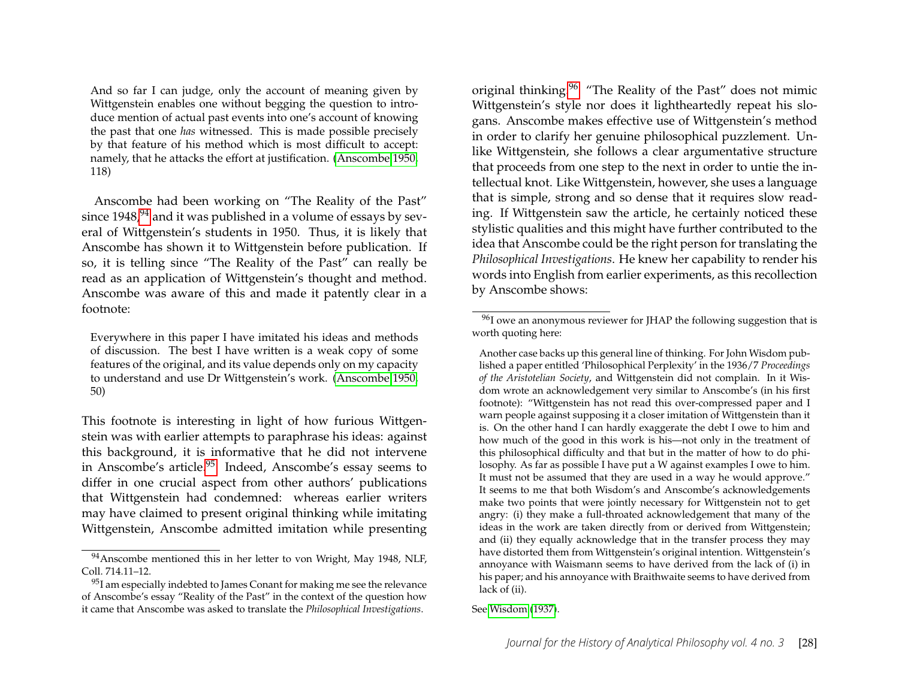> And so far I can judge, only the account of meaning given by Wittgenstein enables one without begging the question to introduce mention of actual past events into one's account of knowing the past that one *has* witnessed. This is made possible precisely by that feature of his method which is most difficult to accept: namely, that he attacks the effort at justification. (Anscombe 1950, 118)

Anscombe had been working on "The Reality of the Past" since 1948,[94] and it was published in a volume of essays by several of Wittgenstein's students in 1950. Thus, it is likely that Anscombe has shown it to Wittgenstein before publication. If so, it is telling since "The Reality of the Past" can really be read as an application of Wittgenstein's thought and method. Anscombe was aware of this and made it patently clear in a footnote:

> Everywhere in this paper I have imitated his ideas and methods of discussion. The best I have written is a weak copy of some features of the original, and its value depends only on my capacity to understand and use Dr Wittgenstein's work. (Anscombe 1950, 50)

This footnote is interesting in light of how furious Wittgenstein was with earlier attempts to paraphrase his ideas: against this background, it is informative that he did not intervene in Anscombe's article.[95] Indeed, Anscombe's essay seems to differ in one crucial aspect from other authors' publications that Wittgenstein had condemned: whereas earlier writers may have claimed to present original thinking while imitating Wittgenstein, Anscombe admitted imitation while presenting original thinking.[96] "The Reality of the Past" does not mimic Wittgenstein's style nor does it lightheartedly repeat his slogans. Anscombe makes effective use of Wittgenstein's method in order to clarify her genuine philosophical puzzlement. Unlike Wittgenstein, she follows a clear argumentative structure that proceeds from one step to the next in order to untie the intellectual knot. Like Wittgenstein, however, she uses a language that is simple, strong and so dense that it requires slow reading. If Wittgenstein saw the article, he certainly noticed these stylistic qualities and this might have further contributed to the idea that Anscombe could be the right person for translating the *Philosophical Investigations*. He knew her capability to render his words into English from earlier experiments, as this recollection by Anscombe shows:

---

[94] Anscombe mentioned this in her letter to von Wright, May 1948, NLF, Coll. 714.11–12.

[95] I am especially indebted to James Conant for making me see the relevance of Anscombe's essay "Reality of the Past" in the context of the question how it came that Anscombe was asked to translate the *Philosophical Investigations*.

[96] I owe an anonymous reviewer for JHAP the following suggestion that is worth quoting here:

> Another case backs up this general line of thinking. For John Wisdom published a paper entitled 'Philosophical Perplexity' in the 1936/7 *Proceedings of the Aristotelian Society*, and Wittgenstein did not complain. In it Wisdom wrote an acknowledgement very similar to Anscombe's (in his first footnote): "Wittgenstein has not read this over-compressed paper and I warn people against supposing it a closer imitation of Wittgenstein than it is. On the other hand I can hardly exaggerate the debt I owe to him and how much of the good in this work is his—not only in the treatment of this philosophical difficulty and that but in the matter of how to do philosophy. As far as possible I have put a W against examples I owe to him. It must not be assumed that they are used in a way he would approve." It seems to me that both Wisdom's and Anscombe's acknowledgements make two points that were jointly necessary for Wittgenstein not to get angry: (i) they make a full-throated acknowledgement that many of the ideas in the work are taken directly from or derived from Wittgenstein; and (ii) they equally acknowledge that in the transfer process they may have distorted them from Wittgenstein's original intention. Wittgenstein's annoyance with Waismann seems to have derived from the lack of (i) in his paper; and his annoyance with Braithwaite seems to have derived from lack of (ii).

See Wisdom (1937).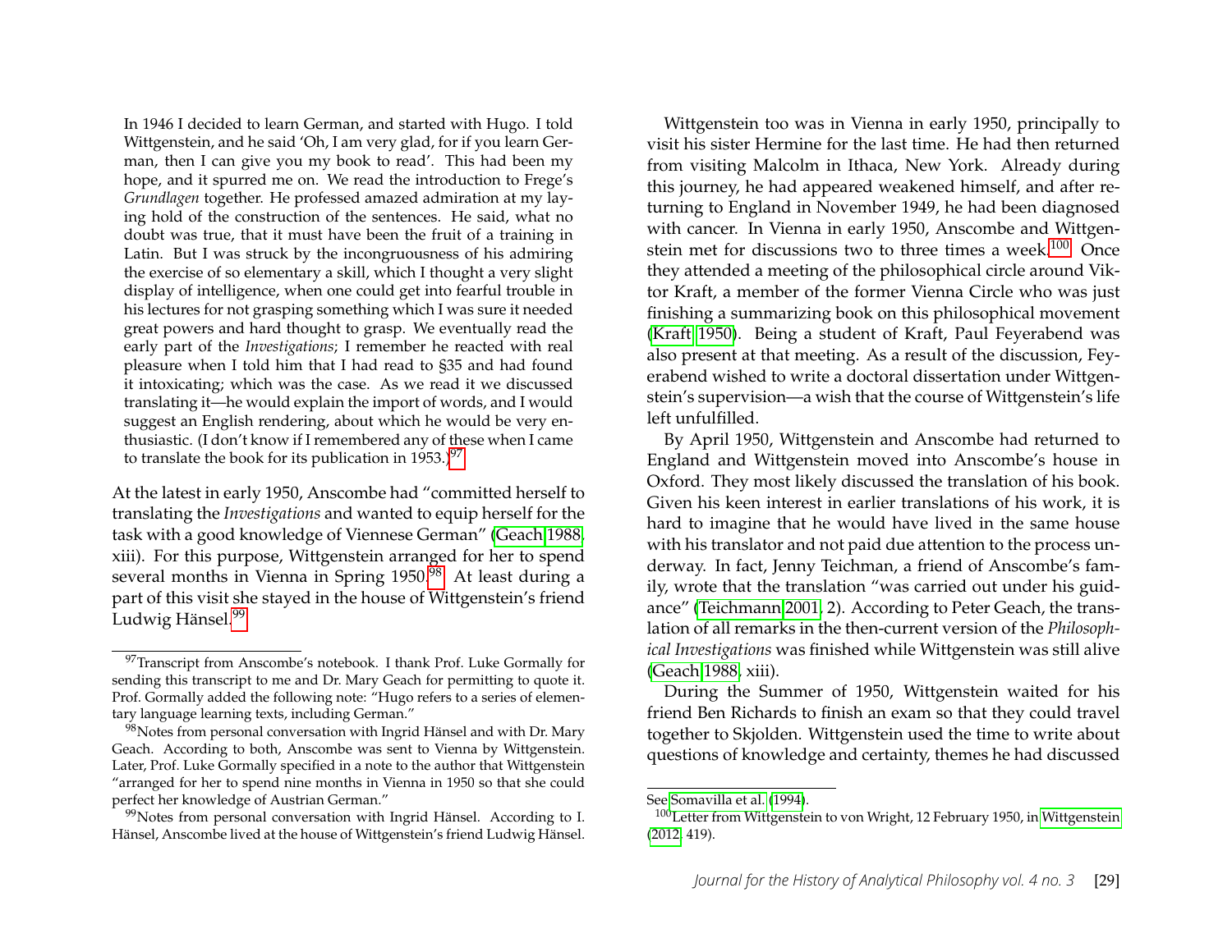> In 1946 I decided to learn German, and started with Hugo. I told Wittgenstein, and he said 'Oh, I am very glad, for if you learn German, then I can give you my book to read'. This had been my hope, and it spurred me on. We read the introduction to Frege's *Grundlagen* together. He professed amazed admiration at my laying hold of the construction of the sentences. He said, what no doubt was true, that it must have been the fruit of a training in Latin. But I was struck by the incongruousness of his admiring the exercise of so elementary a skill, which I thought a very slight display of intelligence, when one could get into fearful trouble in his lectures for not grasping something which I was sure it needed great powers and hard thought to grasp. We eventually read the early part of the *Investigations*; I remember he reacted with real pleasure when I told him that I had read to §35 and had found it intoxicating; which was the case. As we read it we discussed translating it—he would explain the import of words, and I would suggest an English rendering, about which he would be very enthusiastic. (I don't know if I remembered any of these when I came to translate the book for its publication in 1953.)[97]

At the latest in early 1950, Anscombe had "committed herself to translating the *Investigations* and wanted to equip herself for the task with a good knowledge of Viennese German" (Geach 1988, xiii). For this purpose, Wittgenstein arranged for her to spend several months in Vienna in Spring 1950.[98] At least during a part of this visit she stayed in the house of Wittgenstein's friend Ludwig Hänsel.[99]

Wittgenstein too was in Vienna in early 1950, principally to visit his sister Hermine for the last time. He had then returned from visiting Malcolm in Ithaca, New York. Already during this journey, he had appeared weakened himself, and after returning to England in November 1949, he had been diagnosed with cancer. In Vienna in early 1950, Anscombe and Wittgenstein met for discussions two to three times a week.[100] Once they attended a meeting of the philosophical circle around Viktor Kraft, a member of the former Vienna Circle who was just finishing a summarizing book on this philosophical movement (Kraft 1950). Being a student of Kraft, Paul Feyerabend was also present at that meeting. As a result of the discussion, Feyerabend wished to write a doctoral dissertation under Wittgenstein's supervision—a wish that the course of Wittgenstein's life left unfulfilled.

By April 1950, Wittgenstein and Anscombe had returned to England and Wittgenstein moved into Anscombe's house in Oxford. They most likely discussed the translation of his book. Given his keen interest in earlier translations of his work, it is hard to imagine that he would have lived in the same house with his translator and not paid due attention to the process underway. In fact, Jenny Teichman, a friend of Anscombe's family, wrote that the translation "was carried out under his guidance" (Teichmann 2001, 2). According to Peter Geach, the translation of all remarks in the then-current version of the *Philosophical Investigations* was finished while Wittgenstein was still alive (Geach 1988, xiii).

During the Summer of 1950, Wittgenstein waited for his friend Ben Richards to finish an exam so that they could travel together to Skjolden. Wittgenstein used the time to write about questions of knowledge and certainty, themes he had discussed

---

[97] Transcript from Anscombe's notebook. I thank Prof. Luke Gormally for sending this transcript to me and Dr. Mary Geach for permitting to quote it. Prof. Gormally added the following note: "Hugo refers to a series of elementary language learning texts, including German."

[98] Notes from personal conversation with Ingrid Hänsel and with Dr. Mary Geach. According to both, Anscombe was sent to Vienna by Wittgenstein. Later, Prof. Luke Gormally specified in a note to the author that Wittgenstein "arranged for her to spend nine months in Vienna in 1950 so that she could perfect her knowledge of Austrian German."

[99] Notes from personal conversation with Ingrid Hänsel. According to I. Hänsel, Anscombe lived at the house of Wittgenstein's friend Ludwig Hänsel. See Somavilla et al. (1994).

[100] Letter from Wittgenstein to von Wright, 12 February 1950, in Wittgenstein (2012, 419).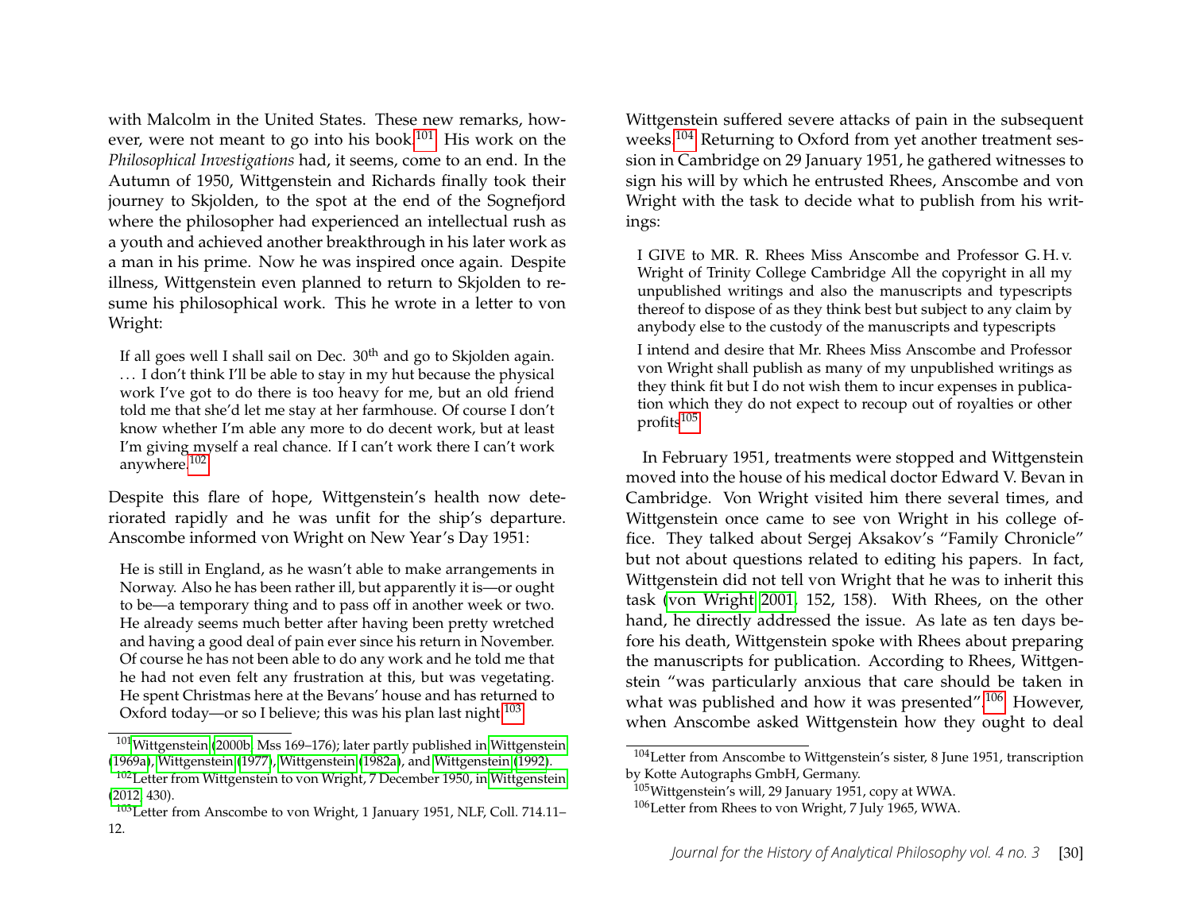with Malcolm in the United States. These new remarks, however, were not meant to go into his book.[101] His work on the *Philosophical Investigations* had, it seems, come to an end. In the Autumn of 1950, Wittgenstein and Richards finally took their journey to Skjolden, to the spot at the end of the Sognefjord where the philosopher had experienced an intellectual rush as a youth and achieved another breakthrough in his later work as a man in his prime. Now he was inspired once again. Despite illness, Wittgenstein even planned to return to Skjolden to resume his philosophical work. This he wrote in a letter to von Wright:

> If all goes well I shall sail on Dec. 30th and go to Skjolden again. … I don't think I'll be able to stay in my hut because the physical work I've got to do there is too heavy for me, but an old friend told me that she'd let me stay at her farmhouse. Of course I don't know whether I'm able any more to do decent work, but at least I'm giving myself a real chance. If I can't work there I can't work anywhere.[102]

Despite this flare of hope, Wittgenstein's health now deteriorated rapidly and he was unfit for the ship's departure. Anscombe informed von Wright on New Year's Day 1951:

> He is still in England, as he wasn't able to make arrangements in Norway. Also he has been rather ill, but apparently it is—or ought to be—a temporary thing and to pass off in another week or two. He already seems much better after having been pretty wretched and having a good deal of pain ever since his return in November. Of course he has not been able to do any work and he told me that he had not even felt any frustration at this, but was vegetating. He spent Christmas here at the Bevans' house and has returned to Oxford today—or so I believe; this was his plan last night.[103]

Wittgenstein suffered severe attacks of pain in the subsequent weeks.[104] Returning to Oxford from yet another treatment session in Cambridge on 29 January 1951, he gathered witnesses to sign his will by which he entrusted Rhees, Anscombe and von Wright with the task to decide what to publish from his writings:

> I GIVE to MR. R. Rhees Miss Anscombe and Professor G. H. v. Wright of Trinity College Cambridge All the copyright in all my unpublished writings and also the manuscripts and typescripts thereof to dispose of as they think best but subject to any claim by anybody else to the custody of the manuscripts and typescripts
>
> I intend and desire that Mr. Rhees Miss Anscombe and Professor von Wright shall publish as many of my unpublished writings as they think fit but I do not wish them to incur expenses in publication which they do not expect to recoup out of royalties or other profits[105]

In February 1951, treatments were stopped and Wittgenstein moved into the house of his medical doctor Edward V. Bevan in Cambridge. Von Wright visited him there several times, and Wittgenstein once came to see von Wright in his college office. They talked about Sergej Aksakov's "Family Chronicle" but not about questions related to editing his papers. In fact, Wittgenstein did not tell von Wright that he was to inherit this task (von Wright 2001, 152, 158). With Rhees, on the other hand, he directly addressed the issue. As late as ten days before his death, Wittgenstein spoke with Rhees about preparing the manuscripts for publication. According to Rhees, Wittgenstein "was particularly anxious that care should be taken in what was published and how it was presented".[106] However, when Anscombe asked Wittgenstein how they ought to deal

---

[101] Wittgenstein (2000b, Mss 169–176); later partly published in Wittgenstein (1969a), Wittgenstein (1977), Wittgenstein (1982a), and Wittgenstein (1992).

[102] Letter from Wittgenstein to von Wright, 7 December 1950, in Wittgenstein (2012, 430).

[103] Letter from Anscombe to von Wright, 1 January 1951, NLF, Coll. 714.11–12.

[104] Letter from Anscombe to Wittgenstein's sister, 8 June 1951, transcription by Kotte Autographs GmbH, Germany.

[105] Wittgenstein's will, 29 January 1951, copy at WWA.

[106] Letter from Rhees to von Wright, 7 July 1965, WWA.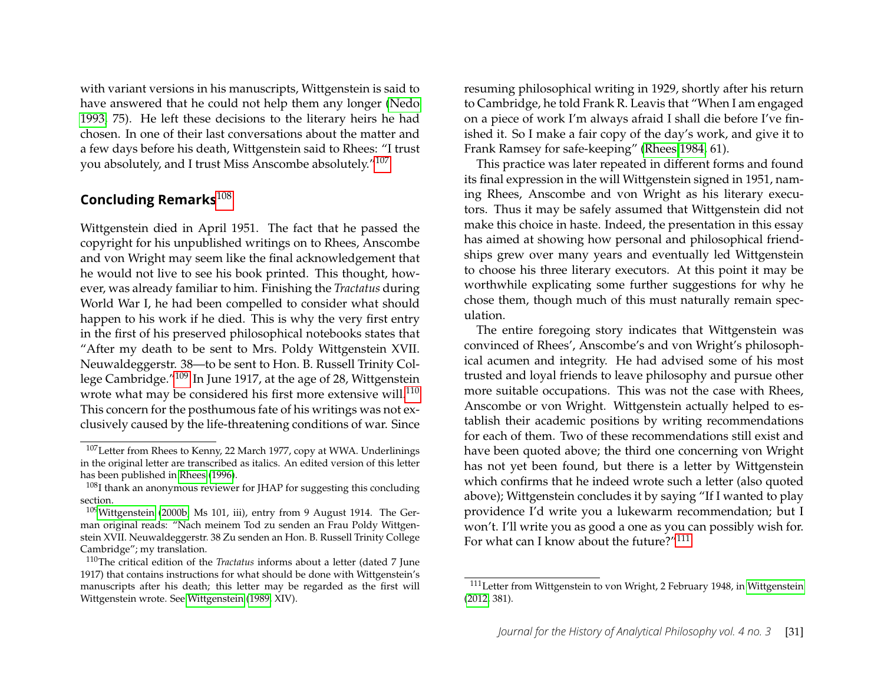with variant versions in his manuscripts, Wittgenstein is said to have answered that he could not help them any longer (Nedo 1993, 75). He left these decisions to the literary heirs he had chosen. In one of their last conversations about the matter and a few days before his death, Wittgenstein said to Rhees: "I trust you absolutely, and I trust Miss Anscombe absolutely."[107]

## Concluding Remarks[108]

Wittgenstein died in April 1951. The fact that he passed the copyright for his unpublished writings on to Rhees, Anscombe and von Wright may seem like the final acknowledgement that he would not live to see his book printed. This thought, however, was already familiar to him. Finishing the *Tractatus* during World War I, he had been compelled to consider what should happen to his work if he died. This is why the very first entry in the first of his preserved philosophical notebooks states that "After my death to be sent to Mrs. Poldy Wittgenstein XVII. Neuwaldeggerstr. 38—to be sent to Hon. B. Russell Trinity College Cambridge."[109] In June 1917, at the age of 28, Wittgenstein wrote what may be considered his first more extensive will.[110] This concern for the posthumous fate of his writings was not exclusively caused by the life-threatening conditions of war. Since resuming philosophical writing in 1929, shortly after his return to Cambridge, he told Frank R. Leavis that "When I am engaged on a piece of work I'm always afraid I shall die before I've finished it. So I make a fair copy of the day's work, and give it to Frank Ramsey for safe-keeping" (Rhees 1984, 61).

This practice was later repeated in different forms and found its final expression in the will Wittgenstein signed in 1951, naming Rhees, Anscombe and von Wright as his literary executors. Thus it may be safely assumed that Wittgenstein did not make this choice in haste. Indeed, the presentation in this essay has aimed at showing how personal and philosophical friendships grew over many years and eventually led Wittgenstein to choose his three literary executors. At this point it may be worthwhile explicating some further suggestions for why he chose them, though much of this must naturally remain speculation.

The entire foregoing story indicates that Wittgenstein was convinced of Rhees', Anscombe's and von Wright's philosophical acumen and integrity. He had advised some of his most trusted and loyal friends to leave philosophy and pursue other more suitable occupations. This was not the case with Rhees, Anscombe or von Wright. Wittgenstein actually helped to establish their academic positions by writing recommendations for each of them. Two of these recommendations still exist and have been quoted above; the third one concerning von Wright has not yet been found, but there is a letter by Wittgenstein which confirms that he indeed wrote such a letter (also quoted above); Wittgenstein concludes it by saying "If I wanted to play providence I'd write you a lukewarm recommendation; but I won't. I'll write you as good a one as you can possibly wish for. For what can I know about the future?"[111]

---

[107] Letter from Rhees to Kenny, 22 March 1977, copy at WWA. Underlinings in the original letter are transcribed as italics. An edited version of this letter has been published in Rhees (1996).

[108] I thank an anonymous reviewer for JHAP for suggesting this concluding section.

[109] Wittgenstein (2000b, Ms 101, iii), entry from 9 August 1914. The German original reads: "Nach meinem Tod zu senden an Frau Poldy Wittgenstein XVII. Neuwaldeggerstr. 38 Zu senden an Hon. B. Russell Trinity College Cambridge"; my translation.

[110] The critical edition of the *Tractatus* informs about a letter (dated 7 June 1917) that contains instructions for what should be done with Wittgenstein's manuscripts after his death; this letter may be regarded as the first will Wittgenstein wrote. See Wittgenstein (1989, XIV).

[111] Letter from Wittgenstein to von Wright, 2 February 1948, in Wittgenstein (2012, 381).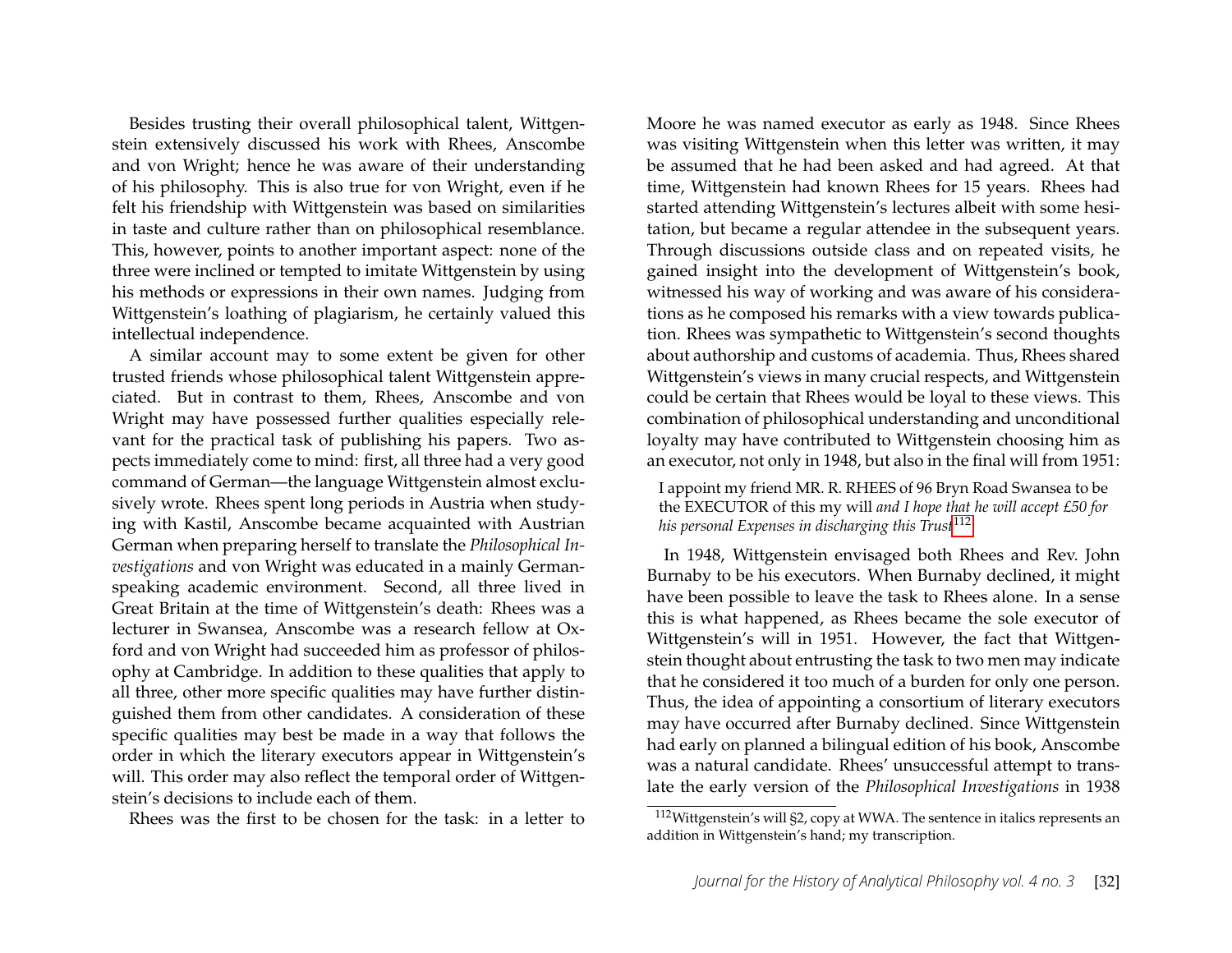Besides trusting their overall philosophical talent, Wittgenstein extensively discussed his work with Rhees, Anscombe and von Wright; hence he was aware of their understanding of his philosophy. This is also true for von Wright, even if he felt his friendship with Wittgenstein was based on similarities in taste and culture rather than on philosophical resemblance. This, however, points to another important aspect: none of the three were inclined or tempted to imitate Wittgenstein by using his methods or expressions in their own names. Judging from Wittgenstein's loathing of plagiarism, he certainly valued this intellectual independence.

A similar account may to some extent be given for other trusted friends whose philosophical talent Wittgenstein appreciated. But in contrast to them, Rhees, Anscombe and von Wright may have possessed further qualities especially relevant for the practical task of publishing his papers. Two aspects immediately come to mind: first, all three had a very good command of German—the language Wittgenstein almost exclusively wrote. Rhees spent long periods in Austria when studying with Kastil, Anscombe became acquainted with Austrian German when preparing herself to translate the *Philosophical Investigations* and von Wright was educated in a mainly German-speaking academic environment. Second, all three lived in Great Britain at the time of Wittgenstein's death: Rhees was a lecturer in Swansea, Anscombe was a research fellow at Oxford and von Wright had succeeded him as professor of philosophy at Cambridge. In addition to these qualities that apply to all three, other more specific qualities may have further distinguished them from other candidates. A consideration of these specific qualities may best be made in a way that follows the order in which the literary executors appear in Wittgenstein's will. This order may also reflect the temporal order of Wittgenstein's decisions to include each of them.

Rhees was the first to be chosen for the task: in a letter to Moore he was named executor as early as 1948. Since Rhees was visiting Wittgenstein when this letter was written, it may be assumed that he had been asked and had agreed. At that time, Wittgenstein had known Rhees for 15 years. Rhees had started attending Wittgenstein's lectures albeit with some hesitation, but became a regular attendee in the subsequent years. Through discussions outside class and on repeated visits, he gained insight into the development of Wittgenstein's book, witnessed his way of working and was aware of his considerations as he composed his remarks with a view towards publication. Rhees was sympathetic to Wittgenstein's second thoughts about authorship and customs of academia. Thus, Rhees shared Wittgenstein's views in many crucial respects, and Wittgenstein could be certain that Rhees would be loyal to these views. This combination of philosophical understanding and unconditional loyalty may have contributed to Wittgenstein choosing him as an executor, not only in 1948, but also in the final will from 1951:

> I appoint my friend MR. R. RHEES of 96 Bryn Road Swansea to be the EXECUTOR of this my will *and I hope that he will accept £50 for his personal Expenses in discharging this Trust*[112]

In 1948, Wittgenstein envisaged both Rhees and Rev. John Burnaby to be his executors. When Burnaby declined, it might have been possible to leave the task to Rhees alone. In a sense this is what happened, as Rhees became the sole executor of Wittgenstein's will in 1951. However, the fact that Wittgenstein thought about entrusting the task to two men may indicate that he considered it too much of a burden for only one person. Thus, the idea of appointing a consortium of literary executors may have occurred after Burnaby declined. Since Wittgenstein had early on planned a bilingual edition of his book, Anscombe was a natural candidate. Rhees' unsuccessful attempt to translate the early version of the *Philosophical Investigations* in 1938

[112] Wittgenstein's will §2, copy at WWA. The sentence in italics represents an addition in Wittgenstein's hand; my transcription.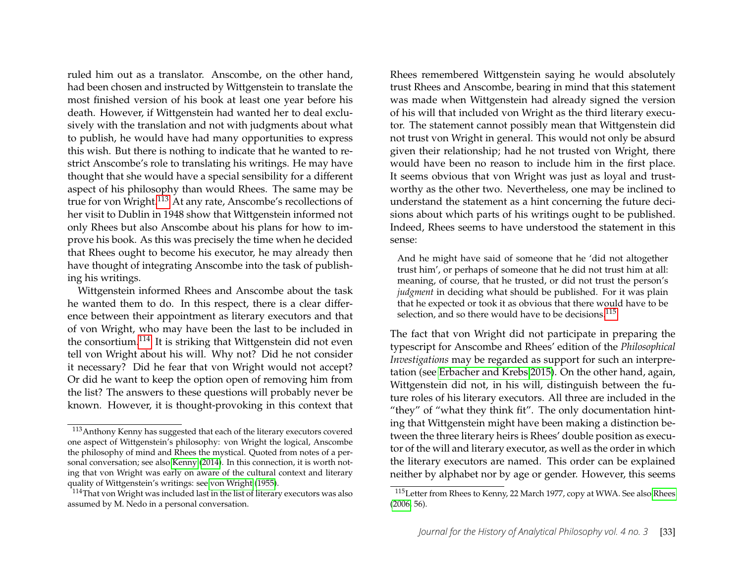ruled him out as a translator. Anscombe, on the other hand, had been chosen and instructed by Wittgenstein to translate the most finished version of his book at least one year before his death. However, if Wittgenstein had wanted her to deal exclusively with the translation and not with judgments about what to publish, he would have had many opportunities to express this wish. But there is nothing to indicate that he wanted to restrict Anscombe's role to translating his writings. He may have thought that she would have a special sensibility for a different aspect of his philosophy than would Rhees. The same may be true for von Wright.[113] At any rate, Anscombe's recollections of her visit to Dublin in 1948 show that Wittgenstein informed not only Rhees but also Anscombe about his plans for how to improve his book. As this was precisely the time when he decided that Rhees ought to become his executor, he may already then have thought of integrating Anscombe into the task of publishing his writings.

Wittgenstein informed Rhees and Anscombe about the task he wanted them to do. In this respect, there is a clear difference between their appointment as literary executors and that of von Wright, who may have been the last to be included in the consortium.[114] It is striking that Wittgenstein did not even tell von Wright about his will. Why not? Did he not consider it necessary? Did he fear that von Wright would not accept? Or did he want to keep the option open of removing him from the list? The answers to these questions will probably never be known. However, it is thought-provoking in this context that Rhees remembered Wittgenstein saying he would absolutely trust Rhees and Anscombe, bearing in mind that this statement was made when Wittgenstein had already signed the version of his will that included von Wright as the third literary executor. The statement cannot possibly mean that Wittgenstein did not trust von Wright in general. This would not only be absurd given their relationship; had he not trusted von Wright, there would have been no reason to include him in the first place. It seems obvious that von Wright was just as loyal and trustworthy as the other two. Nevertheless, one may be inclined to understand the statement as a hint concerning the future decisions about which parts of his writings ought to be published. Indeed, Rhees seems to have understood the statement in this sense:

> And he might have said of someone that he 'did not altogether trust him', or perhaps of someone that he did not trust him at all: meaning, of course, that he trusted, or did not trust the person's *judgment* in deciding what should be published. For it was plain that he expected or took it as obvious that there would have to be selection, and so there would have to be decisions.[115]

The fact that von Wright did not participate in preparing the typescript for Anscombe and Rhees' edition of the *Philosophical Investigations* may be regarded as support for such an interpretation (see Erbacher and Krebs 2015). On the other hand, again, Wittgenstein did not, in his will, distinguish between the future roles of his literary executors. All three are included in the "they" of "what they think fit". The only documentation hinting that Wittgenstein might have been making a distinction between the three literary heirs is Rhees' double position as executor of the will and literary executor, as well as the order in which the literary executors are named. This order can be explained neither by alphabet nor by age or gender. However, this seems

---

[113] Anthony Kenny has suggested that each of the literary executors covered one aspect of Wittgenstein's philosophy: von Wright the logical, Anscombe the philosophy of mind and Rhees the mystical. Quoted from notes of a personal conversation; see also Kenny (2014). In this connection, it is worth noting that von Wright was early on aware of the cultural context and literary quality of Wittgenstein's writings: see von Wright (1955).

[114] That von Wright was included last in the list of literary executors was also assumed by M. Nedo in a personal conversation.

[115] Letter from Rhees to Kenny, 22 March 1977, copy at WWA. See also Rhees (2006, 56).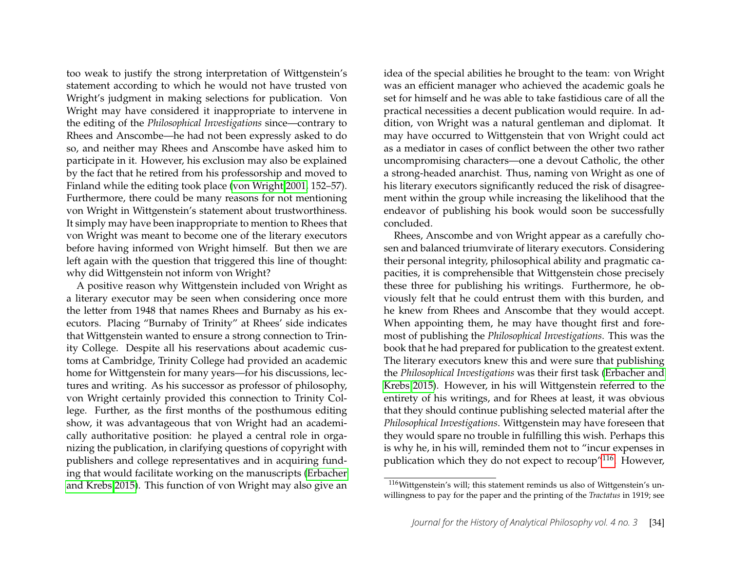too weak to justify the strong interpretation of Wittgenstein's statement according to which he would not have trusted von Wright's judgment in making selections for publication. Von Wright may have considered it inappropriate to intervene in the editing of the *Philosophical Investigations* since—contrary to Rhees and Anscombe—he had not been expressly asked to do so, and neither may Rhees and Anscombe have asked him to participate in it. However, his exclusion may also be explained by the fact that he retired from his professorship and moved to Finland while the editing took place (von Wright 2001, 152–57). Furthermore, there could be many reasons for not mentioning von Wright in Wittgenstein's statement about trustworthiness. It simply may have been inappropriate to mention to Rhees that von Wright was meant to become one of the literary executors before having informed von Wright himself. But then we are left again with the question that triggered this line of thought: why did Wittgenstein not inform von Wright?

A positive reason why Wittgenstein included von Wright as a literary executor may be seen when considering once more the letter from 1948 that names Rhees and Burnaby as his executors. Placing "Burnaby of Trinity" at Rhees' side indicates that Wittgenstein wanted to ensure a strong connection to Trinity College. Despite all his reservations about academic customs at Cambridge, Trinity College had provided an academic home for Wittgenstein for many years—for his discussions, lectures and writing. As his successor as professor of philosophy, von Wright certainly provided this connection to Trinity College. Further, as the first months of the posthumous editing show, it was advantageous that von Wright had an academically authoritative position: he played a central role in organizing the publication, in clarifying questions of copyright with publishers and college representatives and in acquiring funding that would facilitate working on the manuscripts (Erbacher and Krebs 2015). This function of von Wright may also give an idea of the special abilities he brought to the team: von Wright was an efficient manager who achieved the academic goals he set for himself and he was able to take fastidious care of all the practical necessities a decent publication would require. In addition, von Wright was a natural gentleman and diplomat. It may have occurred to Wittgenstein that von Wright could act as a mediator in cases of conflict between the other two rather uncompromising characters—one a devout Catholic, the other a strong-headed anarchist. Thus, naming von Wright as one of his literary executors significantly reduced the risk of disagreement within the group while increasing the likelihood that the endeavor of publishing his book would soon be successfully concluded.

Rhees, Anscombe and von Wright appear as a carefully chosen and balanced triumvirate of literary executors. Considering their personal integrity, philosophical ability and pragmatic capacities, it is comprehensible that Wittgenstein chose precisely these three for publishing his writings. Furthermore, he obviously felt that he could entrust them with this burden, and he knew from Rhees and Anscombe that they would accept. When appointing them, he may have thought first and foremost of publishing the *Philosophical Investigations*. This was the book that he had prepared for publication to the greatest extent. The literary executors knew this and were sure that publishing the *Philosophical Investigations* was their first task (Erbacher and Krebs 2015). However, in his will Wittgenstein referred to the entirety of his writings, and for Rhees at least, it was obvious that they should continue publishing selected material after the *Philosophical Investigations*. Wittgenstein may have foreseen that they would spare no trouble in fulfilling this wish. Perhaps this is why he, in his will, reminded them not to "incur expenses in publication which they do not expect to recoup"[116]. However,

[116] Wittgenstein's will; this statement reminds us also of Wittgenstein's unwillingness to pay for the paper and the printing of the *Tractatus* in 1919; see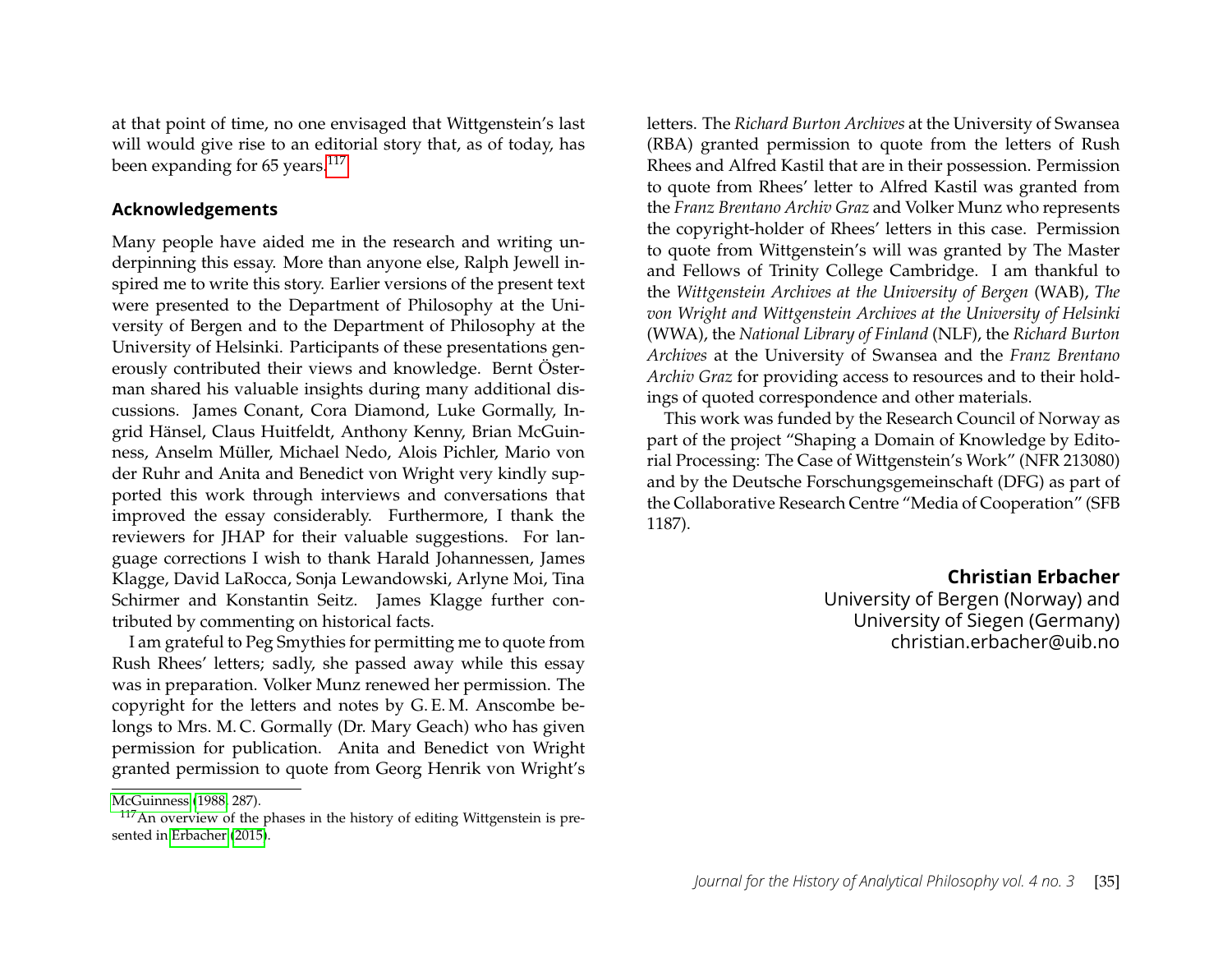at that point of time, no one envisaged that Wittgenstein's last will would give rise to an editorial story that, as of today, has been expanding for 65 years.[117]

## Acknowledgements

Many people have aided me in the research and writing underpinning this essay. More than anyone else, Ralph Jewell inspired me to write this story. Earlier versions of the present text were presented to the Department of Philosophy at the University of Bergen and to the Department of Philosophy at the University of Helsinki. Participants of these presentations generously contributed their views and knowledge. Bernt Österman shared his valuable insights during many additional discussions. James Conant, Cora Diamond, Luke Gormally, Ingrid Hänsel, Claus Huitfeldt, Anthony Kenny, Brian McGuinness, Anselm Müller, Michael Nedo, Alois Pichler, Mario von der Ruhr and Anita and Benedict von Wright very kindly supported this work through interviews and conversations that improved the essay considerably. Furthermore, I thank the reviewers for JHAP for their valuable suggestions. For language corrections I wish to thank Harald Johannessen, James Klagge, David LaRocca, Sonja Lewandowski, Arlyne Moi, Tina Schirmer and Konstantin Seitz. James Klagge further contributed by commenting on historical facts.

I am grateful to Peg Smythies for permitting me to quote from Rush Rhees' letters; sadly, she passed away while this essay was in preparation. Volker Munz renewed her permission. The copyright for the letters and notes by G. E. M. Anscombe belongs to Mrs. M. C. Gormally (Dr. Mary Geach) who has given permission for publication. Anita and Benedict von Wright granted permission to quote from Georg Henrik von Wright's letters. The *Richard Burton Archives* at the University of Swansea (RBA) granted permission to quote from the letters of Rush Rhees and Alfred Kastil that are in their possession. Permission to quote from Rhees' letter to Alfred Kastil was granted from the *Franz Brentano Archiv Graz* and Volker Munz who represents the copyright-holder of Rhees' letters in this case. Permission to quote from Wittgenstein's will was granted by The Master and Fellows of Trinity College Cambridge. I am thankful to the *Wittgenstein Archives at the University of Bergen* (WAB), *The von Wright and Wittgenstein Archives at the University of Helsinki* (WWA), the *National Library of Finland* (NLF), the *Richard Burton Archives* at the University of Swansea and the *Franz Brentano Archiv Graz* for providing access to resources and to their holdings of quoted correspondence and other materials.

This work was funded by the Research Council of Norway as part of the project "Shaping a Domain of Knowledge by Editorial Processing: The Case of Wittgenstein's Work" (NFR 213080) and by the Deutsche Forschungsgemeinschaft (DFG) as part of the Collaborative Research Centre "Media of Cooperation" (SFB 1187).

**Christian Erbacher**
University of Bergen (Norway) and
University of Siegen (Germany)
christian.erbacher@uib.no

---

McGuinness (1988, 287).

[117] An overview of the phases in the history of editing Wittgenstein is presented in Erbacher (2015).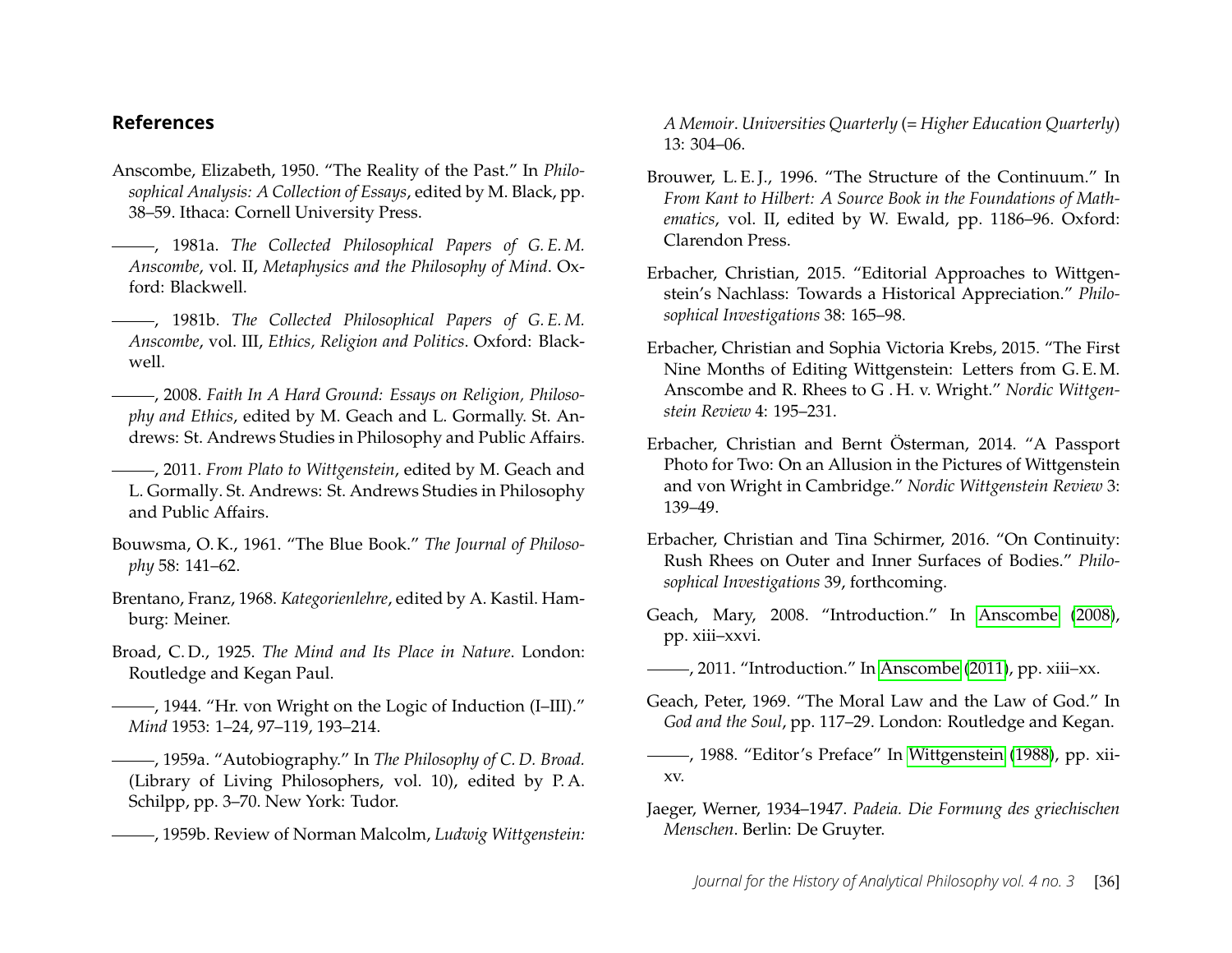## References

Anscombe, Elizabeth, 1950. "The Reality of the Past." In *Philosophical Analysis: A Collection of Essays*, edited by M. Black, pp. 38–59. Ithaca: Cornell University Press.

———, 1981a. *The Collected Philosophical Papers of G. E. M. Anscombe*, vol. II, *Metaphysics and the Philosophy of Mind*. Oxford: Blackwell.

———, 1981b. *The Collected Philosophical Papers of G. E. M. Anscombe*, vol. III, *Ethics, Religion and Politics*. Oxford: Blackwell.

———, 2008. *Faith In A Hard Ground: Essays on Religion, Philosophy and Ethics*, edited by M. Geach and L. Gormally. St. Andrews: St. Andrews Studies in Philosophy and Public Affairs.

———, 2011. *From Plato to Wittgenstein*, edited by M. Geach and L. Gormally. St. Andrews: St. Andrews Studies in Philosophy and Public Affairs.

Bouwsma, O. K., 1961. "The Blue Book." *The Journal of Philosophy* 58: 141–62.

Brentano, Franz, 1968. *Kategorienlehre*, edited by A. Kastil. Hamburg: Meiner.

Broad, C. D., 1925. *The Mind and Its Place in Nature*. London: Routledge and Kegan Paul.

———, 1944. "Hr. von Wright on the Logic of Induction (I–III)." *Mind* 1953: 1–24, 97–119, 193–214.

———, 1959a. "Autobiography." In *The Philosophy of C. D. Broad.* (Library of Living Philosophers, vol. 10), edited by P. A. Schilpp, pp. 3–70. New York: Tudor.

———, 1959b. Review of Norman Malcolm, *Ludwig Wittgenstein: A Memoir*. *Universities Quarterly* (= *Higher Education Quarterly*) 13: 304–06.

Brouwer, L. E. J., 1996. "The Structure of the Continuum." In *From Kant to Hilbert: A Source Book in the Foundations of Mathematics*, vol. II, edited by W. Ewald, pp. 1186–96. Oxford: Clarendon Press.

Erbacher, Christian, 2015. "Editorial Approaches to Wittgenstein's Nachlass: Towards a Historical Appreciation." *Philosophical Investigations* 38: 165–98.

Erbacher, Christian and Sophia Victoria Krebs, 2015. "The First Nine Months of Editing Wittgenstein: Letters from G. E. M. Anscombe and R. Rhees to G . H. v. Wright." *Nordic Wittgenstein Review* 4: 195–231.

Erbacher, Christian and Bernt Österman, 2014. "A Passport Photo for Two: On an Allusion in the Pictures of Wittgenstein and von Wright in Cambridge." *Nordic Wittgenstein Review* 3: 139–49.

Erbacher, Christian and Tina Schirmer, 2016. "On Continuity: Rush Rhees on Outer and Inner Surfaces of Bodies." *Philosophical Investigations* 39, forthcoming.

Geach, Mary, 2008. "Introduction." In Anscombe (2008), pp. xiii–xxvi.

———, 2011. "Introduction." In Anscombe (2011), pp. xiii–xx.

Geach, Peter, 1969. "The Moral Law and the Law of God." In *God and the Soul*, pp. 117–29. London: Routledge and Kegan.

———, 1988. "Editor's Preface" In Wittgenstein (1988), pp. xii–xv.

Jaeger, Werner, 1934–1947. *Padeia. Die Formung des griechischen Menschen*. Berlin: De Gruyter.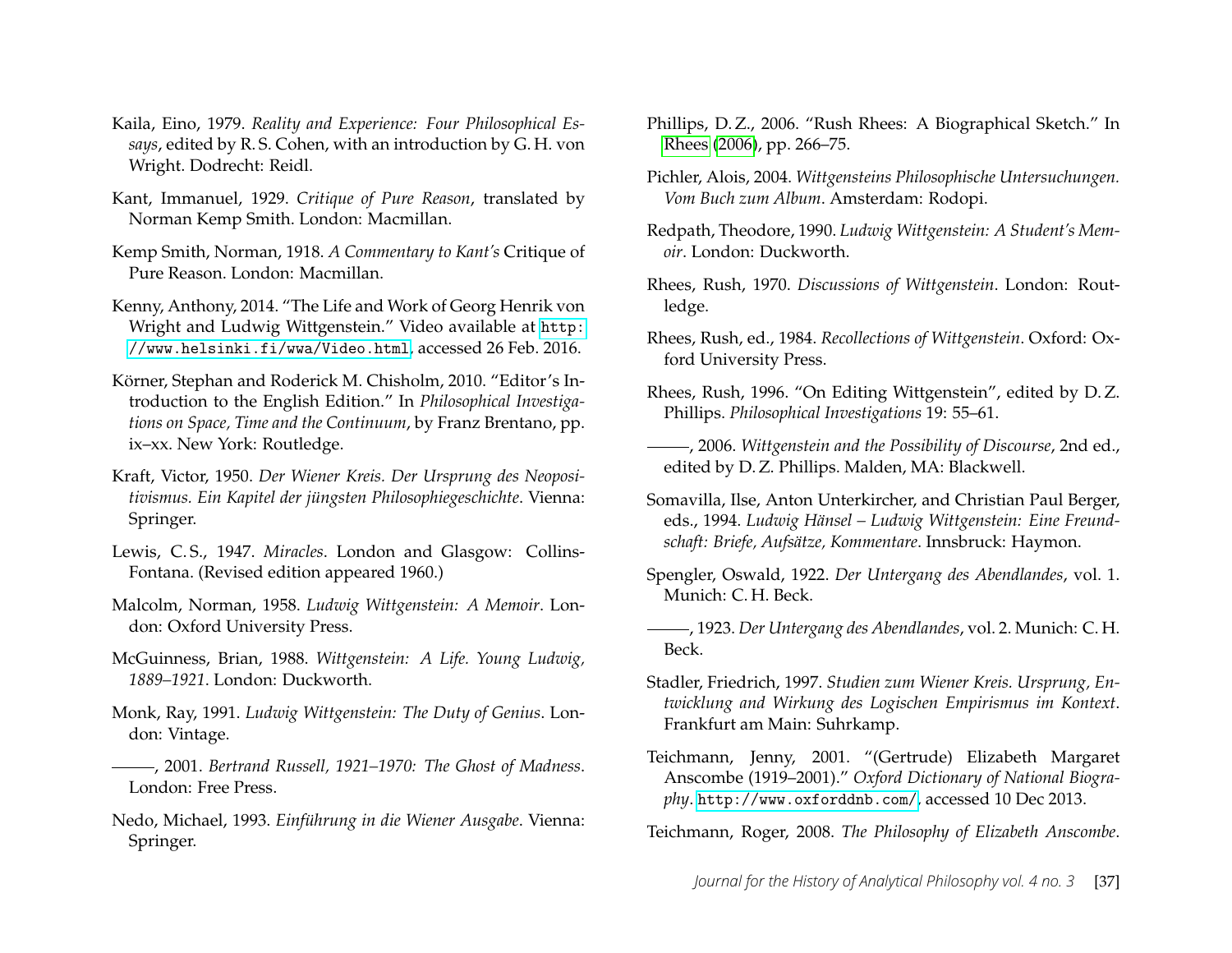Kaila, Eino, 1979. *Reality and Experience: Four Philosophical Essays*, edited by R. S. Cohen, with an introduction by G. H. von Wright. Dodrecht: Reidl.

Kant, Immanuel, 1929. *Critique of Pure Reason*, translated by Norman Kemp Smith. London: Macmillan.

Kemp Smith, Norman, 1918. *A Commentary to Kant's* Critique of Pure Reason. London: Macmillan.

Kenny, Anthony, 2014. "The Life and Work of Georg Henrik von Wright and Ludwig Wittgenstein." Video available at `http://www.helsinki.fi/wwa/Video.html`, accessed 26 Feb. 2016.

Körner, Stephan and Roderick M. Chisholm, 2010. "Editor's Introduction to the English Edition." In *Philosophical Investigations on Space, Time and the Continuum*, by Franz Brentano, pp. ix–xx. New York: Routledge.

Kraft, Victor, 1950. *Der Wiener Kreis. Der Ursprung des Neopositivismus. Ein Kapitel der jüngsten Philosophiegeschichte*. Vienna: Springer.

Lewis, C. S., 1947. *Miracles*. London and Glasgow: Collins-Fontana. (Revised edition appeared 1960.)

Malcolm, Norman, 1958. *Ludwig Wittgenstein: A Memoir*. London: Oxford University Press.

McGuinness, Brian, 1988. *Wittgenstein: A Life. Young Ludwig, 1889–1921*. London: Duckworth.

Monk, Ray, 1991. *Ludwig Wittgenstein: The Duty of Genius*. London: Vintage.

———, 2001. *Bertrand Russell, 1921–1970: The Ghost of Madness*. London: Free Press.

Nedo, Michael, 1993. *Einführung in die Wiener Ausgabe*. Vienna: Springer.

Phillips, D. Z., 2006. "Rush Rhees: A Biographical Sketch." In Rhees (2006), pp. 266–75.

Pichler, Alois, 2004. *Wittgensteins Philosophische Untersuchungen. Vom Buch zum Album*. Amsterdam: Rodopi.

Redpath, Theodore, 1990. *Ludwig Wittgenstein: A Student's Memoir*. London: Duckworth.

Rhees, Rush, 1970. *Discussions of Wittgenstein*. London: Routledge.

Rhees, Rush, ed., 1984. *Recollections of Wittgenstein*. Oxford: Oxford University Press.

Rhees, Rush, 1996. "On Editing Wittgenstein", edited by D. Z. Phillips. *Philosophical Investigations* 19: 55–61.

———, 2006. *Wittgenstein and the Possibility of Discourse*, 2nd ed., edited by D. Z. Phillips. Malden, MA: Blackwell.

Somavilla, Ilse, Anton Unterkircher, and Christian Paul Berger, eds., 1994. *Ludwig Hänsel – Ludwig Wittgenstein: Eine Freundschaft: Briefe, Aufsätze, Kommentare*. Innsbruck: Haymon.

Spengler, Oswald, 1922. *Der Untergang des Abendlandes*, vol. 1. Munich: C. H. Beck.

———, 1923. *Der Untergang des Abendlandes*, vol. 2. Munich: C. H. Beck.

Stadler, Friedrich, 1997. *Studien zum Wiener Kreis. Ursprung, Entwicklung and Wirkung des Logischen Empirismus im Kontext*. Frankfurt am Main: Suhrkamp.

Teichmann, Jenny, 2001. "(Gertrude) Elizabeth Margaret Anscombe (1919–2001)." *Oxford Dictionary of National Biography*. `http://www.oxforddnb.com/`, accessed 10 Dec 2013.

Teichmann, Roger, 2008. *The Philosophy of Elizabeth Anscombe*.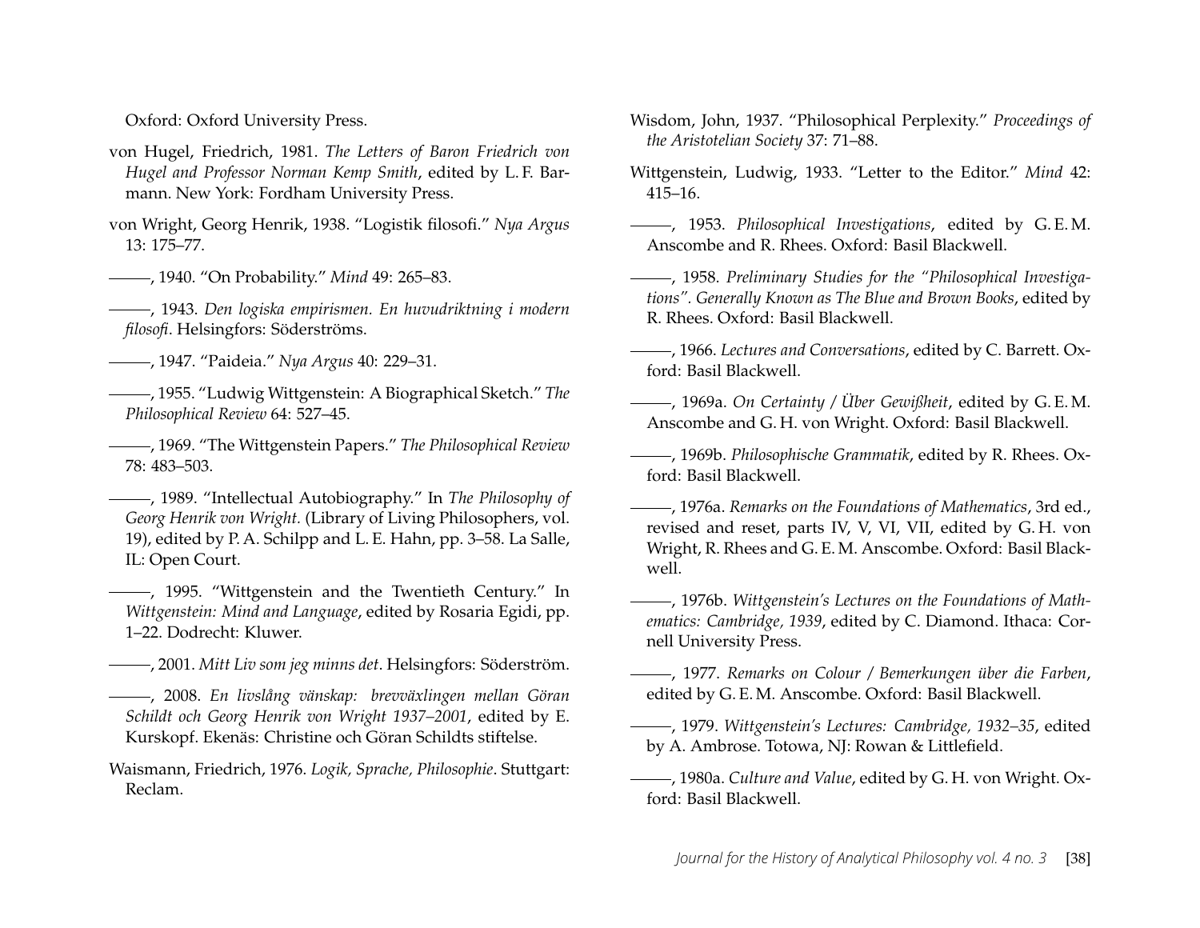Oxford: Oxford University Press.

von Hugel, Friedrich, 1981. *The Letters of Baron Friedrich von Hugel and Professor Norman Kemp Smith*, edited by L. F. Barmann. New York: Fordham University Press.

von Wright, Georg Henrik, 1938. "Logistik filosofi." *Nya Argus* 13: 175–77.

———, 1940. "On Probability." *Mind* 49: 265–83.

———, 1943. *Den logiska empirismen. En huvudriktning i modern filosofi*. Helsingfors: Söderströms.

———, 1947. "Paideia." *Nya Argus* 40: 229–31.

———, 1955. "Ludwig Wittgenstein: A Biographical Sketch." *The Philosophical Review* 64: 527–45.

———, 1969. "The Wittgenstein Papers." *The Philosophical Review* 78: 483–503.

———, 1989. "Intellectual Autobiography." In *The Philosophy of Georg Henrik von Wright.* (Library of Living Philosophers, vol. 19), edited by P. A. Schilpp and L. E. Hahn, pp. 3–58. La Salle, IL: Open Court.

———, 1995. "Wittgenstein and the Twentieth Century." In *Wittgenstein: Mind and Language*, edited by Rosaria Egidi, pp. 1–22. Dodrecht: Kluwer.

———, 2001. *Mitt Liv som jeg minns det*. Helsingfors: Söderström.

———, 2008. *En livslång vänskap: brevväxlingen mellan Göran Schildt och Georg Henrik von Wright 1937–2001*, edited by E. Kurskopf. Ekenäs: Christine och Göran Schildts stiftelse.

Waismann, Friedrich, 1976. *Logik, Sprache, Philosophie*. Stuttgart: Reclam.

Wisdom, John, 1937. "Philosophical Perplexity." *Proceedings of the Aristotelian Society* 37: 71–88.

Wittgenstein, Ludwig, 1933. "Letter to the Editor." *Mind* 42: 415–16.

———, 1953. *Philosophical Investigations*, edited by G. E. M. Anscombe and R. Rhees. Oxford: Basil Blackwell.

———, 1958. *Preliminary Studies for the "Philosophical Investigations". Generally Known as The Blue and Brown Books*, edited by R. Rhees. Oxford: Basil Blackwell.

———, 1966. *Lectures and Conversations*, edited by C. Barrett. Oxford: Basil Blackwell.

———, 1969a. *On Certainty / Über Gewißheit*, edited by G. E. M. Anscombe and G. H. von Wright. Oxford: Basil Blackwell.

———, 1969b. *Philosophische Grammatik*, edited by R. Rhees. Oxford: Basil Blackwell.

———, 1976a. *Remarks on the Foundations of Mathematics*, 3rd ed., revised and reset, parts IV, V, VI, VII, edited by G. H. von Wright, R. Rhees and G. E. M. Anscombe. Oxford: Basil Blackwell.

———, 1976b. *Wittgenstein's Lectures on the Foundations of Mathematics: Cambridge, 1939*, edited by C. Diamond. Ithaca: Cornell University Press.

———, 1977. *Remarks on Colour / Bemerkungen über die Farben*, edited by G. E. M. Anscombe. Oxford: Basil Blackwell.

———, 1979. *Wittgenstein's Lectures: Cambridge, 1932–35*, edited by A. Ambrose. Totowa, NJ: Rowan & Littlefield.

———, 1980a. *Culture and Value*, edited by G. H. von Wright. Oxford: Basil Blackwell.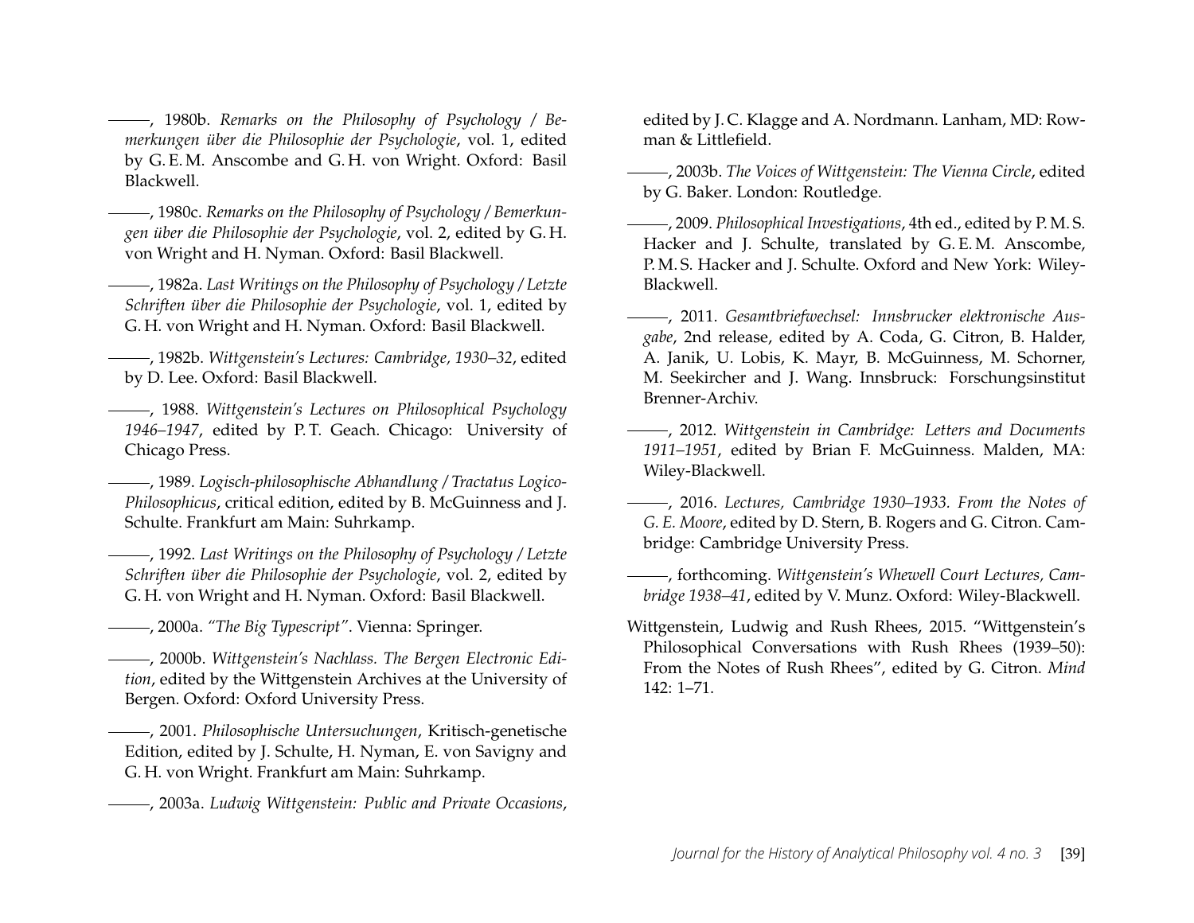———, 1980b. *Remarks on the Philosophy of Psychology / Bemerkungen über die Philosophie der Psychologie*, vol. 1, edited by G. E. M. Anscombe and G. H. von Wright. Oxford: Basil Blackwell.

———, 1980c. *Remarks on the Philosophy of Psychology / Bemerkungen über die Philosophie der Psychologie*, vol. 2, edited by G. H. von Wright and H. Nyman. Oxford: Basil Blackwell.

———, 1982a. *Last Writings on the Philosophy of Psychology / Letzte Schriften über die Philosophie der Psychologie*, vol. 1, edited by G. H. von Wright and H. Nyman. Oxford: Basil Blackwell.

———, 1982b. *Wittgenstein's Lectures: Cambridge, 1930–32*, edited by D. Lee. Oxford: Basil Blackwell.

———, 1988. *Wittgenstein's Lectures on Philosophical Psychology 1946–1947*, edited by P. T. Geach. Chicago: University of Chicago Press.

———, 1989. *Logisch-philosophische Abhandlung / Tractatus Logico-Philosophicus*, critical edition, edited by B. McGuinness and J. Schulte. Frankfurt am Main: Suhrkamp.

———, 1992. *Last Writings on the Philosophy of Psychology / Letzte Schriften über die Philosophie der Psychologie*, vol. 2, edited by G. H. von Wright and H. Nyman. Oxford: Basil Blackwell.

———, 2000a. *"The Big Typescript"*. Vienna: Springer.

———, 2000b. *Wittgenstein's Nachlass. The Bergen Electronic Edition*, edited by the Wittgenstein Archives at the University of Bergen. Oxford: Oxford University Press.

———, 2001. *Philosophische Untersuchungen*, Kritisch-genetische Edition, edited by J. Schulte, H. Nyman, E. von Savigny and G. H. von Wright. Frankfurt am Main: Suhrkamp.

———, 2003a. *Ludwig Wittgenstein: Public and Private Occasions*, edited by J. C. Klagge and A. Nordmann. Lanham, MD: Rowman & Littlefield.

———, 2003b. *The Voices of Wittgenstein: The Vienna Circle*, edited by G. Baker. London: Routledge.

———, 2009. *Philosophical Investigations*, 4th ed., edited by P. M. S. Hacker and J. Schulte, translated by G. E. M. Anscombe, P. M. S. Hacker and J. Schulte. Oxford and New York: Wiley-Blackwell.

———, 2011. *Gesamtbriefwechsel: Innsbrucker elektronische Ausgabe*, 2nd release, edited by A. Coda, G. Citron, B. Halder, A. Janik, U. Lobis, K. Mayr, B. McGuinness, M. Schorner, M. Seekircher and J. Wang. Innsbruck: Forschungsinstitut Brenner-Archiv.

———, 2012. *Wittgenstein in Cambridge: Letters and Documents 1911–1951*, edited by Brian F. McGuinness. Malden, MA: Wiley-Blackwell.

———, 2016. *Lectures, Cambridge 1930–1933. From the Notes of G. E. Moore*, edited by D. Stern, B. Rogers and G. Citron. Cambridge: Cambridge University Press.

———, forthcoming. *Wittgenstein's Whewell Court Lectures, Cambridge 1938–41*, edited by V. Munz. Oxford: Wiley-Blackwell.

Wittgenstein, Ludwig and Rush Rhees, 2015. "Wittgenstein's Philosophical Conversations with Rush Rhees (1939–50): From the Notes of Rush Rhees", edited by G. Citron. *Mind* 142: 1–71.